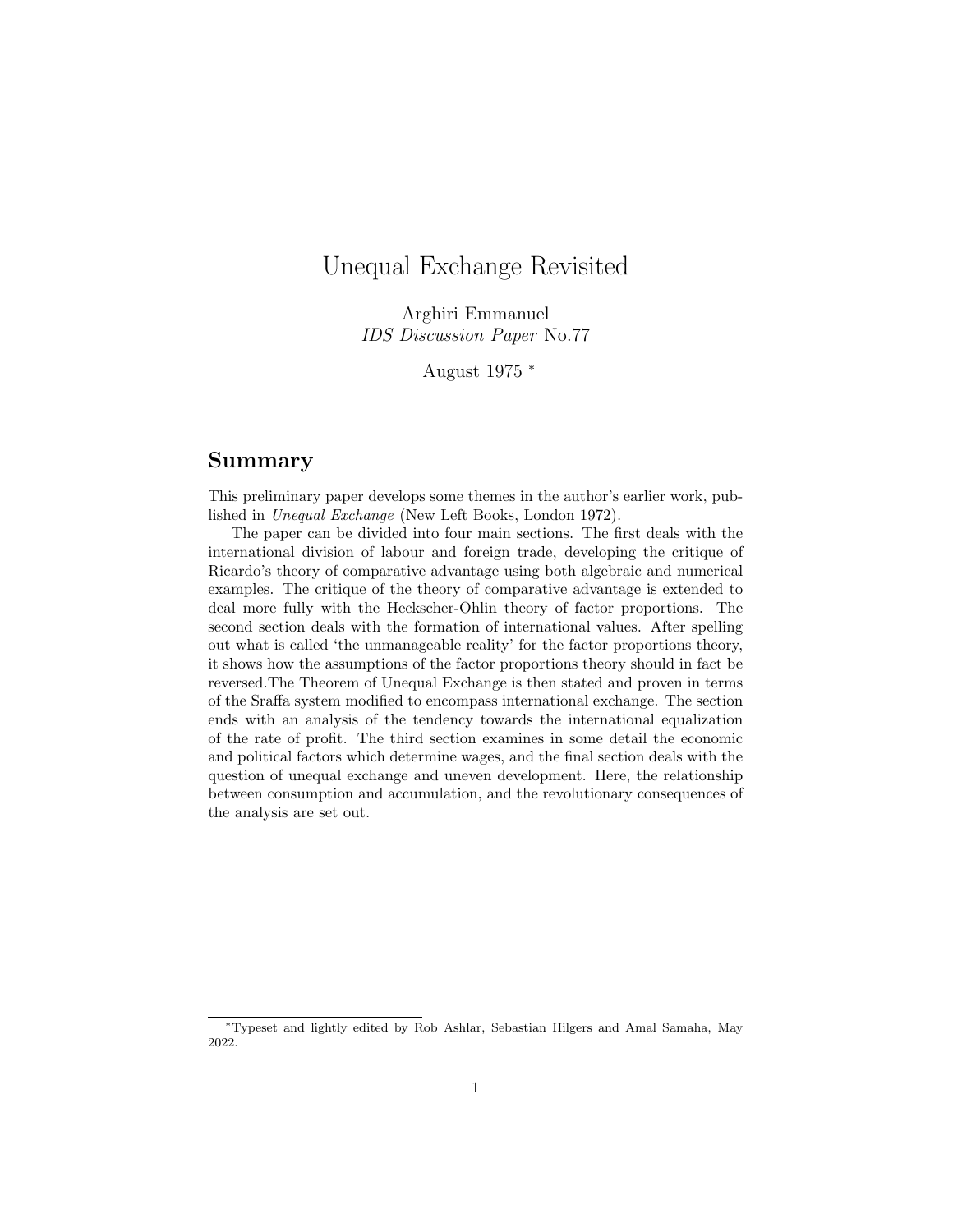# Unequal Exchange Revisited

Arghiri Emmanuel
*IDS Discussion Paper* No.77

August 1975 *

## Summary

This preliminary paper develops some themes in the author's earlier work, published in *Unequal Exchange* (New Left Books, London 1972).

The paper can be divided into four main sections. The first deals with the international division of labour and foreign trade, developing the critique of Ricardo's theory of comparative advantage using both algebraic and numerical examples. The critique of the theory of comparative advantage is extended to deal more fully with the Heckscher-Ohlin theory of factor proportions. The second section deals with the formation of international values. After spelling out what is called 'the unmanageable reality' for the factor proportions theory, it shows how the assumptions of the factor proportions theory should in fact be reversed.The Theorem of Unequal Exchange is then stated and proven in terms of the Sraffa system modified to encompass international exchange. The section ends with an analysis of the tendency towards the international equalization of the rate of profit. The third section examines in some detail the economic and political factors which determine wages, and the final section deals with the question of unequal exchange and uneven development. Here, the relationship between consumption and accumulation, and the revolutionary consequences of the analysis are set out.

*Typeset and lightly edited by Rob Ashlar, Sebastian Hilgers and Amal Samaha, May 2022.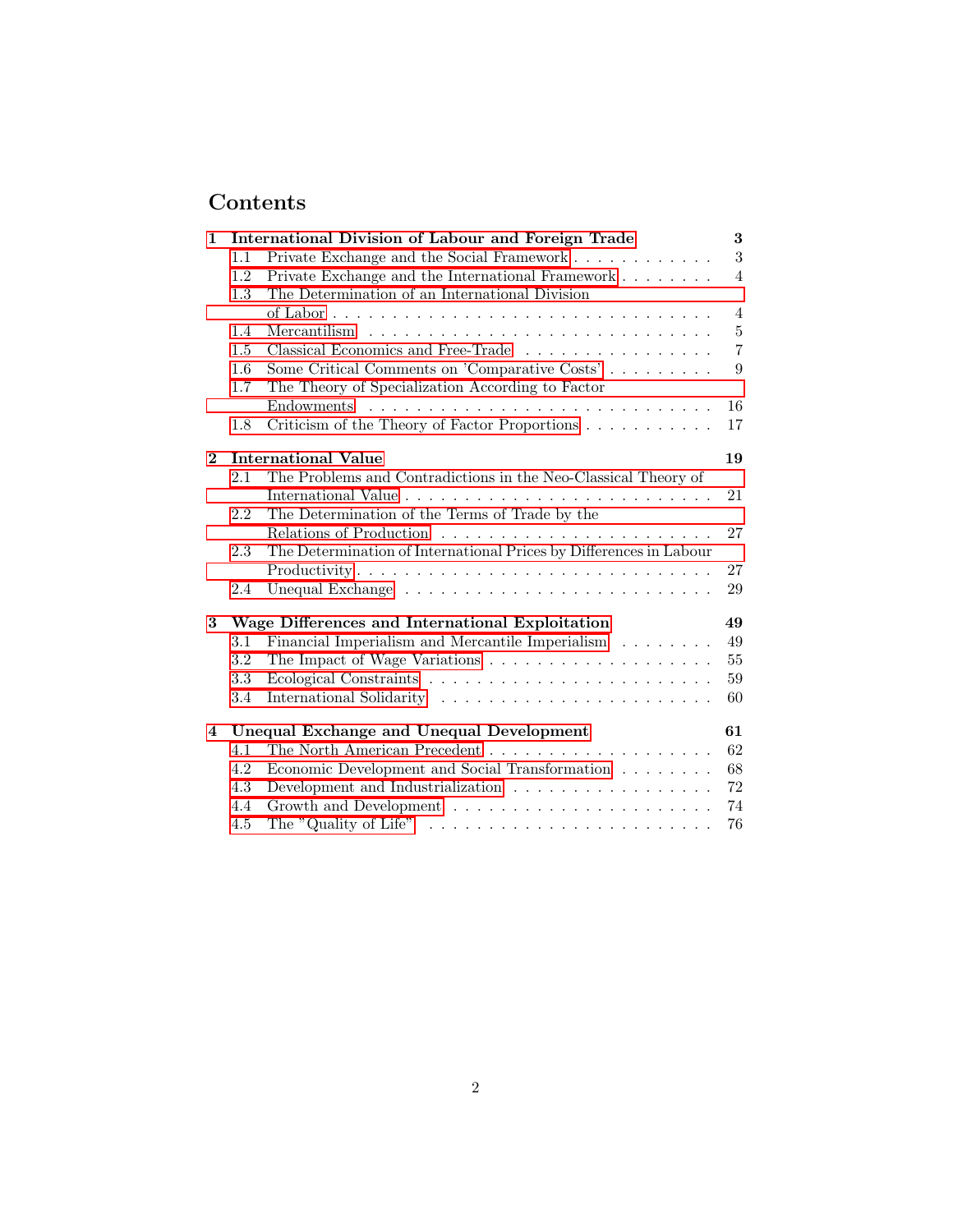# Contents

**1 International Division of Labour and Foreign Trade** **3**

- 1.1 Private Exchange and the Social Framework . . . . . . . . . . . . 3
- 1.2 Private Exchange and the International Framework . . . . . . . . 4
- 1.3 The Determination of an International Division of Labor . . . . . . . . . . . . . . . . . . . . . . . . . . . . . . . 4
- 1.4 Mercantilism . . . . . . . . . . . . . . . . . . . . . . . . . . . . 5
- 1.5 Classical Economics and Free-Trade . . . . . . . . . . . . . . . . 7
- 1.6 Some Critical Comments on 'Comparative Costs' . . . . . . . . . 9
- 1.7 The Theory of Specialization According to Factor Endowments . . . . . . . . . . . . . . . . . . . . . . . . . . . . 16
- 1.8 Criticism of the Theory of Factor Proportions . . . . . . . . . . . 17

**2 International Value** **19**

- 2.1 The Problems and Contradictions in the Neo-Classical Theory of International Value . . . . . . . . . . . . . . . . . . . . . . . . . 21
- 2.2 The Determination of the Terms of Trade by the Relations of Production . . . . . . . . . . . . . . . . . . . . . . 27
- 2.3 The Determination of International Prices by Differences in Labour Productivity . . . . . . . . . . . . . . . . . . . . . . . . . . . . . 27
- 2.4 Unequal Exchange . . . . . . . . . . . . . . . . . . . . . . . . . 29

**3 Wage Differences and International Exploitation** **49**

- 3.1 Financial Imperialism and Mercantile Imperialism . . . . . . . . . 49
- 3.2 The Impact of Wage Variations . . . . . . . . . . . . . . . . . . . 55
- 3.3 Ecological Constraints . . . . . . . . . . . . . . . . . . . . . . . 59
- 3.4 International Solidarity . . . . . . . . . . . . . . . . . . . . . . . 60

**4 Unequal Exchange and Unequal Development** **61**

- 4.1 The North American Precedent . . . . . . . . . . . . . . . . . . . 62
- 4.2 Economic Development and Social Transformation . . . . . . . . 68
- 4.3 Development and Industrialization . . . . . . . . . . . . . . . . . 72
- 4.4 Growth and Development . . . . . . . . . . . . . . . . . . . . . . 74
- 4.5 The "Quality of Life" . . . . . . . . . . . . . . . . . . . . . . . . 76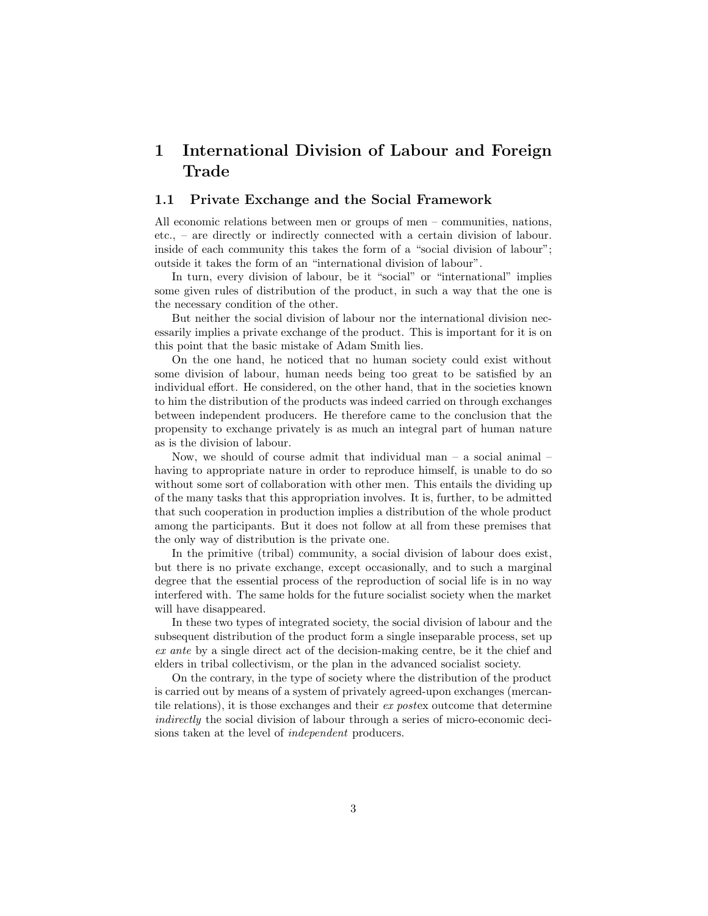# 1 International Division of Labour and Foreign Trade

## 1.1 Private Exchange and the Social Framework

All economic relations between men or groups of men – communities, nations, etc., – are directly or indirectly connected with a certain division of labour. inside of each community this takes the form of a "social division of labour"; outside it takes the form of an "international division of labour".

In turn, every division of labour, be it "social" or "international" implies some given rules of distribution of the product, in such a way that the one is the necessary condition of the other.

But neither the social division of labour nor the international division necessarily implies a private exchange of the product. This is important for it is on this point that the basic mistake of Adam Smith lies.

On the one hand, he noticed that no human society could exist without some division of labour, human needs being too great to be satisfied by an individual effort. He considered, on the other hand, that in the societies known to him the distribution of the products was indeed carried on through exchanges between independent producers. He therefore came to the conclusion that the propensity to exchange privately is as much an integral part of human nature as is the division of labour.

Now, we should of course admit that individual man – a social animal – having to appropriate nature in order to reproduce himself, is unable to do so without some sort of collaboration with other men. This entails the dividing up of the many tasks that this appropriation involves. It is, further, to be admitted that such cooperation in production implies a distribution of the whole product among the participants. But it does not follow at all from these premises that the only way of distribution is the private one.

In the primitive (tribal) community, a social division of labour does exist, but there is no private exchange, except occasionally, and to such a marginal degree that the essential process of the reproduction of social life is in no way interfered with. The same holds for the future socialist society when the market will have disappeared.

In these two types of integrated society, the social division of labour and the subsequent distribution of the product form a single inseparable process, set up *ex ante* by a single direct act of the decision-making centre, be it the chief and elders in tribal collectivism, or the plan in the advanced socialist society.

On the contrary, in the type of society where the distribution of the product is carried out by means of a system of privately agreed-upon exchanges (mercantile relations), it is those exchanges and their *ex post*ex outcome that determine *indirectly* the social division of labour through a series of micro-economic decisions taken at the level of *independent* producers.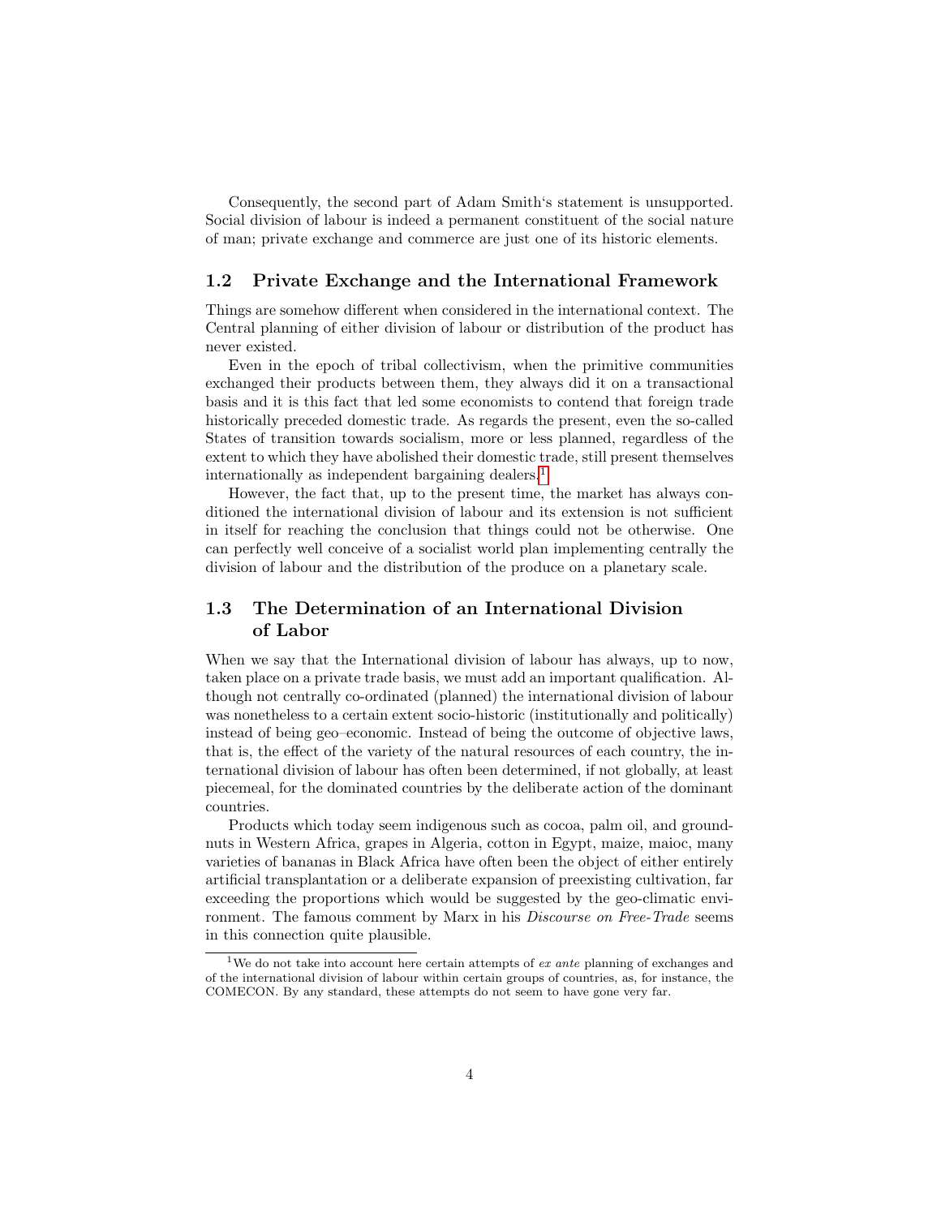Consequently, the second part of Adam Smith‘s statement is unsupported. Social division of labour is indeed a permanent constituent of the social nature of man; private exchange and commerce are just one of its historic elements.

### 1.2 Private Exchange and the International Framework

Things are somehow different when considered in the international context. The Central planning of either division of labour or distribution of the product has never existed.

Even in the epoch of tribal collectivism, when the primitive communities exchanged their products between them, they always did it on a transactional basis and it is this fact that led some economists to contend that foreign trade historically preceded domestic trade. As regards the present, even the so-called States of transition towards socialism, more or less planned, regardless of the extent to which they have abolished their domestic trade, still present themselves internationally as independent bargaining dealers.[1]

However, the fact that, up to the present time, the market has always conditioned the international division of labour and its extension is not sufficient in itself for reaching the conclusion that things could not be otherwise. One can perfectly well conceive of a socialist world plan implementing centrally the division of labour and the distribution of the produce on a planetary scale.

### 1.3 The Determination of an International Division of Labor

When we say that the International division of labour has always, up to now, taken place on a private trade basis, we must add an important qualification. Although not centrally co-ordinated (planned) the international division of labour was nonetheless to a certain extent socio-historic (institutionally and politically) instead of being geo–economic. Instead of being the outcome of objective laws, that is, the effect of the variety of the natural resources of each country, the international division of labour has often been determined, if not globally, at least piecemeal, for the dominated countries by the deliberate action of the dominant countries.

Products which today seem indigenous such as cocoa, palm oil, and groundnuts in Western Africa, grapes in Algeria, cotton in Egypt, maize, maioc, many varieties of bananas in Black Africa have often been the object of either entirely artificial transplantation or a deliberate expansion of preexisting cultivation, far exceeding the proportions which would be suggested by the geo-climatic environment. The famous comment by Marx in his *Discourse on Free-Trade* seems in this connection quite plausible.

[1] We do not take into account here certain attempts of *ex ante* planning of exchanges and of the international division of labour within certain groups of countries, as, for instance, the COMECON. By any standard, these attempts do not seem to have gone very far.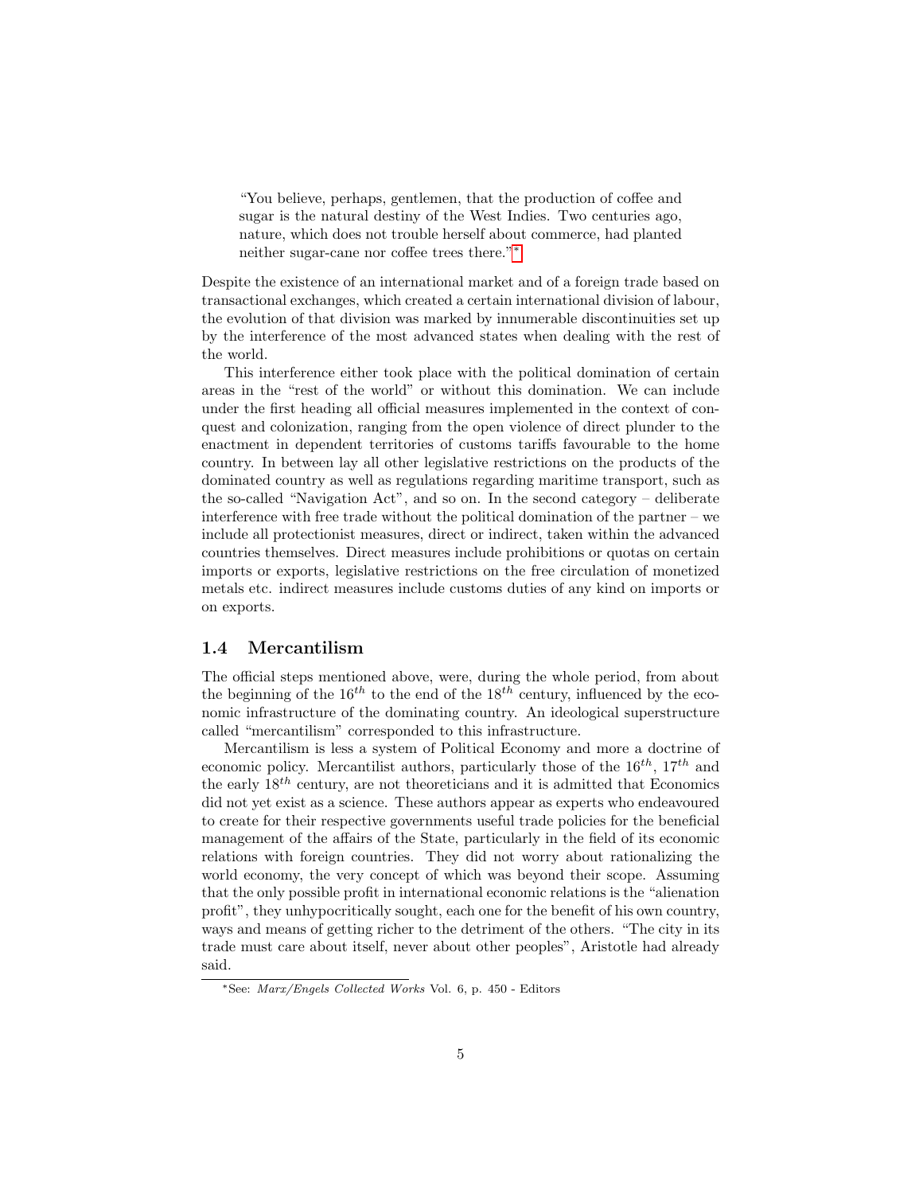> "You believe, perhaps, gentlemen, that the production of coffee and sugar is the natural destiny of the West Indies. Two centuries ago, nature, which does not trouble herself about commerce, had planted neither sugar-cane nor coffee trees there."[*]

Despite the existence of an international market and of a foreign trade based on transactional exchanges, which created a certain international division of labour, the evolution of that division was marked by innumerable discontinuities set up by the interference of the most advanced states when dealing with the rest of the world.

This interference either took place with the political domination of certain areas in the "rest of the world" or without this domination. We can include under the first heading all official measures implemented in the context of conquest and colonization, ranging from the open violence of direct plunder to the enactment in dependent territories of customs tariffs favourable to the home country. In between lay all other legislative restrictions on the products of the dominated country as well as regulations regarding maritime transport, such as the so-called "Navigation Act", and so on. In the second category – deliberate interference with free trade without the political domination of the partner – we include all protectionist measures, direct or indirect, taken within the advanced countries themselves. Direct measures include prohibitions or quotas on certain imports or exports, legislative restrictions on the free circulation of monetized metals etc. indirect measures include customs duties of any kind on imports or on exports.

## 1.4 Mercantilism

The official steps mentioned above, were, during the whole period, from about the beginning of the $16^{th}$ to the end of the $18^{th}$ century, influenced by the economic infrastructure of the dominating country. An ideological superstructure called "mercantilism" corresponded to this infrastructure.

Mercantilism is less a system of Political Economy and more a doctrine of economic policy. Mercantilist authors, particularly those of the $16^{th}$, $17^{th}$ and the early $18^{th}$ century, are not theoreticians and it is admitted that Economics did not yet exist as a science. These authors appear as experts who endeavoured to create for their respective governments useful trade policies for the beneficial management of the affairs of the State, particularly in the field of its economic relations with foreign countries. They did not worry about rationalizing the world economy, the very concept of which was beyond their scope. Assuming that the only possible profit in international economic relations is the "alienation profit", they unhypocritically sought, each one for the benefit of his own country, ways and means of getting richer to the detriment of the others. "The city in its trade must care about itself, never about other peoples", Aristotle had already said.

---

[*] See: *Marx/Engels Collected Works* Vol. 6, p. 450 - Editors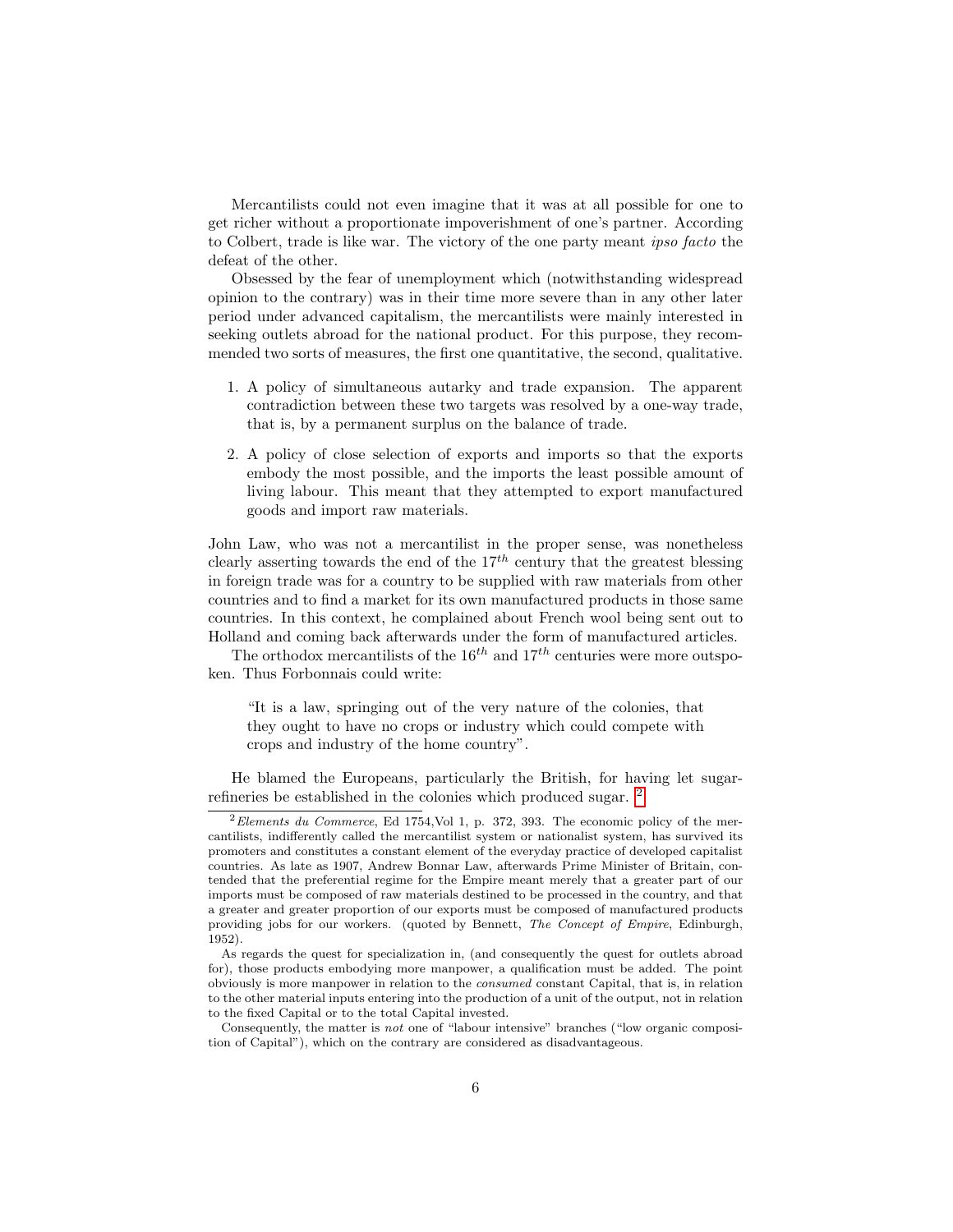Mercantilists could not even imagine that it was at all possible for one to get richer without a proportionate impoverishment of one's partner. According to Colbert, trade is like war. The victory of the one party meant *ipso facto* the defeat of the other.

Obsessed by the fear of unemployment which (notwithstanding widespread opinion to the contrary) was in their time more severe than in any other later period under advanced capitalism, the mercantilists were mainly interested in seeking outlets abroad for the national product. For this purpose, they recommended two sorts of measures, the first one quantitative, the second, qualitative.

1. A policy of simultaneous autarky and trade expansion. The apparent contradiction between these two targets was resolved by a one-way trade, that is, by a permanent surplus on the balance of trade.

2. A policy of close selection of exports and imports so that the exports embody the most possible, and the imports the least possible amount of living labour. This meant that they attempted to export manufactured goods and import raw materials.

John Law, who was not a mercantilist in the proper sense, was nonetheless clearly asserting towards the end of the $17^{th}$ century that the greatest blessing in foreign trade was for a country to be supplied with raw materials from other countries and to find a market for its own manufactured products in those same countries. In this context, he complained about French wool being sent out to Holland and coming back afterwards under the form of manufactured articles.

The orthodox mercantilists of the $16^{th}$ and $17^{th}$ centuries were more outspoken. Thus Forbonnais could write:

> "It is a law, springing out of the very nature of the colonies, that they ought to have no crops or industry which could compete with crops and industry of the home country".

He blamed the Europeans, particularly the British, for having let sugar-refineries be established in the colonies which produced sugar. [2]

---

[2] *Elements du Commerce*, Ed 1754,Vol 1, p. 372, 393. The economic policy of the mercantilists, indifferently called the mercantilist system or nationalist system, has survived its promoters and constitutes a constant element of the everyday practice of developed capitalist countries. As late as 1907, Andrew Bonnar Law, afterwards Prime Minister of Britain, contended that the preferential regime for the Empire meant merely that a greater part of our imports must be composed of raw materials destined to be processed in the country, and that a greater and greater proportion of our exports must be composed of manufactured products providing jobs for our workers. (quoted by Bennett, *The Concept of Empire*, Edinburgh, 1952).

As regards the quest for specialization in, (and consequently the quest for outlets abroad for), those products embodying more manpower, a qualification must be added. The point obviously is more manpower in relation to the *consumed* constant Capital, that is, in relation to the other material inputs entering into the production of a unit of the output, not in relation to the fixed Capital or to the total Capital invested.

Consequently, the matter is *not* one of "labour intensive" branches ("low organic composition of Capital"), which on the contrary are considered as disadvantageous.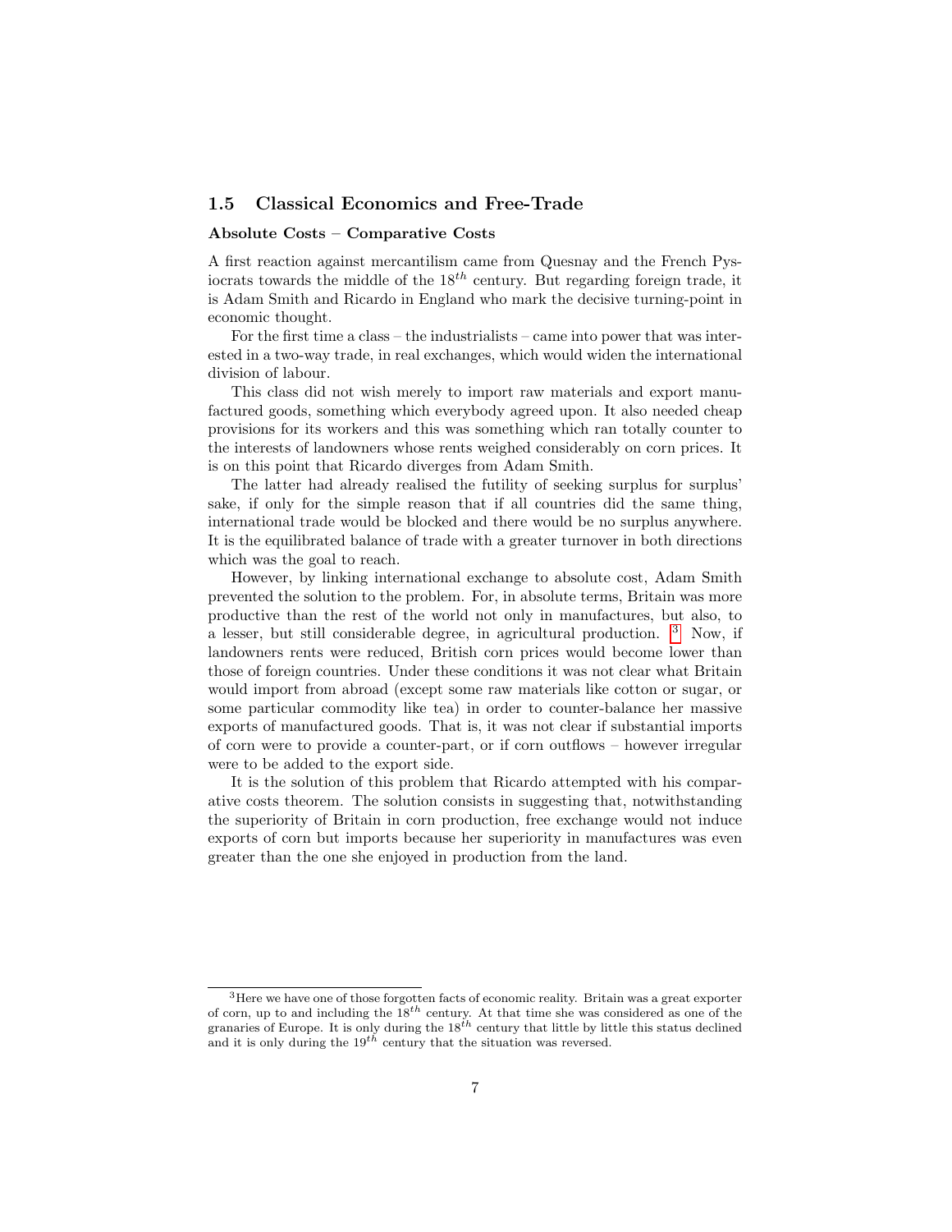## 1.5 Classical Economics and Free-Trade

### Absolute Costs – Comparative Costs

A first reaction against mercantilism came from Quesnay and the French Pysiocrats towards the middle of the $18^{th}$ century. But regarding foreign trade, it is Adam Smith and Ricardo in England who mark the decisive turning-point in economic thought.

For the first time a class – the industrialists – came into power that was interested in a two-way trade, in real exchanges, which would widen the international division of labour.

This class did not wish merely to import raw materials and export manufactured goods, something which everybody agreed upon. It also needed cheap provisions for its workers and this was something which ran totally counter to the interests of landowners whose rents weighed considerably on corn prices. It is on this point that Ricardo diverges from Adam Smith.

The latter had already realised the futility of seeking surplus for surplus' sake, if only for the simple reason that if all countries did the same thing, international trade would be blocked and there would be no surplus anywhere. It is the equilibrated balance of trade with a greater turnover in both directions which was the goal to reach.

However, by linking international exchange to absolute cost, Adam Smith prevented the solution to the problem. For, in absolute terms, Britain was more productive than the rest of the world not only in manufactures, but also, to a lesser, but still considerable degree, in agricultural production. [3] Now, if landowners rents were reduced, British corn prices would become lower than those of foreign countries. Under these conditions it was not clear what Britain would import from abroad (except some raw materials like cotton or sugar, or some particular commodity like tea) in order to counter-balance her massive exports of manufactured goods. That is, it was not clear if substantial imports of corn were to provide a counter-part, or if corn outflows – however irregular were to be added to the export side.

It is the solution of this problem that Ricardo attempted with his comparative costs theorem. The solution consists in suggesting that, notwithstanding the superiority of Britain in corn production, free exchange would not induce exports of corn but imports because her superiority in manufactures was even greater than the one she enjoyed in production from the land.

---

[3] Here we have one of those forgotten facts of economic reality. Britain was a great exporter of corn, up to and including the $18^{th}$ century. At that time she was considered as one of the granaries of Europe. It is only during the $18^{th}$ century that little by little this status declined and it is only during the $19^{th}$ century that the situation was reversed.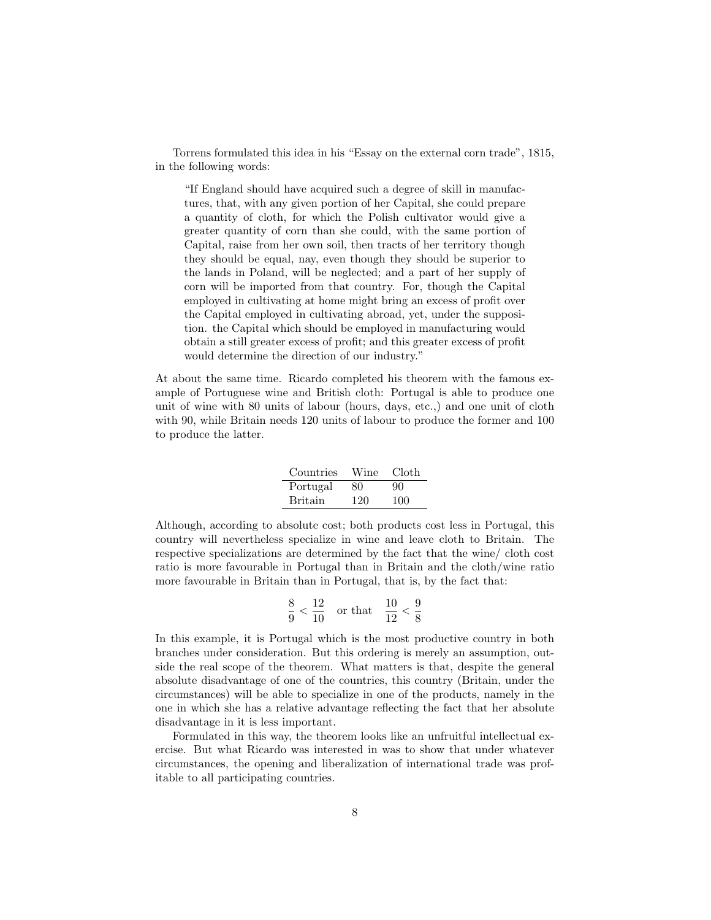Torrens formulated this idea in his "Essay on the external corn trade", 1815, in the following words:

> "If England should have acquired such a degree of skill in manufactures, that, with any given portion of her Capital, she could prepare a quantity of cloth, for which the Polish cultivator would give a greater quantity of corn than she could, with the same portion of Capital, raise from her own soil, then tracts of her territory though they should be equal, nay, even though they should be superior to the lands in Poland, will be neglected; and a part of her supply of corn will be imported from that country. For, though the Capital employed in cultivating at home might bring an excess of profit over the Capital employed in cultivating abroad, yet, under the supposition. the Capital which should be employed in manufacturing would obtain a still greater excess of profit; and this greater excess of profit would determine the direction of our industry."

At about the same time. Ricardo completed his theorem with the famous example of Portuguese wine and British cloth: Portugal is able to produce one unit of wine with 80 units of labour (hours, days, etc.,) and one unit of cloth with 90, while Britain needs 120 units of labour to produce the former and 100 to produce the latter.

| Countries | Wine | Cloth |
|---|---|---|
| Portugal | 80 | 90 |
| Britain | 120 | 100 |

Although, according to absolute cost; both products cost less in Portugal, this country will nevertheless specialize in wine and leave cloth to Britain. The respective specializations are determined by the fact that the wine/ cloth cost ratio is more favourable in Portugal than in Britain and the cloth/wine ratio more favourable in Britain than in Portugal, that is, by the fact that:

$$\frac{8}{9} < \frac{12}{10} \quad \text{or that} \quad \frac{10}{12} < \frac{9}{8}$$

In this example, it is Portugal which is the most productive country in both branches under consideration. But this ordering is merely an assumption, outside the real scope of the theorem. What matters is that, despite the general absolute disadvantage of one of the countries, this country (Britain, under the circumstances) will be able to specialize in one of the products, namely in the one in which she has a relative advantage reflecting the fact that her absolute disadvantage in it is less important.

Formulated in this way, the theorem looks like an unfruitful intellectual exercise. But what Ricardo was interested in was to show that under whatever circumstances, the opening and liberalization of international trade was profitable to all participating countries.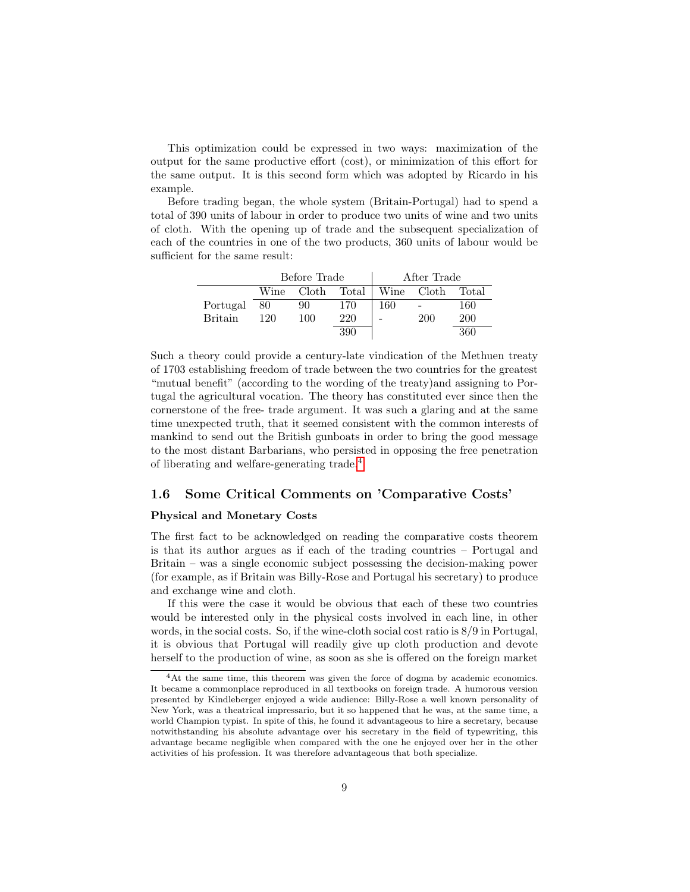This optimization could be expressed in two ways: maximization of the output for the same productive effort (cost), or minimization of this effort for the same output. It is this second form which was adopted by Ricardo in his example.

Before trading began, the whole system (Britain-Portugal) had to spend a total of 390 units of labour in order to produce two units of wine and two units of cloth. With the opening up of trade and the subsequent specialization of each of the countries in one of the two products, 360 units of labour would be sufficient for the same result:

| | Before Trade | | | After Trade | | |
|---|---|---|---|---|---|---|
| | Wine | Cloth | Total | Wine | Cloth | Total |
| Portugal | 80 | 90 | 170 | 160 | - | 160 |
| Britain | 120 | 100 | 220 | - | 200 | 200 |
| | | | 390 | | | 360 |

Such a theory could provide a century-late vindication of the Methuen treaty of 1703 establishing freedom of trade between the two countries for the greatest "mutual benefit" (according to the wording of the treaty)and assigning to Portugal the agricultural vocation. The theory has constituted ever since then the cornerstone of the free- trade argument. It was such a glaring and at the same time unexpected truth, that it seemed consistent with the common interests of mankind to send out the British gunboats in order to bring the good message to the most distant Barbarians, who persisted in opposing the free penetration of liberating and welfare-generating trade.[4]

## 1.6 Some Critical Comments on 'Comparative Costs'

### Physical and Monetary Costs

The first fact to be acknowledged on reading the comparative costs theorem is that its author argues as if each of the trading countries – Portugal and Britain – was a single economic subject possessing the decision-making power (for example, as if Britain was Billy-Rose and Portugal his secretary) to produce and exchange wine and cloth.

If this were the case it would be obvious that each of these two countries would be interested only in the physical costs involved in each line, in other words, in the social costs. So, if the wine-cloth social cost ratio is 8/9 in Portugal, it is obvious that Portugal will readily give up cloth production and devote herself to the production of wine, as soon as she is offered on the foreign market

[4] At the same time, this theorem was given the force of dogma by academic economics. It became a commonplace reproduced in all textbooks on foreign trade. A humorous version presented by Kindleberger enjoyed a wide audience: Billy-Rose a well known personality of New York, was a theatrical impressario, but it so happened that he was, at the same time, a world Champion typist. In spite of this, he found it advantageous to hire a secretary, because notwithstanding his absolute advantage over his secretary in the field of typewriting, this advantage became negligible when compared with the one he enjoyed over her in the other activities of his profession. It was therefore advantageous that both specialize.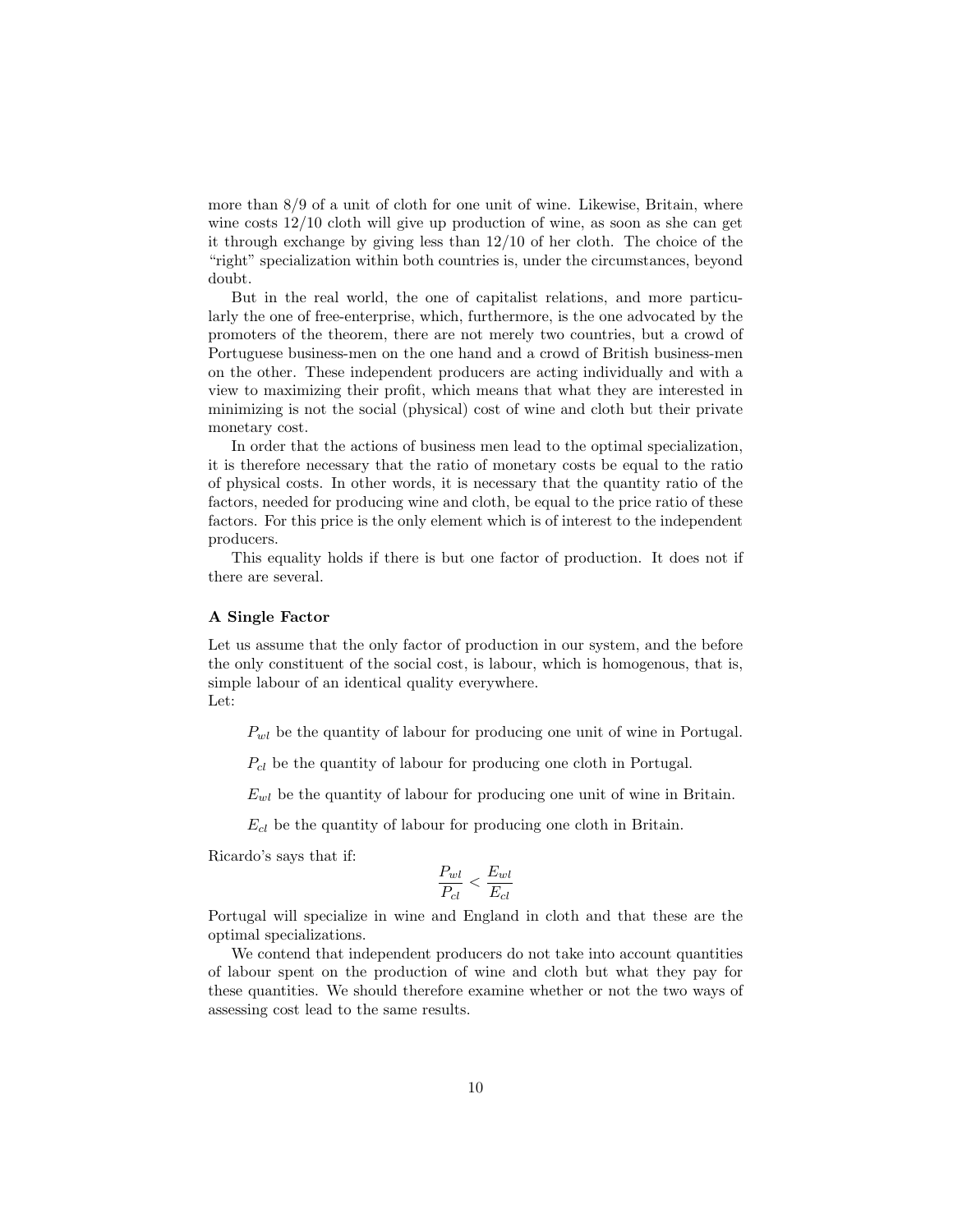more than 8/9 of a unit of cloth for one unit of wine. Likewise, Britain, where wine costs 12/10 cloth will give up production of wine, as soon as she can get it through exchange by giving less than 12/10 of her cloth. The choice of the "right" specialization within both countries is, under the circumstances, beyond doubt.

But in the real world, the one of capitalist relations, and more particularly the one of free-enterprise, which, furthermore, is the one advocated by the promoters of the theorem, there are not merely two countries, but a crowd of Portuguese business-men on the one hand and a crowd of British business-men on the other. These independent producers are acting individually and with a view to maximizing their profit, which means that what they are interested in minimizing is not the social (physical) cost of wine and cloth but their private monetary cost.

In order that the actions of business men lead to the optimal specialization, it is therefore necessary that the ratio of monetary costs be equal to the ratio of physical costs. In other words, it is necessary that the quantity ratio of the factors, needed for producing wine and cloth, be equal to the price ratio of these factors. For this price is the only element which is of interest to the independent producers.

This equality holds if there is but one factor of production. It does not if there are several.

### A Single Factor

Let us assume that the only factor of production in our system, and the before the only constituent of the social cost, is labour, which is homogenous, that is, simple labour of an identical quality everywhere.
Let:

> $P_{wl}$ be the quantity of labour for producing one unit of wine in Portugal.
>
> $P_{cl}$ be the quantity of labour for producing one cloth in Portugal.
>
> $E_{wl}$ be the quantity of labour for producing one unit of wine in Britain.
>
> $E_{cl}$ be the quantity of labour for producing one cloth in Britain.

Ricardo's says that if:

$$\frac{P_{wl}}{P_{cl}} < \frac{E_{wl}}{E_{cl}}$$

Portugal will specialize in wine and England in cloth and that these are the optimal specializations.

We contend that independent producers do not take into account quantities of labour spent on the production of wine and cloth but what they pay for these quantities. We should therefore examine whether or not the two ways of assessing cost lead to the same results.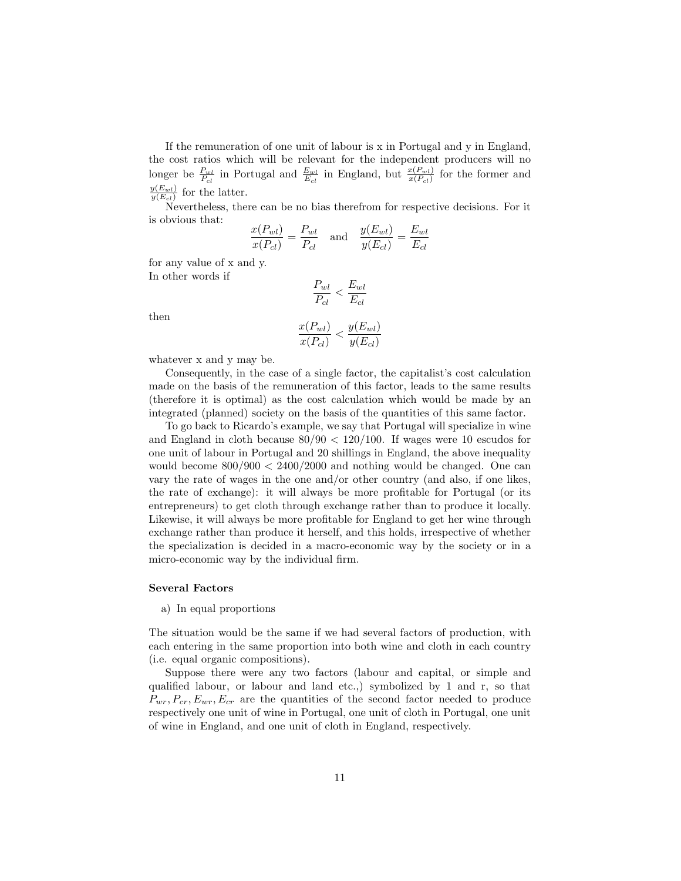If the remuneration of one unit of labour is x in Portugal and y in England, the cost ratios which will be relevant for the independent producers will no longer be $\frac{P_{wl}}{P_{cl}}$ in Portugal and $\frac{E_{wl}}{E_{cl}}$ in England, but $\frac{x(P_{wl})}{x(P_{cl})}$ for the former and $\frac{y(E_{wl})}{y(E_{cl})}$ for the latter.

Nevertheless, there can be no bias therefrom for respective decisions. For it is obvious that:

$$\frac{x(P_{wl})}{x(P_{cl})} = \frac{P_{wl}}{P_{cl}} \quad \text{and} \quad \frac{y(E_{wl})}{y(E_{cl})} = \frac{E_{wl}}{E_{cl}}$$

for any value of x and y.
In other words if

$$\frac{P_{wl}}{P_{cl}} < \frac{E_{wl}}{E_{cl}}$$

then

$$\frac{x(P_{wl})}{x(P_{cl})} < \frac{y(E_{wl})}{y(E_{cl})}$$

whatever x and y may be.

Consequently, in the case of a single factor, the capitalist's cost calculation made on the basis of the remuneration of this factor, leads to the same results (therefore it is optimal) as the cost calculation which would be made by an integrated (planned) society on the basis of the quantities of this same factor.

To go back to Ricardo's example, we say that Portugal will specialize in wine and England in cloth because $80/90 < 120/100$. If wages were 10 escudos for one unit of labour in Portugal and 20 shillings in England, the above inequality would become $800/900 < 2400/2000$ and nothing would be changed. One can vary the rate of wages in the one and/or other country (and also, if one likes, the rate of exchange): it will always be more profitable for Portugal (or its entrepreneurs) to get cloth through exchange rather than to produce it locally. Likewise, it will always be more profitable for England to get her wine through exchange rather than produce it herself, and this holds, irrespective of whether the specialization is decided in a macro-economic way by the society or in a micro-economic way by the individual firm.

### Several Factors

a) In equal proportions

The situation would be the same if we had several factors of production, with each entering in the same proportion into both wine and cloth in each country (i.e. equal organic compositions).

Suppose there were any two factors (labour and capital, or simple and qualified labour, or labour and land etc.,) symbolized by 1 and r, so that $P_{wr}, P_{cr}, E_{wr}, E_{cr}$ are the quantities of the second factor needed to produce respectively one unit of wine in Portugal, one unit of cloth in Portugal, one unit of wine in England, and one unit of cloth in England, respectively.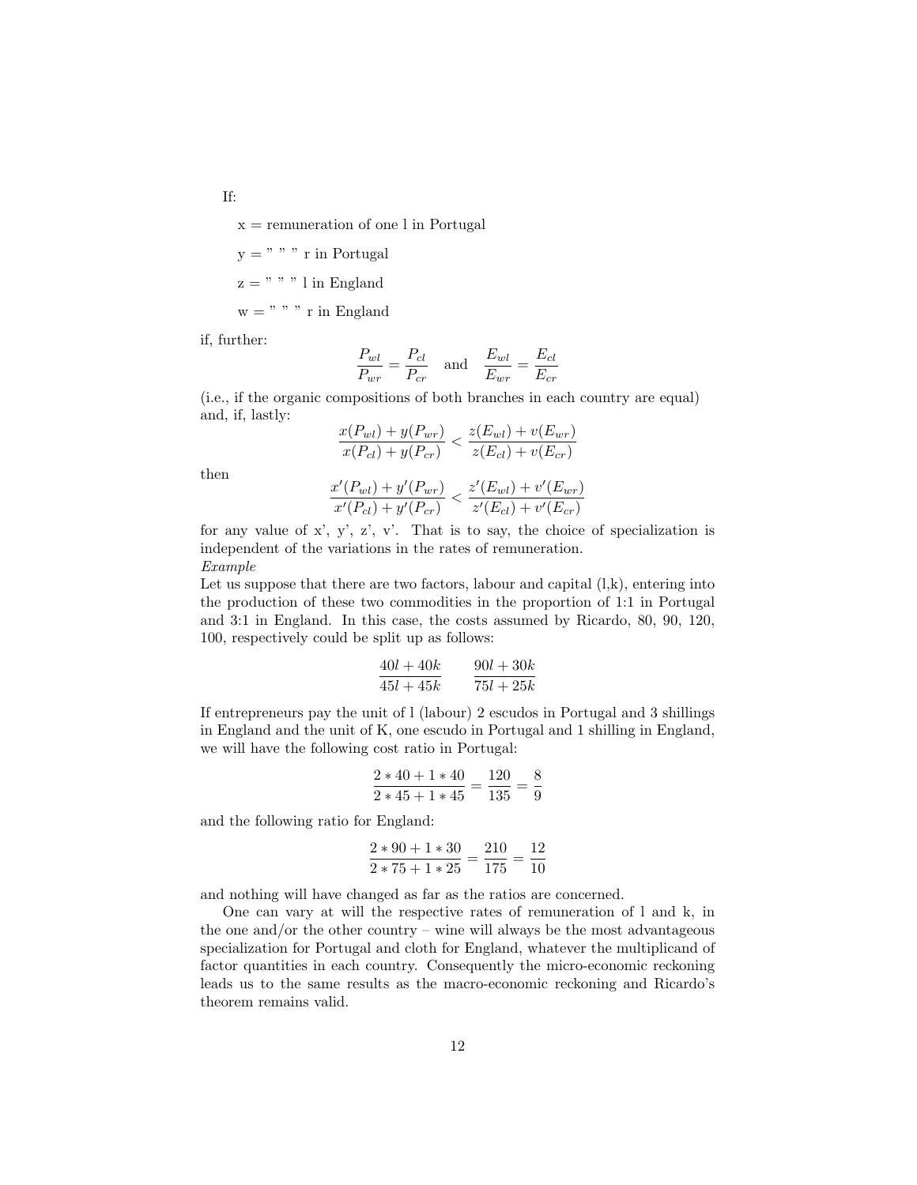If:

x = remuneration of one l in Portugal

y = " " " r in Portugal

z = " " " l in England

w = " " " r in England

if, further:

$$\frac{P_{wl}}{P_{wr}} = \frac{P_{cl}}{P_{cr}} \quad \text{and} \quad \frac{E_{wl}}{E_{wr}} = \frac{E_{cl}}{E_{cr}}$$

(i.e., if the organic compositions of both branches in each country are equal) and, if, lastly:

$$\frac{x(P_{wl}) + y(P_{wr})}{x(P_{cl}) + y(P_{cr})} < \frac{z(E_{wl}) + v(E_{wr})}{z(E_{cl}) + v(E_{cr})}$$

then

$$\frac{x'(P_{wl}) + y'(P_{wr})}{x'(P_{cl}) + y'(P_{cr})} < \frac{z'(E_{wl}) + v'(E_{wr})}{z'(E_{cl}) + v'(E_{cr})}$$

for any value of x', y', z', v'. That is to say, the choice of specialization is independent of the variations in the rates of remuneration.

*Example*

Let us suppose that there are two factors, labour and capital (l,k), entering into the production of these two commodities in the proportion of 1:1 in Portugal and 3:1 in England. In this case, the costs assumed by Ricardo, 80, 90, 120, 100, respectively could be split up as follows:

$$\frac{40l + 40k}{45l + 45k} \qquad \frac{90l + 30k}{75l + 25k}$$

If entrepreneurs pay the unit of l (labour) 2 escudos in Portugal and 3 shillings in England and the unit of K, one escudo in Portugal and 1 shilling in England, we will have the following cost ratio in Portugal:

$$\frac{2 * 40 + 1 * 40}{2 * 45 + 1 * 45} = \frac{120}{135} = \frac{8}{9}$$

and the following ratio for England:

$$\frac{2 * 90 + 1 * 30}{2 * 75 + 1 * 25} = \frac{210}{175} = \frac{12}{10}$$

and nothing will have changed as far as the ratios are concerned.

One can vary at will the respective rates of remuneration of l and k, in the one and/or the other country – wine will always be the most advantageous specialization for Portugal and cloth for England, whatever the multiplicand of factor quantities in each country. Consequently the micro-economic reckoning leads us to the same results as the macro-economic reckoning and Ricardo's theorem remains valid.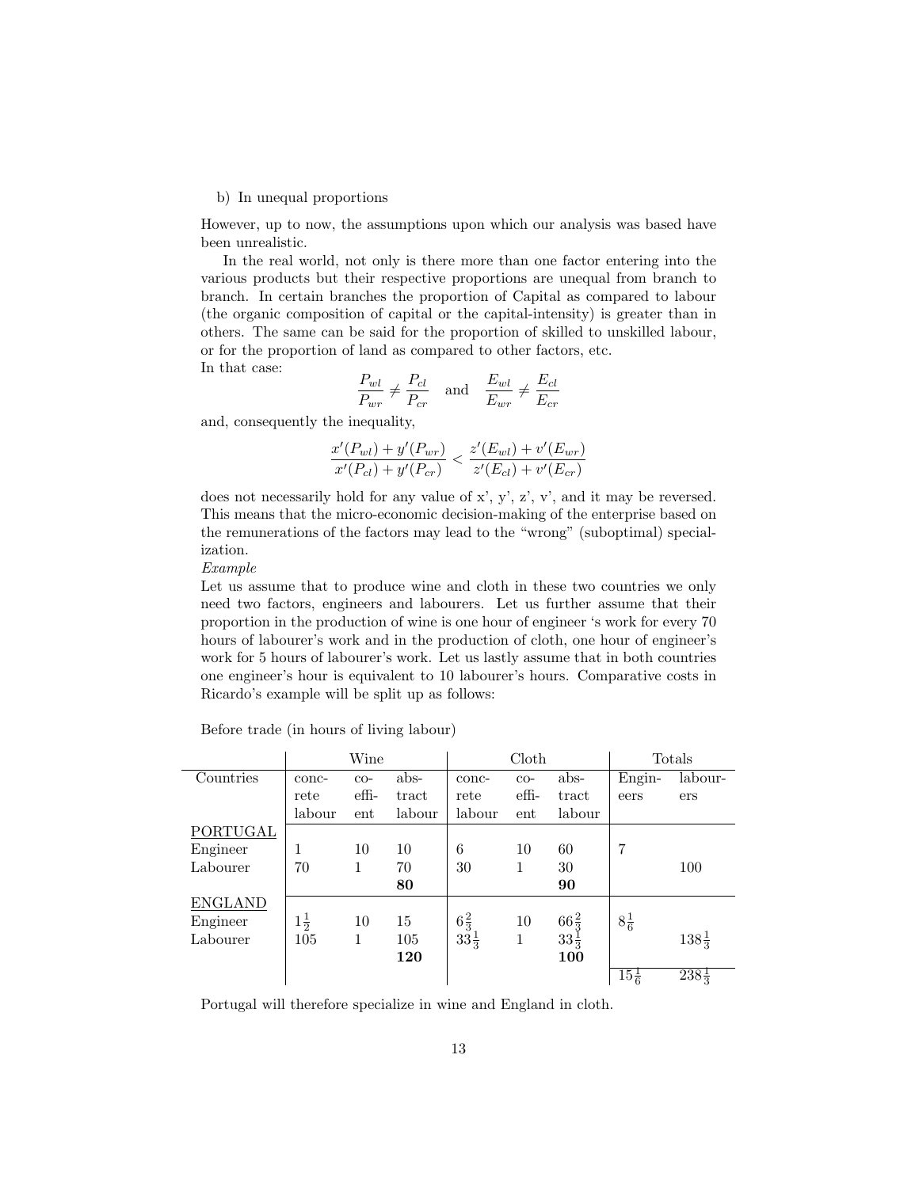b) In unequal proportions

However, up to now, the assumptions upon which our analysis was based have been unrealistic.

In the real world, not only is there more than one factor entering into the various products but their respective proportions are unequal from branch to branch. In certain branches the proportion of Capital as compared to labour (the organic composition of capital or the capital-intensity) is greater than in others. The same can be said for the proportion of skilled to unskilled labour, or for the proportion of land as compared to other factors, etc.

In that case:

$$\frac{P_{wl}}{P_{wr}} \neq \frac{P_{cl}}{P_{cr}} \quad \text{and} \quad \frac{E_{wl}}{E_{wr}} \neq \frac{E_{cl}}{E_{cr}}$$

and, consequently the inequality,

$$\frac{x'(P_{wl}) + y'(P_{wr})}{x'(P_{cl}) + y'(P_{cr})} < \frac{z'(E_{wl}) + v'(E_{wr})}{z'(E_{cl}) + v'(E_{cr})}$$

does not necessarily hold for any value of x', y', z', v', and it may be reversed. This means that the micro-economic decision-making of the enterprise based on the remunerations of the factors may lead to the "wrong" (suboptimal) specialization.

*Example*

Let us assume that to produce wine and cloth in these two countries we only need two factors, engineers and labourers. Let us further assume that their proportion in the production of wine is one hour of engineer 's work for every 70 hours of labourer's work and in the production of cloth, one hour of engineer's work for 5 hours of labourer's work. Let us lastly assume that in both countries one engineer's hour is equivalent to 10 labourer's hours. Comparative costs in Ricardo's example will be split up as follows:

Before trade (in hours of living labour)

| | Wine | | | Cloth | | | Totals | |
|---|---|---|---|---|---|---|---|---|
| Countries | concrete labour | co-efficient | abstract labour | concrete labour | co-efficient | abstract labour | Engineers | labourers |
| PORTUGAL | | | | | | | | |
| Engineer | 1 | 10 | 10 | 6 | 10 | 60 | 7 | |
| Labourer | 70 | 1 | 70 | 30 | 1 | 30 | | 100 |
| | | | **80** | | | **90** | | |
| ENGLAND | | | | | | | | |
| Engineer | $1\frac{1}{2}$ | 10 | 15 | $6\frac{2}{3}$ | 10 | $66\frac{2}{3}$ | $8\frac{1}{6}$ | |
| Labourer | 105 | 1 | 105 | $33\frac{1}{3}$ | 1 | $33\frac{1}{3}$ | | $138\frac{1}{3}$ |
| | | | **120** | | | **100** | | |
| | | | | | | | $15\frac{1}{6}$ | $238\frac{1}{3}$ |

Portugal will therefore specialize in wine and England in cloth.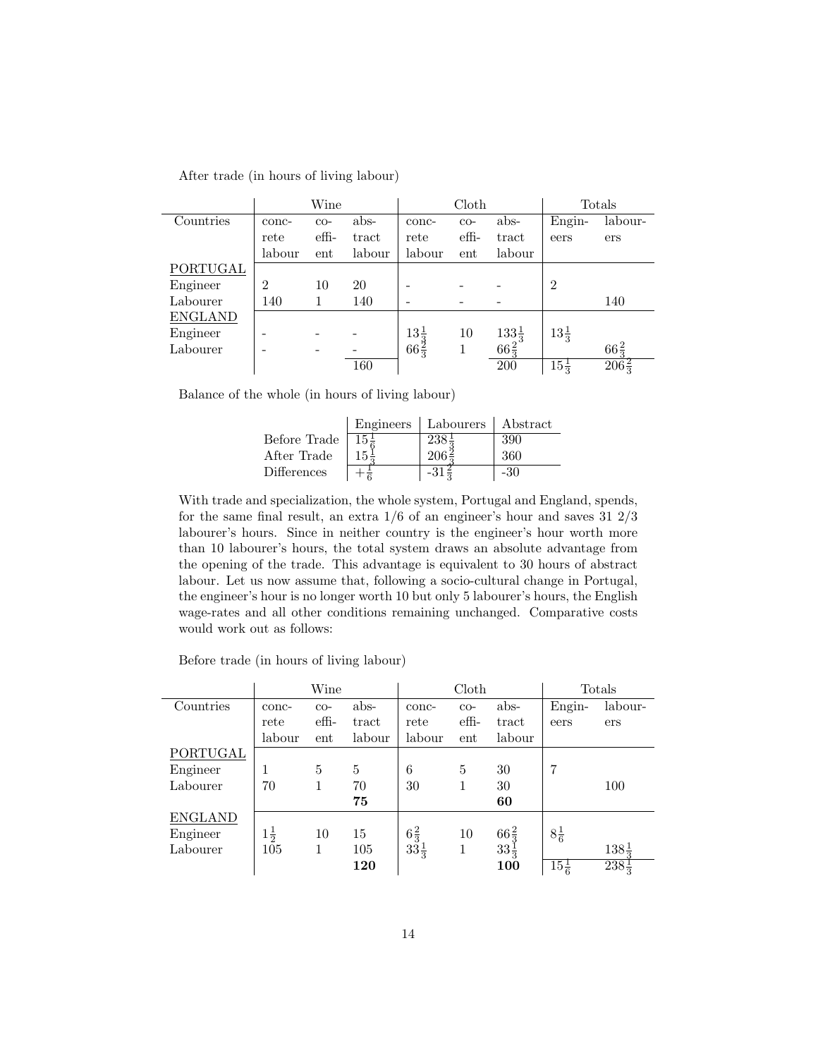After trade (in hours of living labour)

| | Wine | | | Cloth | | | Totals | |
|---|---|---|---|---|---|---|---|---|
| Countries | concrete labour | coefficient | abstract labour | concrete labour | coefficient | abstract labour | Engineers | labourers |
| PORTUGAL | | | | | | | | |
| Engineer | 2 | 10 | 20 | - | - | - | 2 | |
| Labourer | 140 | 1 | 140 | - | - | - | | 140 |
| ENGLAND | | | | | | | | |
| Engineer | - | - | - | $13\frac{1}{3}$ | 10 | $133\frac{1}{3}$ | $13\frac{1}{3}$ | |
| Labourer | - | - | - | $66\frac{2}{3}$ | 1 | $66\frac{2}{3}$ | | $66\frac{2}{3}$ |
| | | | 160 | | | 200 | $15\frac{1}{3}$ | $206\frac{2}{3}$ |

Balance of the whole (in hours of living labour)

| | Engineers | Labourers | Abstract |
|---|---|---|---|
| Before Trade | $15\frac{1}{6}$ | $238\frac{1}{3}$ | 390 |
| After Trade | $15\frac{1}{3}$ | $206\frac{2}{3}$ | 360 |
| Differences | $+\frac{1}{6}$ | $-31\frac{2}{3}$ | -30 |

With trade and specialization, the whole system, Portugal and England, spends, for the same final result, an extra 1/6 of an engineer's hour and saves 31 2/3 labourer's hours. Since in neither country is the engineer's hour worth more than 10 labourer's hours, the total system draws an absolute advantage from the opening of the trade. This advantage is equivalent to 30 hours of abstract labour. Let us now assume that, following a socio-cultural change in Portugal, the engineer's hour is no longer worth 10 but only 5 labourer's hours, the English wage-rates and all other conditions remaining unchanged. Comparative costs would work out as follows:

Before trade (in hours of living labour)

| | Wine | | | Cloth | | | Totals | |
|---|---|---|---|---|---|---|---|---|
| Countries | concrete labour | coefficient | abstract labour | concrete labour | coefficient | abstract labour | Engineers | labourers |
| PORTUGAL | | | | | | | | |
| Engineer | 1 | 5 | 5 | 6 | 5 | 30 | 7 | |
| Labourer | 70 | 1 | 70 | 30 | 1 | 30 | | 100 |
| | | | **75** | | | **60** | | |
| ENGLAND | | | | | | | | |
| Engineer | $1\frac{1}{2}$ | 10 | 15 | $6\frac{2}{3}$ | 10 | $66\frac{2}{3}$ | $8\frac{1}{6}$ | |
| Labourer | 105 | 1 | 105 | $33\frac{1}{3}$ | 1 | $33\frac{1}{3}$ | | $138\frac{1}{3}$ |
| | | | **120** | | | **100** | $15\frac{1}{6}$ | $238\frac{1}{3}$ |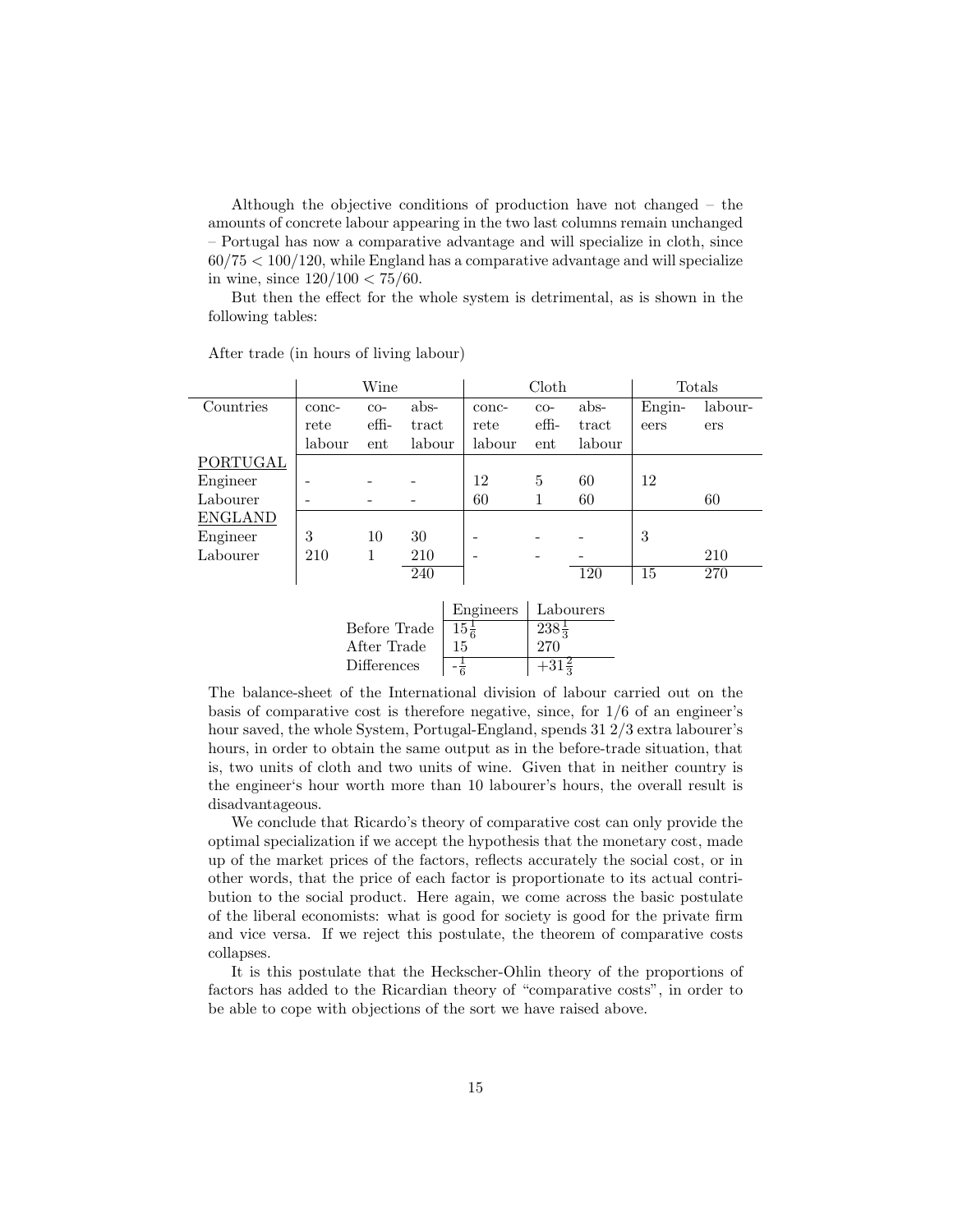Although the objective conditions of production have not changed – the amounts of concrete labour appearing in the two last columns remain unchanged – Portugal has now a comparative advantage and will specialize in cloth, since $60/75 < 100/120$, while England has a comparative advantage and will specialize in wine, since $120/100 < 75/60$.

But then the effect for the whole system is detrimental, as is shown in the following tables:

After trade (in hours of living labour)

| | Wine | | | Cloth | | | Totals | |
|---|---|---|---|---|---|---|---|---|
| Countries | concrete labour | coefficient | abstract labour | concrete labour | coefficient | abstract labour | Engineers | labourers |
| PORTUGAL | | | | | | | | |
| Engineer | - | - | - | 12 | 5 | 60 | 12 | |
| Labourer | - | - | - | 60 | 1 | 60 | | 60 |
| ENGLAND | | | | | | | | |
| Engineer | 3 | 10 | 30 | - | - | - | 3 | |
| Labourer | 210 | 1 | 210 | - | - | - | | 210 |
| | | | 240 | | | 120 | 15 | 270 |

| | Engineers | Labourers |
|---|---|---|
| Before Trade | $15\frac{1}{6}$ | $238\frac{1}{3}$ |
| After Trade | 15 | 270 |
| Differences | $-\frac{1}{6}$ | $+31\frac{2}{3}$ |

The balance-sheet of the International division of labour carried out on the basis of comparative cost is therefore negative, since, for 1/6 of an engineer's hour saved, the whole System, Portugal-England, spends 31 2/3 extra labourer's hours, in order to obtain the same output as in the before-trade situation, that is, two units of cloth and two units of wine. Given that in neither country is the engineer's hour worth more than 10 labourer's hours, the overall result is disadvantageous.

We conclude that Ricardo's theory of comparative cost can only provide the optimal specialization if we accept the hypothesis that the monetary cost, made up of the market prices of the factors, reflects accurately the social cost, or in other words, that the price of each factor is proportionate to its actual contribution to the social product. Here again, we come across the basic postulate of the liberal economists: what is good for society is good for the private firm and vice versa. If we reject this postulate, the theorem of comparative costs collapses.

It is this postulate that the Heckscher-Ohlin theory of the proportions of factors has added to the Ricardian theory of "comparative costs", in order to be able to cope with objections of the sort we have raised above.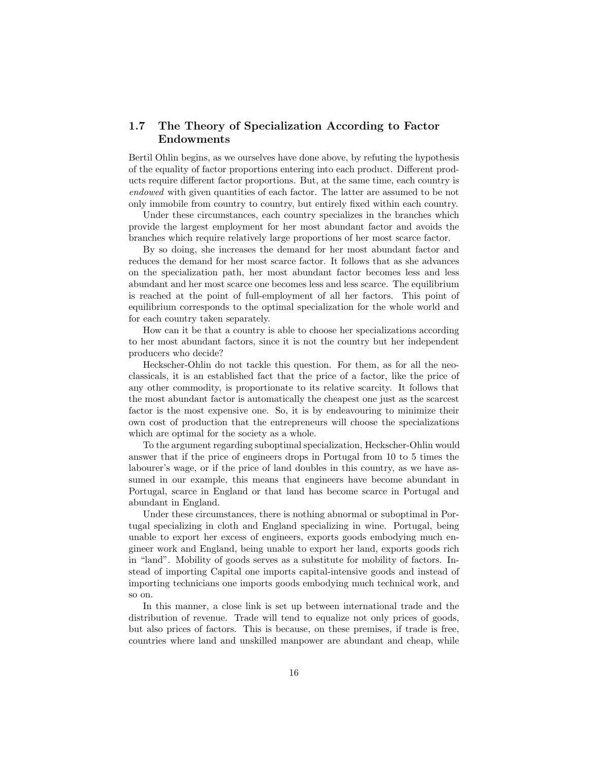## 1.7 The Theory of Specialization According to Factor Endowments

Bertil Ohlin begins, as we ourselves have done above, by refuting the hypothesis of the equality of factor proportions entering into each product. Different products require different factor proportions. But, at the same time, each country is *endowed* with given quantities of each factor. The latter are assumed to be not only immobile from country to country, but entirely fixed within each country.

Under these circumstances, each country specializes in the branches which provide the largest employment for her most abundant factor and avoids the branches which require relatively large proportions of her most scarce factor.

By so doing, she increases the demand for her most abundant factor and reduces the demand for her most scarce factor. It follows that as she advances on the specialization path, her most abundant factor becomes less and less abundant and her most scarce one becomes less and less scarce. The equilibrium is reached at the point of full-employment of all her factors. This point of equilibrium corresponds to the optimal specialization for the whole world and for each country taken separately.

How can it be that a country is able to choose her specializations according to her most abundant factors, since it is not the country but her independent producers who decide?

Heckscher-Ohlin do not tackle this question. For them, as for all the neoclassicals, it is an established fact that the price of a factor, like the price of any other commodity, is proportionate to its relative scarcity. It follows that the most abundant factor is automatically the cheapest one just as the scarcest factor is the most expensive one. So, it is by endeavouring to minimize their own cost of production that the entrepreneurs will choose the specializations which are optimal for the society as a whole.

To the argument regarding suboptimal specialization, Heckscher-Ohlin would answer that if the price of engineers drops in Portugal from 10 to 5 times the labourer's wage, or if the price of land doubles in this country, as we have assumed in our example, this means that engineers have become abundant in Portugal, scarce in England or that land has become scarce in Portugal and abundant in England.

Under these circumstances, there is nothing abnormal or suboptimal in Portugal specializing in cloth and England specializing in wine. Portugal, being unable to export her excess of engineers, exports goods embodying much engineer work and England, being unable to export her land, exports goods rich in "land". Mobility of goods serves as a substitute for mobility of factors. Instead of importing Capital one imports capital-intensive goods and instead of importing technicians one imports goods embodying much technical work, and so on.

In this manner, a close link is set up between international trade and the distribution of revenue. Trade will tend to equalize not only prices of goods, but also prices of factors. This is because, on these premises, if trade is free, countries where land and unskilled manpower are abundant and cheap, while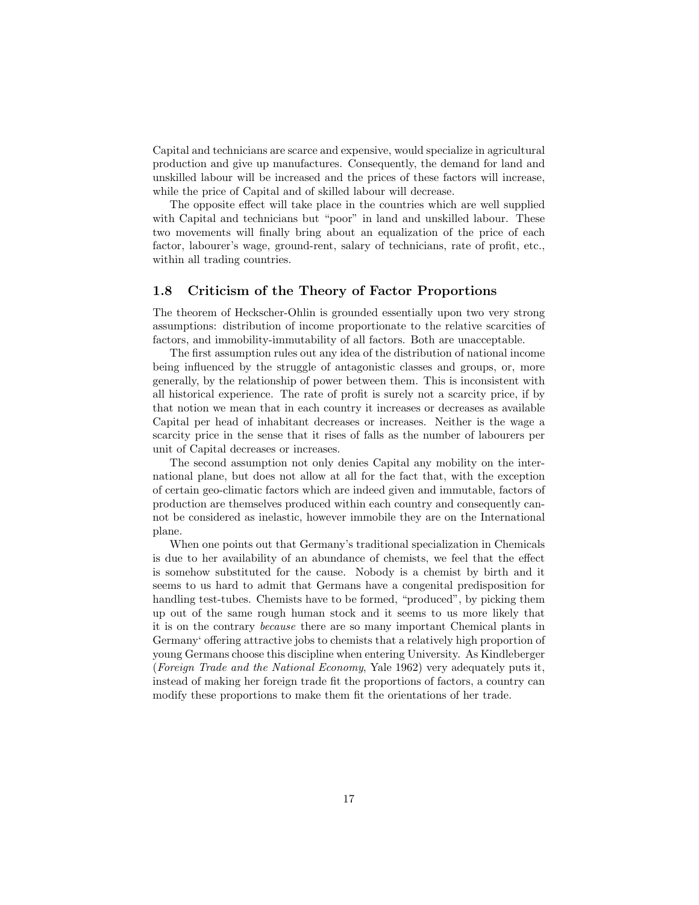Capital and technicians are scarce and expensive, would specialize in agricultural production and give up manufactures. Consequently, the demand for land and unskilled labour will be increased and the prices of these factors will increase, while the price of Capital and of skilled labour will decrease.

The opposite effect will take place in the countries which are well supplied with Capital and technicians but "poor" in land and unskilled labour. These two movements will finally bring about an equalization of the price of each factor, labourer's wage, ground-rent, salary of technicians, rate of profit, etc., within all trading countries.

## 1.8 Criticism of the Theory of Factor Proportions

The theorem of Heckscher-Ohlin is grounded essentially upon two very strong assumptions: distribution of income proportionate to the relative scarcities of factors, and immobility-immutability of all factors. Both are unacceptable.

The first assumption rules out any idea of the distribution of national income being influenced by the struggle of antagonistic classes and groups, or, more generally, by the relationship of power between them. This is inconsistent with all historical experience. The rate of profit is surely not a scarcity price, if by that notion we mean that in each country it increases or decreases as available Capital per head of inhabitant decreases or increases. Neither is the wage a scarcity price in the sense that it rises of falls as the number of labourers per unit of Capital decreases or increases.

The second assumption not only denies Capital any mobility on the international plane, but does not allow at all for the fact that, with the exception of certain geo-climatic factors which are indeed given and immutable, factors of production are themselves produced within each country and consequently cannot be considered as inelastic, however immobile they are on the International plane.

When one points out that Germany's traditional specialization in Chemicals is due to her availability of an abundance of chemists, we feel that the effect is somehow substituted for the cause. Nobody is a chemist by birth and it seems to us hard to admit that Germans have a congenital predisposition for handling test-tubes. Chemists have to be formed, "produced", by picking them up out of the same rough human stock and it seems to us more likely that it is on the contrary *because* there are so many important Chemical plants in Germany' offering attractive jobs to chemists that a relatively high proportion of young Germans choose this discipline when entering University. As Kindleberger (*Foreign Trade and the National Economy*, Yale 1962) very adequately puts it, instead of making her foreign trade fit the proportions of factors, a country can modify these proportions to make them fit the orientations of her trade.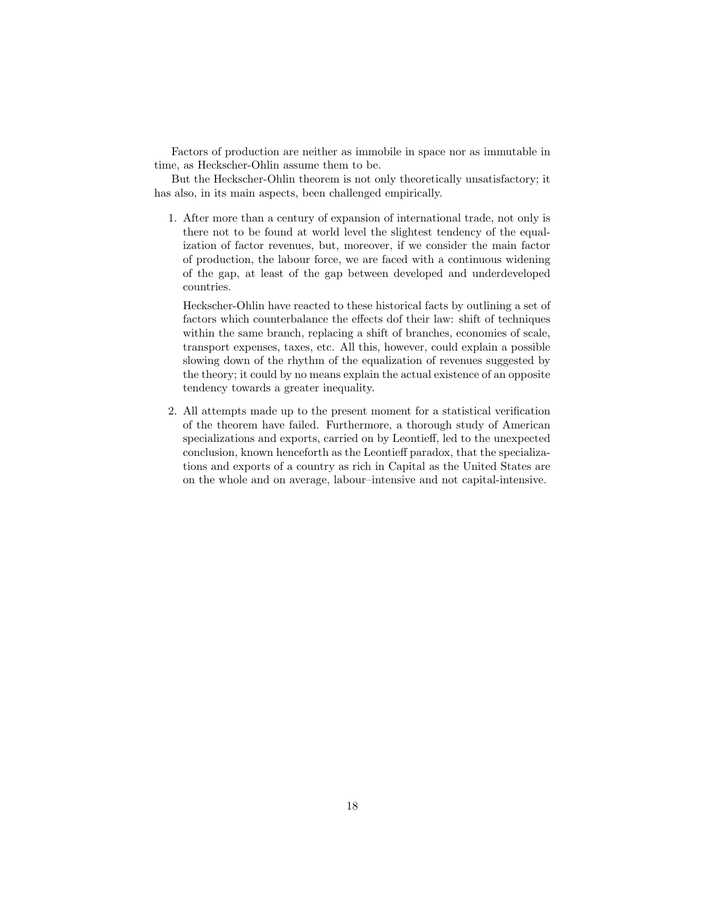Factors of production are neither as immobile in space nor as immutable in time, as Heckscher-Ohlin assume them to be.

But the Heckscher-Ohlin theorem is not only theoretically unsatisfactory; it has also, in its main aspects, been challenged empirically.

1. After more than a century of expansion of international trade, not only is there not to be found at world level the slightest tendency of the equalization of factor revenues, but, moreover, if we consider the main factor of production, the labour force, we are faced with a continuous widening of the gap, at least of the gap between developed and underdeveloped countries.

   Heckscher-Ohlin have reacted to these historical facts by outlining a set of factors which counterbalance the effects dof their law: shift of techniques within the same branch, replacing a shift of branches, economies of scale, transport expenses, taxes, etc. All this, however, could explain a possible slowing down of the rhythm of the equalization of revenues suggested by the theory; it could by no means explain the actual existence of an opposite tendency towards a greater inequality.

2. All attempts made up to the present moment for a statistical verification of the theorem have failed. Furthermore, a thorough study of American specializations and exports, carried on by Leontieff, led to the unexpected conclusion, known henceforth as the Leontieff paradox, that the specializations and exports of a country as rich in Capital as the United States are on the whole and on average, labour–intensive and not capital-intensive.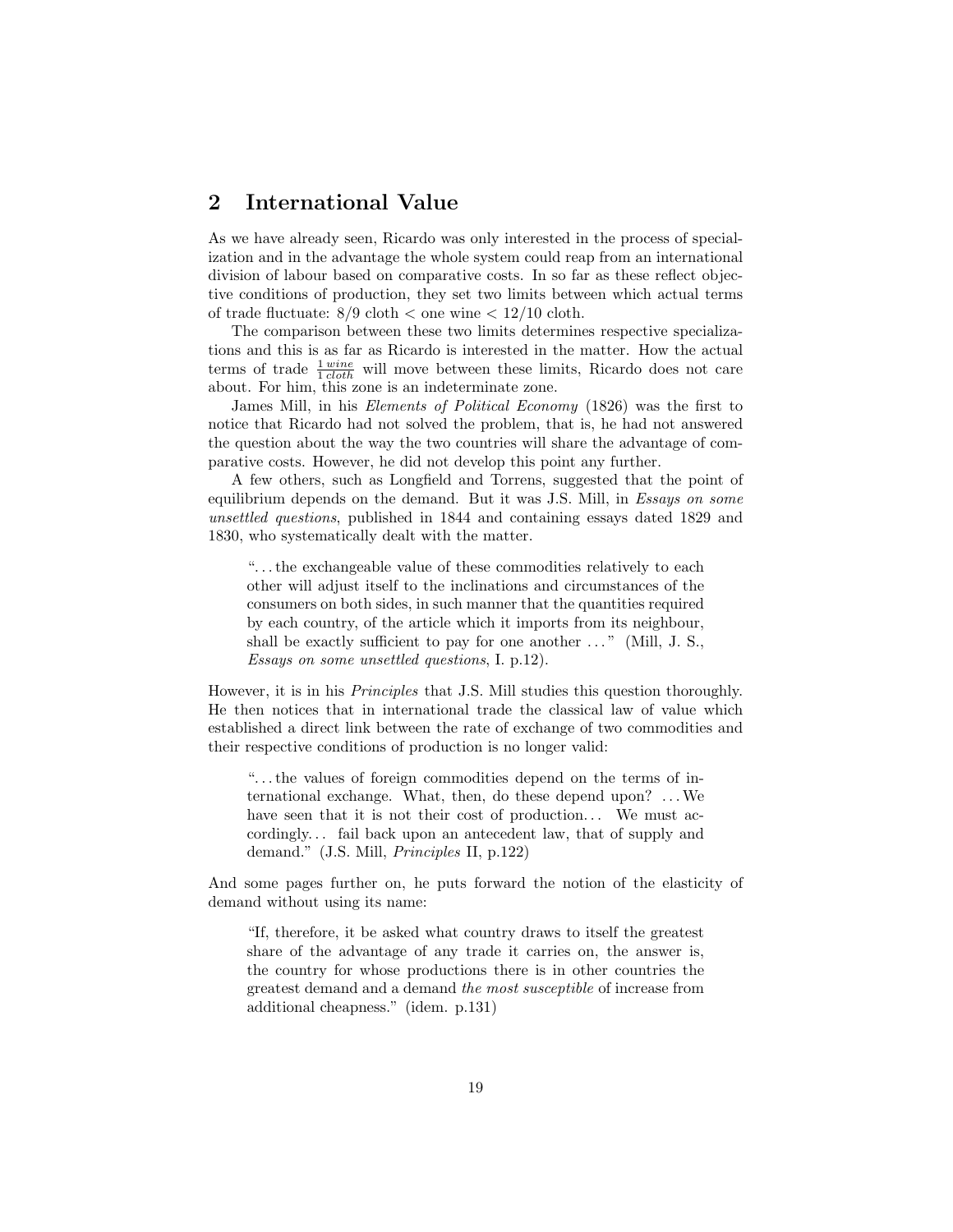## 2 International Value

As we have already seen, Ricardo was only interested in the process of specialization and in the advantage the whole system could reap from an international division of labour based on comparative costs. In so far as these reflect objective conditions of production, they set two limits between which actual terms of trade fluctuate: 8/9 cloth < one wine < 12/10 cloth.

The comparison between these two limits determines respective specializations and this is as far as Ricardo is interested in the matter. How the actual terms of trade $\frac{1\,wine}{1\,cloth}$ will move between these limits, Ricardo does not care about. For him, this zone is an indeterminate zone.

James Mill, in his *Elements of Political Economy* (1826) was the first to notice that Ricardo had not solved the problem, that is, he had not answered the question about the way the two countries will share the advantage of comparative costs. However, he did not develop this point any further.

A few others, such as Longfield and Torrens, suggested that the point of equilibrium depends on the demand. But it was J.S. Mill, in *Essays on some unsettled questions*, published in 1844 and containing essays dated 1829 and 1830, who systematically dealt with the matter.

> "...the exchangeable value of these commodities relatively to each other will adjust itself to the inclinations and circumstances of the consumers on both sides, in such manner that the quantities required by each country, of the article which it imports from its neighbour, shall be exactly sufficient to pay for one another ..." (Mill, J. S., *Essays on some unsettled questions*, I. p.12).

However, it is in his *Principles* that J.S. Mill studies this question thoroughly. He then notices that in international trade the classical law of value which established a direct link between the rate of exchange of two commodities and their respective conditions of production is no longer valid:

> "...the values of foreign commodities depend on the terms of international exchange. What, then, do these depend upon? ...We have seen that it is not their cost of production... We must accordingly... fail back upon an antecedent law, that of supply and demand." (J.S. Mill, *Principles* II, p.122)

And some pages further on, he puts forward the notion of the elasticity of demand without using its name:

> "If, therefore, it be asked what country draws to itself the greatest share of the advantage of any trade it carries on, the answer is, the country for whose productions there is in other countries the greatest demand and a demand *the most susceptible* of increase from additional cheapness." (idem. p.131)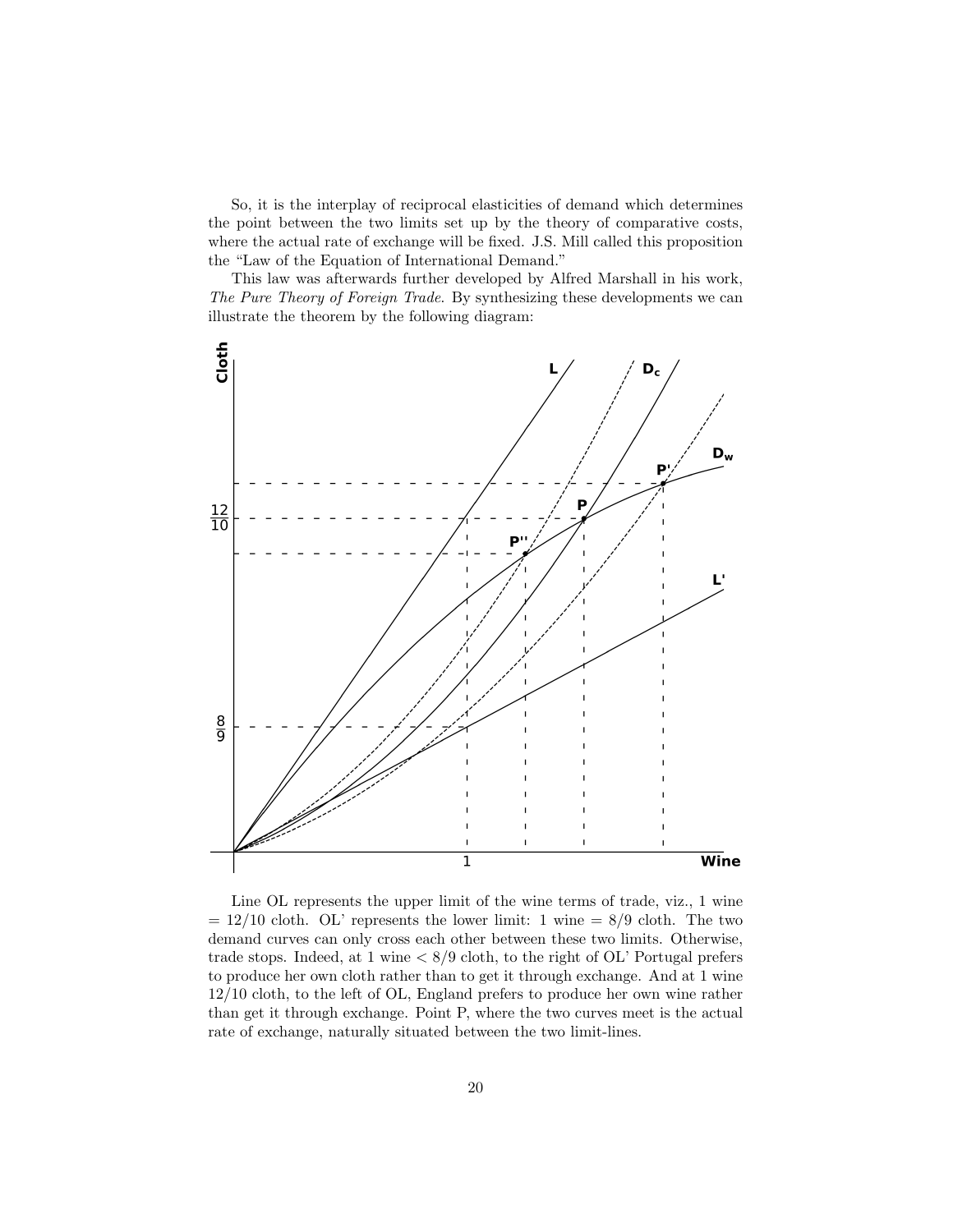So, it is the interplay of reciprocal elasticities of demand which determines the point between the two limits set up by the theory of comparative costs, where the actual rate of exchange will be fixed. J.S. Mill called this proposition the "Law of the Equation of International Demand."

This law was afterwards further developed by Alfred Marshall in his work, *The Pure Theory of Foreign Trade*. By synthesizing these developments we can illustrate the theorem by the following diagram:

Line OL represents the upper limit of the wine terms of trade, viz., 1 wine = 12/10 cloth. OL' represents the lower limit: 1 wine = 8/9 cloth. The two demand curves can only cross each other between these two limits. Otherwise, trade stops. Indeed, at 1 wine < 8/9 cloth, to the right of OL' Portugal prefers to produce her own cloth rather than to get it through exchange. And at 1 wine 12/10 cloth, to the left of OL, England prefers to produce her own wine rather than get it through exchange. Point P, where the two curves meet is the actual rate of exchange, naturally situated between the two limit-lines.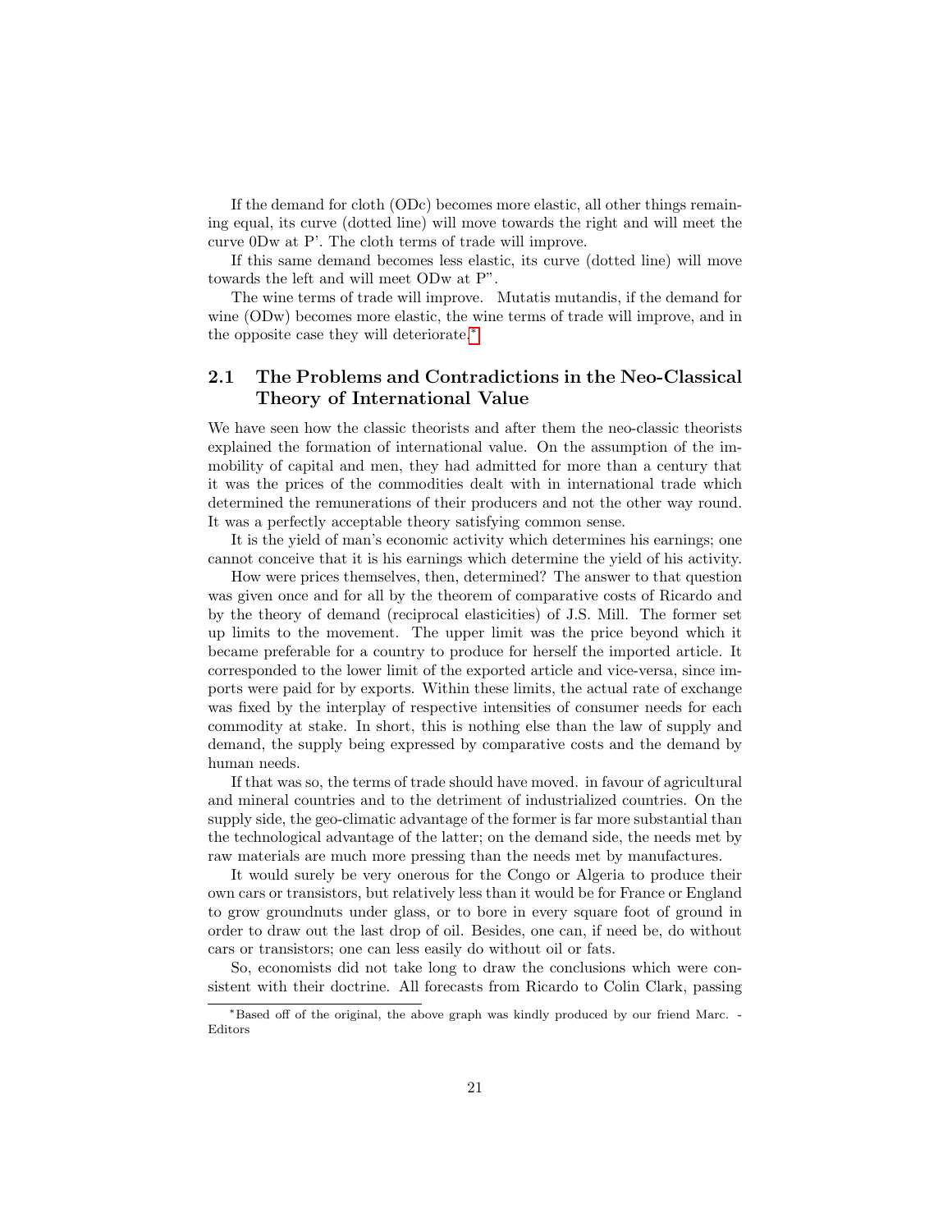If the demand for cloth (ODc) becomes more elastic, all other things remaining equal, its curve (dotted line) will move towards the right and will meet the curve 0Dw at P'. The cloth terms of trade will improve.

If this same demand becomes less elastic, its curve (dotted line) will move towards the left and will meet ODw at P".

The wine terms of trade will improve. Mutatis mutandis, if the demand for wine (ODw) becomes more elastic, the wine terms of trade will improve, and in the opposite case they will deteriorate.*

## 2.1 The Problems and Contradictions in the Neo-Classical Theory of International Value

We have seen how the classic theorists and after them the neo-classic theorists explained the formation of international value. On the assumption of the immobility of capital and men, they had admitted for more than a century that it was the prices of the commodities dealt with in international trade which determined the remunerations of their producers and not the other way round. It was a perfectly acceptable theory satisfying common sense.

It is the yield of man's economic activity which determines his earnings; one cannot conceive that it is his earnings which determine the yield of his activity.

How were prices themselves, then, determined? The answer to that question was given once and for all by the theorem of comparative costs of Ricardo and by the theory of demand (reciprocal elasticities) of J.S. Mill. The former set up limits to the movement. The upper limit was the price beyond which it became preferable for a country to produce for herself the imported article. It corresponded to the lower limit of the exported article and vice-versa, since imports were paid for by exports. Within these limits, the actual rate of exchange was fixed by the interplay of respective intensities of consumer needs for each commodity at stake. In short, this is nothing else than the law of supply and demand, the supply being expressed by comparative costs and the demand by human needs.

If that was so, the terms of trade should have moved. in favour of agricultural and mineral countries and to the detriment of industrialized countries. On the supply side, the geo-climatic advantage of the former is far more substantial than the technological advantage of the latter; on the demand side, the needs met by raw materials are much more pressing than the needs met by manufactures.

It would surely be very onerous for the Congo or Algeria to produce their own cars or transistors, but relatively less than it would be for France or England to grow groundnuts under glass, or to bore in every square foot of ground in order to draw out the last drop of oil. Besides, one can, if need be, do without cars or transistors; one can less easily do without oil or fats.

So, economists did not take long to draw the conclusions which were consistent with their doctrine. All forecasts from Ricardo to Colin Clark, passing

*Based off of the original, the above graph was kindly produced by our friend Marc. - Editors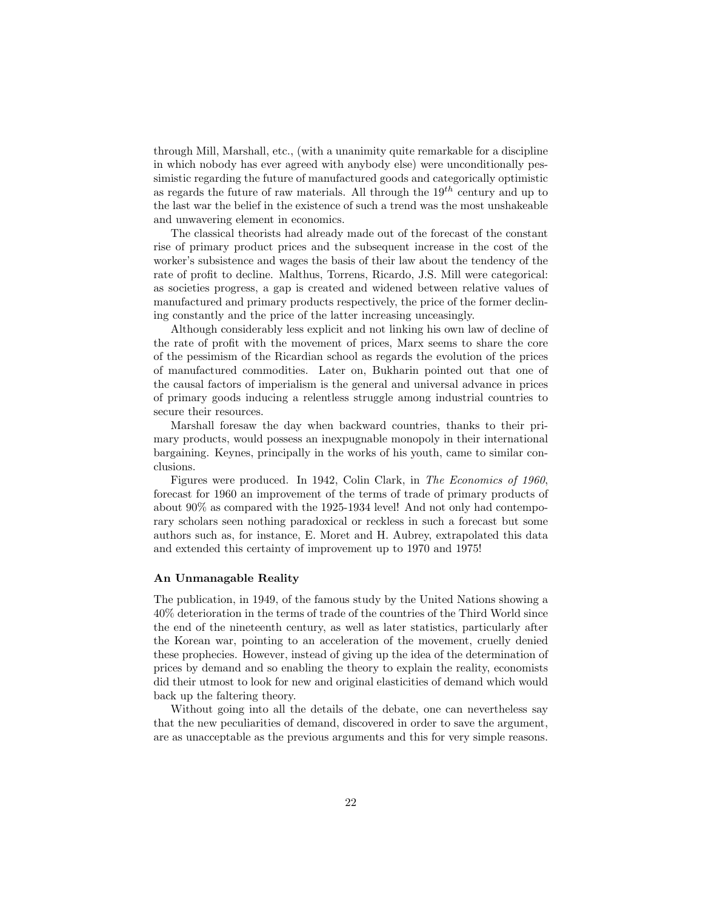through Mill, Marshall, etc., (with a unanimity quite remarkable for a discipline in which nobody has ever agreed with anybody else) were unconditionally pessimistic regarding the future of manufactured goods and categorically optimistic as regards the future of raw materials. All through the $19^{th}$ century and up to the last war the belief in the existence of such a trend was the most unshakeable and unwavering element in economics.

The classical theorists had already made out of the forecast of the constant rise of primary product prices and the subsequent increase in the cost of the worker's subsistence and wages the basis of their law about the tendency of the rate of profit to decline. Malthus, Torrens, Ricardo, J.S. Mill were categorical: as societies progress, a gap is created and widened between relative values of manufactured and primary products respectively, the price of the former declining constantly and the price of the latter increasing unceasingly.

Although considerably less explicit and not linking his own law of decline of the rate of profit with the movement of prices, Marx seems to share the core of the pessimism of the Ricardian school as regards the evolution of the prices of manufactured commodities. Later on, Bukharin pointed out that one of the causal factors of imperialism is the general and universal advance in prices of primary goods inducing a relentless struggle among industrial countries to secure their resources.

Marshall foresaw the day when backward countries, thanks to their primary products, would possess an inexpugnable monopoly in their international bargaining. Keynes, principally in the works of his youth, came to similar conclusions.

Figures were produced. In 1942, Colin Clark, in *The Economics of 1960*, forecast for 1960 an improvement of the terms of trade of primary products of about 90% as compared with the 1925-1934 level! And not only had contemporary scholars seen nothing paradoxical or reckless in such a forecast but some authors such as, for instance, E. Moret and H. Aubrey, extrapolated this data and extended this certainty of improvement up to 1970 and 1975!

#### An Unmanagable Reality

The publication, in 1949, of the famous study by the United Nations showing a 40% deterioration in the terms of trade of the countries of the Third World since the end of the nineteenth century, as well as later statistics, particularly after the Korean war, pointing to an acceleration of the movement, cruelly denied these prophecies. However, instead of giving up the idea of the determination of prices by demand and so enabling the theory to explain the reality, economists did their utmost to look for new and original elasticities of demand which would back up the faltering theory.

Without going into all the details of the debate, one can nevertheless say that the new peculiarities of demand, discovered in order to save the argument, are as unacceptable as the previous arguments and this for very simple reasons.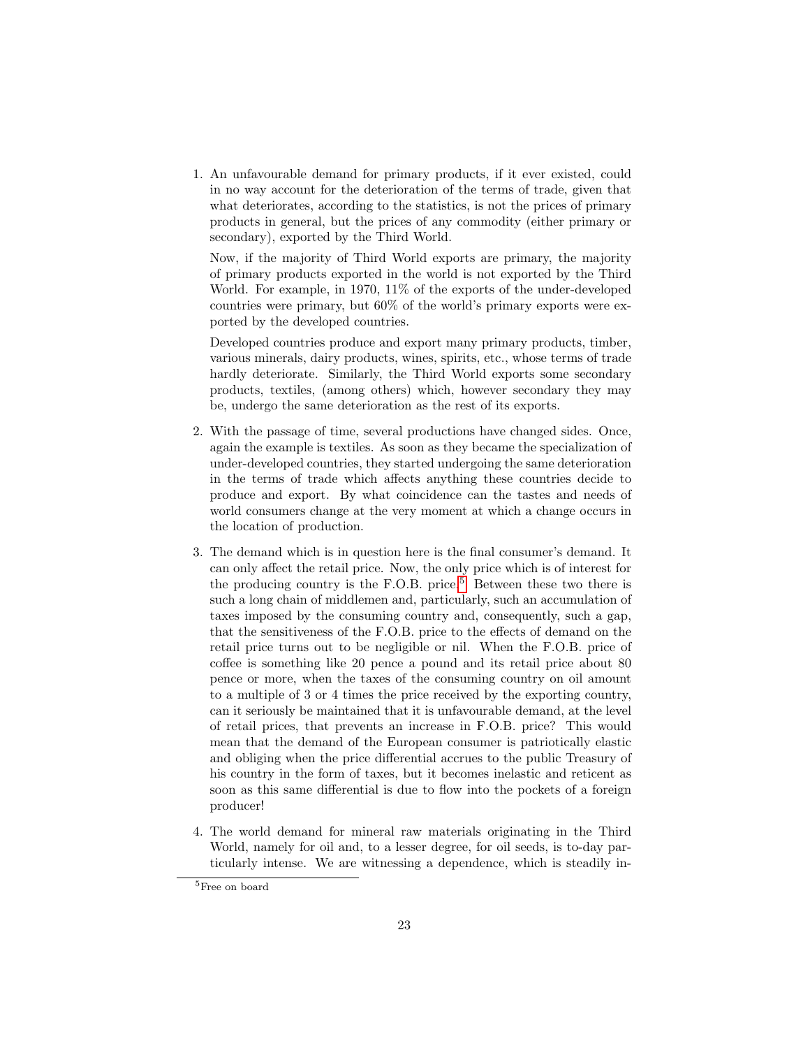1. An unfavourable demand for primary products, if it ever existed, could in no way account for the deterioration of the terms of trade, given that what deteriorates, according to the statistics, is not the prices of primary products in general, but the prices of any commodity (either primary or secondary), exported by the Third World.

   Now, if the majority of Third World exports are primary, the majority of primary products exported in the world is not exported by the Third World. For example, in 1970, 11% of the exports of the under-developed countries were primary, but 60% of the world's primary exports were exported by the developed countries.

   Developed countries produce and export many primary products, timber, various minerals, dairy products, wines, spirits, etc., whose terms of trade hardly deteriorate. Similarly, the Third World exports some secondary products, textiles, (among others) which, however secondary they may be, undergo the same deterioration as the rest of its exports.

2. With the passage of time, several productions have changed sides. Once, again the example is textiles. As soon as they became the specialization of under-developed countries, they started undergoing the same deterioration in the terms of trade which affects anything these countries decide to produce and export. By what coincidence can the tastes and needs of world consumers change at the very moment at which a change occurs in the location of production.

3. The demand which is in question here is the final consumer's demand. It can only affect the retail price. Now, the only price which is of interest for the producing country is the F.O.B. price.[5] Between these two there is such a long chain of middlemen and, particularly, such an accumulation of taxes imposed by the consuming country and, consequently, such a gap, that the sensitiveness of the F.O.B. price to the effects of demand on the retail price turns out to be negligible or nil. When the F.O.B. price of coffee is something like 20 pence a pound and its retail price about 80 pence or more, when the taxes of the consuming country on oil amount to a multiple of 3 or 4 times the price received by the exporting country, can it seriously be maintained that it is unfavourable demand, at the level of retail prices, that prevents an increase in F.O.B. price? This would mean that the demand of the European consumer is patriotically elastic and obliging when the price differential accrues to the public Treasury of his country in the form of taxes, but it becomes inelastic and reticent as soon as this same differential is due to flow into the pockets of a foreign producer!

4. The world demand for mineral raw materials originating in the Third World, namely for oil and, to a lesser degree, for oil seeds, is to-day particularly intense. We are witnessing a dependence, which is steadily in-

[5] Free on board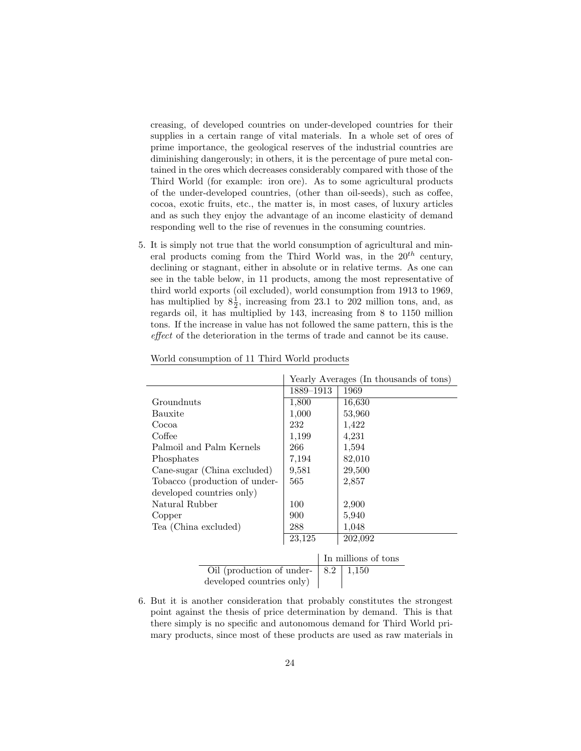creasing, of developed countries on under-developed countries for their supplies in a certain range of vital materials. In a whole set of ores of prime importance, the geological reserves of the industrial countries are diminishing dangerously; in others, it is the percentage of pure metal contained in the ores which decreases considerably compared with those of the Third World (for example: iron ore). As to some agricultural products of the under-developed countries, (other than oil-seeds), such as coffee, cocoa, exotic fruits, etc., the matter is, in most cases, of luxury articles and as such they enjoy the advantage of an income elasticity of demand responding well to the rise of revenues in the consuming countries.

5. It is simply not true that the world consumption of agricultural and mineral products coming from the Third World was, in the $20^{th}$ century, declining or stagnant, either in absolute or in relative terms. As one can see in the table below, in 11 products, among the most representative of third world exports (oil excluded), world consumption from 1913 to 1969, has multiplied by $8\frac{1}{2}$, increasing from 23.1 to 202 million tons, and, as regards oil, it has multiplied by 143, increasing from 8 to 1150 million tons. If the increase in value has not followed the same pattern, this is the *effect* of the deterioration in the terms of trade and cannot be its cause.

World consumption of 11 Third World products

| | Yearly Averages (In thousands of tons) | |
|---|---|---|
| | 1889–1913 | 1969 |
| Groundnuts | 1,800 | 16,630 |
| Bauxite | 1,000 | 53,960 |
| Cocoa | 232 | 1,422 |
| Coffee | 1,199 | 4,231 |
| Palmoil and Palm Kernels | 266 | 1,594 |
| Phosphates | 7,194 | 82,010 |
| Cane-sugar (China excluded) | 9,581 | 29,500 |
| Tobacco (production of under-developed countries only) | 565 | 2,857 |
| Natural Rubber | 100 | 2,900 |
| Copper | 900 | 5,940 |
| Tea (China excluded) | 288 | 1,048 |
| | 23,125 | 202,092 |

| | In millions of tons | |
|---|---|---|
| Oil (production of under-developed countries only) | 8.2 | 1,150 |

6. But it is another consideration that probably constitutes the strongest point against the thesis of price determination by demand. This is that there simply is no specific and autonomous demand for Third World primary products, since most of these products are used as raw materials in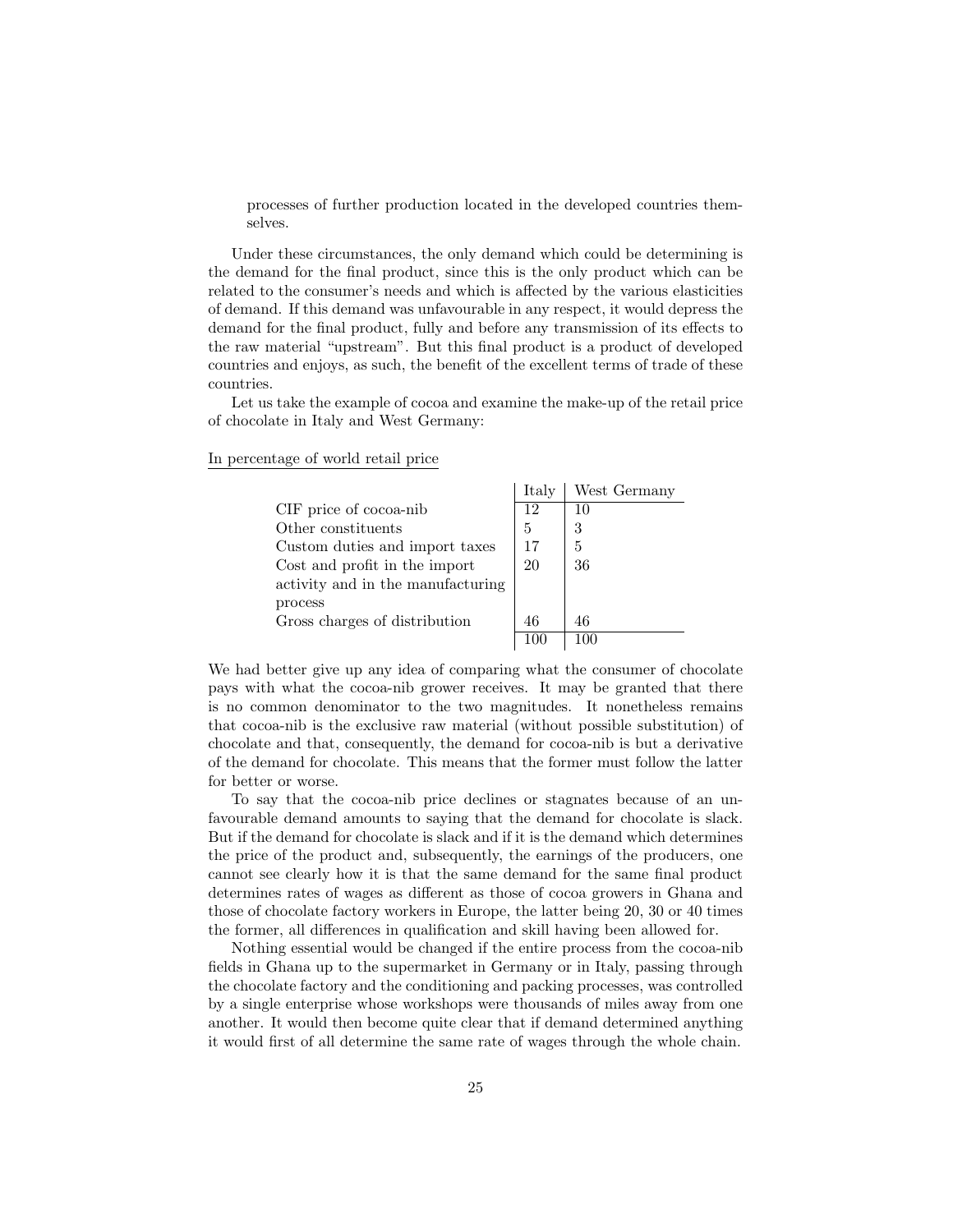processes of further production located in the developed countries themselves.

Under these circumstances, the only demand which could be determining is the demand for the final product, since this is the only product which can be related to the consumer's needs and which is affected by the various elasticities of demand. If this demand was unfavourable in any respect, it would depress the demand for the final product, fully and before any transmission of its effects to the raw material "upstream". But this final product is a product of developed countries and enjoys, as such, the benefit of the excellent terms of trade of these countries.

Let us take the example of cocoa and examine the make-up of the retail price of chocolate in Italy and West Germany:

In percentage of world retail price

| | Italy | West Germany |
|---|---|---|
| CIF price of cocoa-nib | 12 | 10 |
| Other constituents | 5 | 3 |
| Custom duties and import taxes | 17 | 5 |
| Cost and profit in the import activity and in the manufacturing process | 20 | 36 |
| Gross charges of distribution | 46 | 46 |
| | 100 | 100 |

We had better give up any idea of comparing what the consumer of chocolate pays with what the cocoa-nib grower receives. It may be granted that there is no common denominator to the two magnitudes. It nonetheless remains that cocoa-nib is the exclusive raw material (without possible substitution) of chocolate and that, consequently, the demand for cocoa-nib is but a derivative of the demand for chocolate. This means that the former must follow the latter for better or worse.

To say that the cocoa-nib price declines or stagnates because of an unfavourable demand amounts to saying that the demand for chocolate is slack. But if the demand for chocolate is slack and if it is the demand which determines the price of the product and, subsequently, the earnings of the producers, one cannot see clearly how it is that the same demand for the same final product determines rates of wages as different as those of cocoa growers in Ghana and those of chocolate factory workers in Europe, the latter being 20, 30 or 40 times the former, all differences in qualification and skill having been allowed for.

Nothing essential would be changed if the entire process from the cocoa-nib fields in Ghana up to the supermarket in Germany or in Italy, passing through the chocolate factory and the conditioning and packing processes, was controlled by a single enterprise whose workshops were thousands of miles away from one another. It would then become quite clear that if demand determined anything it would first of all determine the same rate of wages through the whole chain.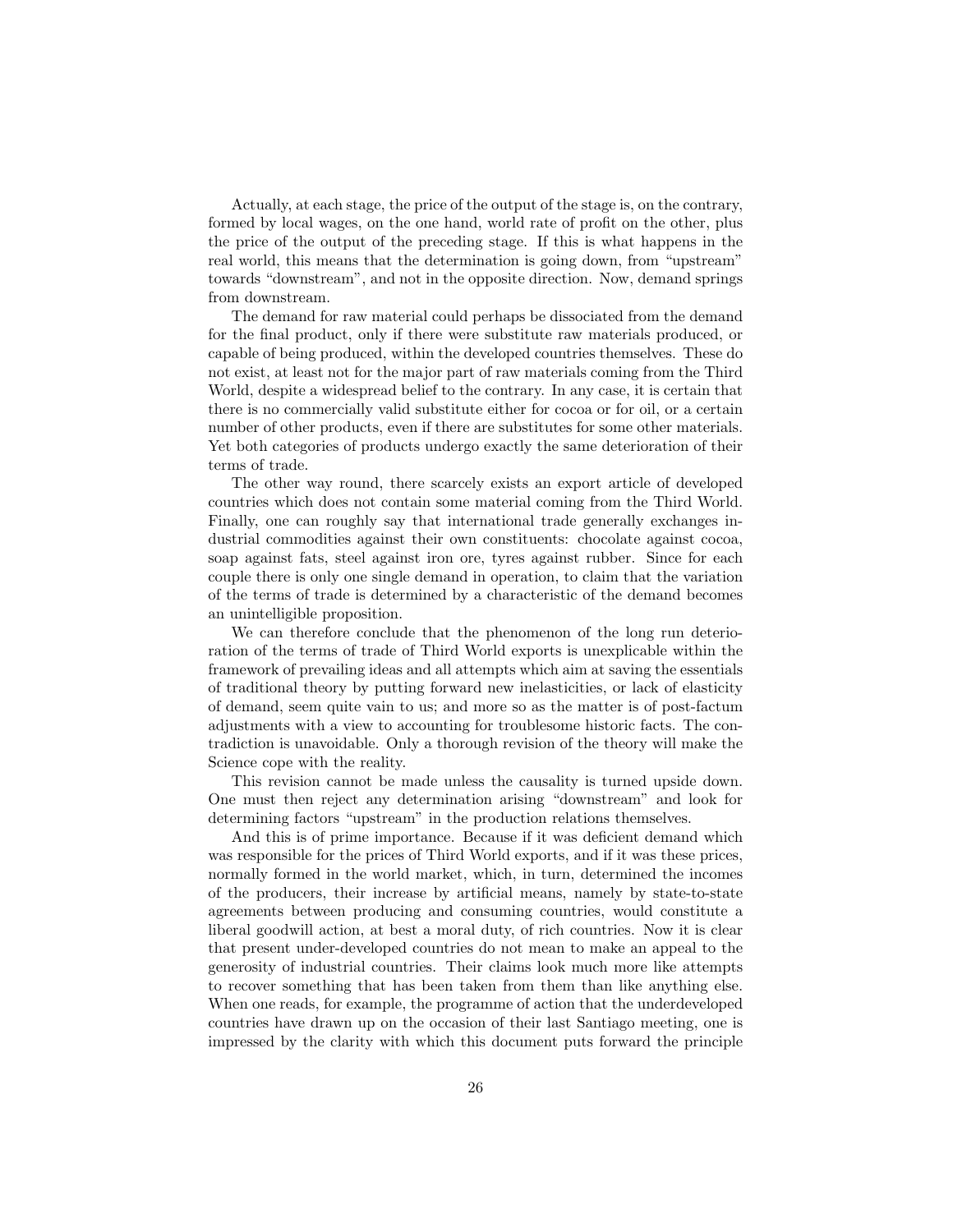Actually, at each stage, the price of the output of the stage is, on the contrary, formed by local wages, on the one hand, world rate of profit on the other, plus the price of the output of the preceding stage. If this is what happens in the real world, this means that the determination is going down, from "upstream" towards "downstream", and not in the opposite direction. Now, demand springs from downstream.

The demand for raw material could perhaps be dissociated from the demand for the final product, only if there were substitute raw materials produced, or capable of being produced, within the developed countries themselves. These do not exist, at least not for the major part of raw materials coming from the Third World, despite a widespread belief to the contrary. In any case, it is certain that there is no commercially valid substitute either for cocoa or for oil, or a certain number of other products, even if there are substitutes for some other materials. Yet both categories of products undergo exactly the same deterioration of their terms of trade.

The other way round, there scarcely exists an export article of developed countries which does not contain some material coming from the Third World. Finally, one can roughly say that international trade generally exchanges industrial commodities against their own constituents: chocolate against cocoa, soap against fats, steel against iron ore, tyres against rubber. Since for each couple there is only one single demand in operation, to claim that the variation of the terms of trade is determined by a characteristic of the demand becomes an unintelligible proposition.

We can therefore conclude that the phenomenon of the long run deterioration of the terms of trade of Third World exports is unexplicable within the framework of prevailing ideas and all attempts which aim at saving the essentials of traditional theory by putting forward new inelasticities, or lack of elasticity of demand, seem quite vain to us; and more so as the matter is of post-factum adjustments with a view to accounting for troublesome historic facts. The contradiction is unavoidable. Only a thorough revision of the theory will make the Science cope with the reality.

This revision cannot be made unless the causality is turned upside down. One must then reject any determination arising "downstream" and look for determining factors "upstream" in the production relations themselves.

And this is of prime importance. Because if it was deficient demand which was responsible for the prices of Third World exports, and if it was these prices, normally formed in the world market, which, in turn, determined the incomes of the producers, their increase by artificial means, namely by state-to-state agreements between producing and consuming countries, would constitute a liberal goodwill action, at best a moral duty, of rich countries. Now it is clear that present under-developed countries do not mean to make an appeal to the generosity of industrial countries. Their claims look much more like attempts to recover something that has been taken from them than like anything else. When one reads, for example, the programme of action that the underdeveloped countries have drawn up on the occasion of their last Santiago meeting, one is impressed by the clarity with which this document puts forward the principle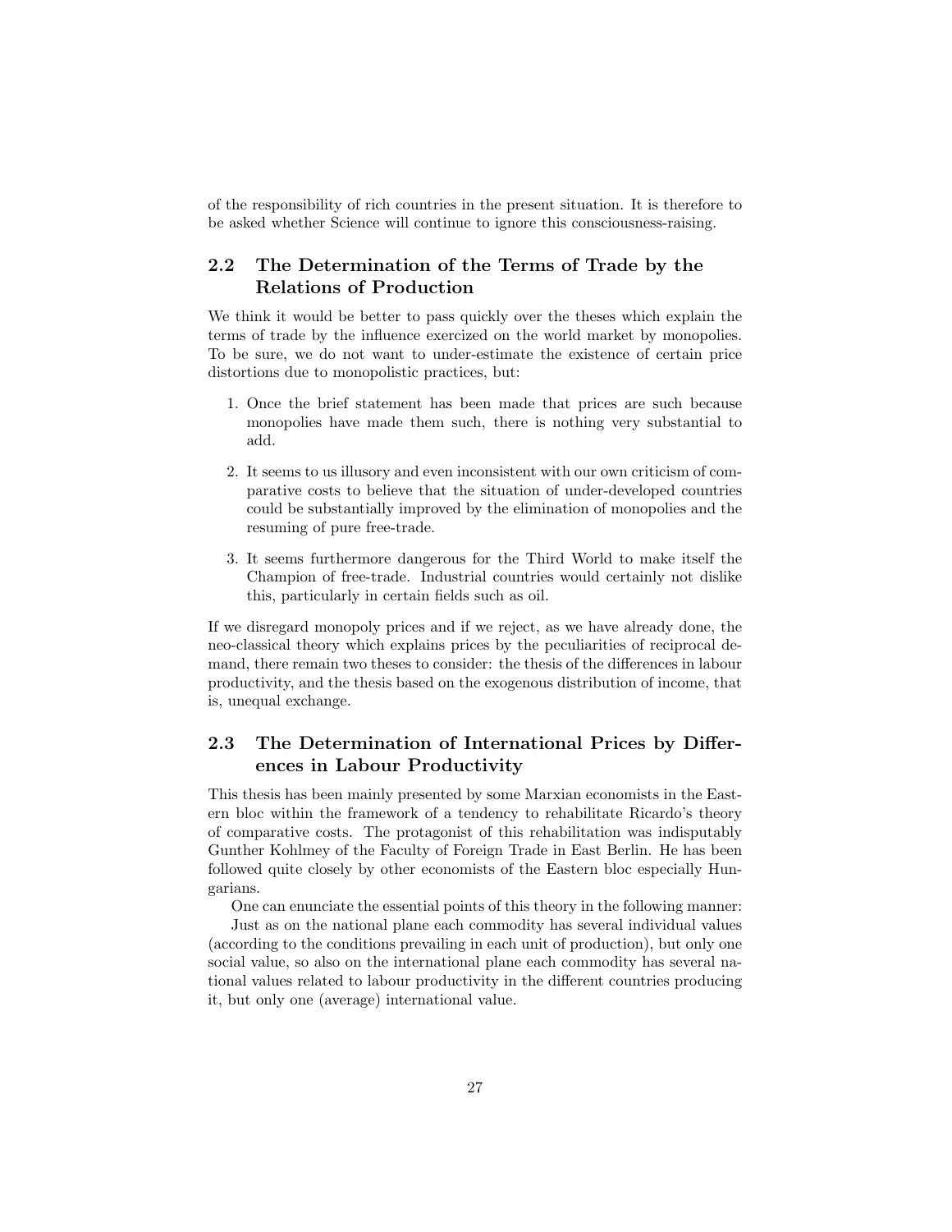of the responsibility of rich countries in the present situation. It is therefore to be asked whether Science will continue to ignore this consciousness-raising.

## 2.2 The Determination of the Terms of Trade by the Relations of Production

We think it would be better to pass quickly over the theses which explain the terms of trade by the influence exercized on the world market by monopolies. To be sure, we do not want to under-estimate the existence of certain price distortions due to monopolistic practices, but:

1. Once the brief statement has been made that prices are such because monopolies have made them such, there is nothing very substantial to add.

2. It seems to us illusory and even inconsistent with our own criticism of comparative costs to believe that the situation of under-developed countries could be substantially improved by the elimination of monopolies and the resuming of pure free-trade.

3. It seems furthermore dangerous for the Third World to make itself the Champion of free-trade. Industrial countries would certainly not dislike this, particularly in certain fields such as oil.

If we disregard monopoly prices and if we reject, as we have already done, the neo-classical theory which explains prices by the peculiarities of reciprocal demand, there remain two theses to consider: the thesis of the differences in labour productivity, and the thesis based on the exogenous distribution of income, that is, unequal exchange.

## 2.3 The Determination of International Prices by Differences in Labour Productivity

This thesis has been mainly presented by some Marxian economists in the Eastern bloc within the framework of a tendency to rehabilitate Ricardo's theory of comparative costs. The protagonist of this rehabilitation was indisputably Gunther Kohlmey of the Faculty of Foreign Trade in East Berlin. He has been followed quite closely by other economists of the Eastern bloc especially Hungarians.

One can enunciate the essential points of this theory in the following manner:

Just as on the national plane each commodity has several individual values (according to the conditions prevailing in each unit of production), but only one social value, so also on the international plane each commodity has several national values related to labour productivity in the different countries producing it, but only one (average) international value.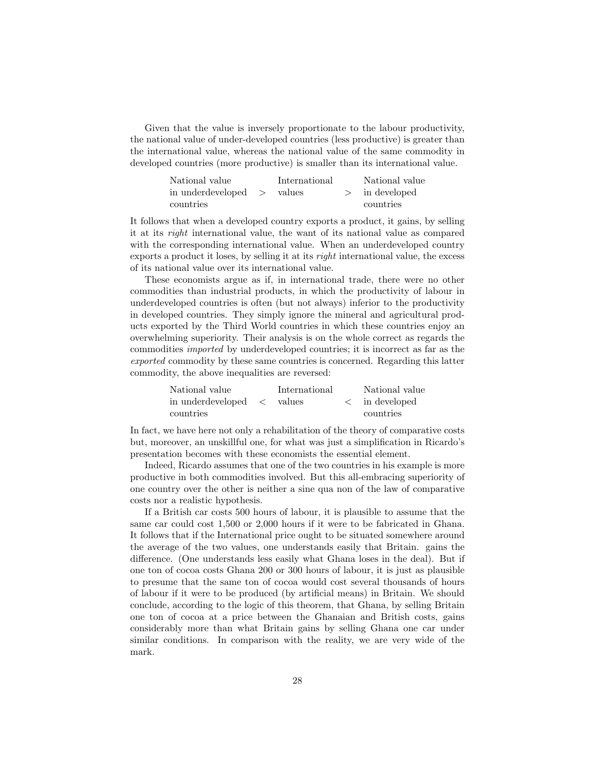Given that the value is inversely proportionate to the labour productivity, the national value of under-developed countries (less productive) is greater than the international value, whereas the national value of the same commodity in developed countries (more productive) is smaller than its international value.

| National value in underdeveloped countries | > | International values | > | National value in developed countries |
|---|---|---|---|---|

It follows that when a developed country exports a product, it gains, by selling it at its *right* international value, the want of its national value as compared with the corresponding international value. When an underdeveloped country exports a product it loses, by selling it at its *right* international value, the excess of its national value over its international value.

These economists argue as if, in international trade, there were no other commodities than industrial products, in which the productivity of labour in underdeveloped countries is often (but not always) inferior to the productivity in developed countries. They simply ignore the mineral and agricultural products exported by the Third World countries in which these countries enjoy an overwhelming superiority. Their analysis is on the whole correct as regards the commodities *imported* by underdeveloped countries; it is incorrect as far as the *exported* commodity by these same countries is concerned. Regarding this latter commodity, the above inequalities are reversed:

| National value in underdeveloped countries | < | International values | < | National value in developed countries |
|---|---|---|---|---|

In fact, we have here not only a rehabilitation of the theory of comparative costs but, moreover, an unskillful one, for what was just a simplification in Ricardo's presentation becomes with these economists the essential element.

Indeed, Ricardo assumes that one of the two countries in his example is more productive in both commodities involved. But this all-embracing superiority of one country over the other is neither a sine qua non of the law of comparative costs nor a realistic hypothesis.

If a British car costs 500 hours of labour, it is plausible to assume that the same car could cost 1,500 or 2,000 hours if it were to be fabricated in Ghana. It follows that if the International price ought to be situated somewhere around the average of the two values, one understands easily that Britain. gains the difference. (One understands less easily what Ghana loses in the deal). But if one ton of cocoa costs Ghana 200 or 300 hours of labour, it is just as plausible to presume that the same ton of cocoa would cost several thousands of hours of labour if it were to be produced (by artificial means) in Britain. We should conclude, according to the logic of this theorem, that Ghana, by selling Britain one ton of cocoa at a price between the Ghanaian and British costs, gains considerably more than what Britain gains by selling Ghana one car under similar conditions. In comparison with the reality, we are very wide of the mark.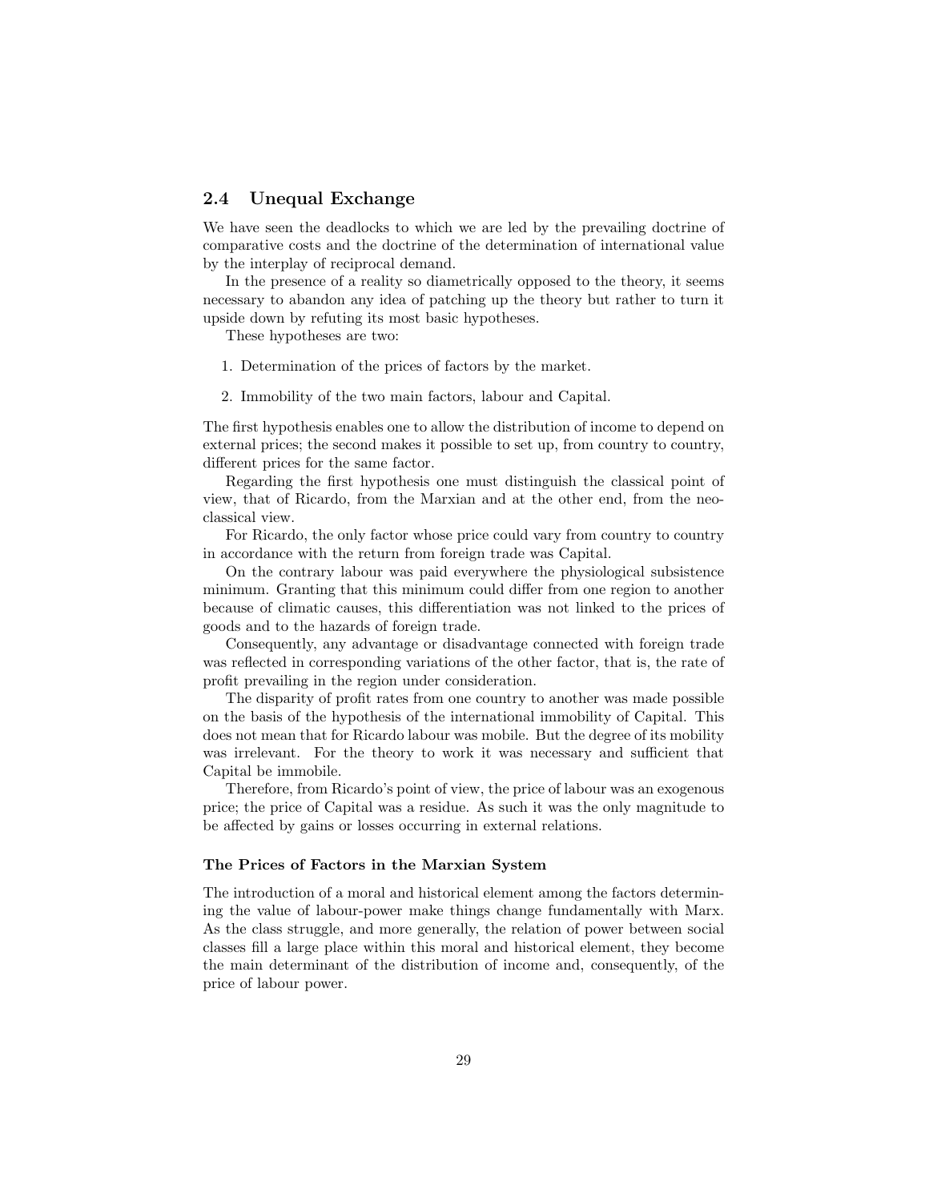## 2.4 Unequal Exchange

We have seen the deadlocks to which we are led by the prevailing doctrine of comparative costs and the doctrine of the determination of international value by the interplay of reciprocal demand.

In the presence of a reality so diametrically opposed to the theory, it seems necessary to abandon any idea of patching up the theory but rather to turn it upside down by refuting its most basic hypotheses.

These hypotheses are two:

1. Determination of the prices of factors by the market.
2. Immobility of the two main factors, labour and Capital.

The first hypothesis enables one to allow the distribution of income to depend on external prices; the second makes it possible to set up, from country to country, different prices for the same factor.

Regarding the first hypothesis one must distinguish the classical point of view, that of Ricardo, from the Marxian and at the other end, from the neo-classical view.

For Ricardo, the only factor whose price could vary from country to country in accordance with the return from foreign trade was Capital.

On the contrary labour was paid everywhere the physiological subsistence minimum. Granting that this minimum could differ from one region to another because of climatic causes, this differentiation was not linked to the prices of goods and to the hazards of foreign trade.

Consequently, any advantage or disadvantage connected with foreign trade was reflected in corresponding variations of the other factor, that is, the rate of profit prevailing in the region under consideration.

The disparity of profit rates from one country to another was made possible on the basis of the hypothesis of the international immobility of Capital. This does not mean that for Ricardo labour was mobile. But the degree of its mobility was irrelevant. For the theory to work it was necessary and sufficient that Capital be immobile.

Therefore, from Ricardo's point of view, the price of labour was an exogenous price; the price of Capital was a residue. As such it was the only magnitude to be affected by gains or losses occurring in external relations.

### The Prices of Factors in the Marxian System

The introduction of a moral and historical element among the factors determining the value of labour-power make things change fundamentally with Marx. As the class struggle, and more generally, the relation of power between social classes fill a large place within this moral and historical element, they become the main determinant of the distribution of income and, consequently, of the price of labour power.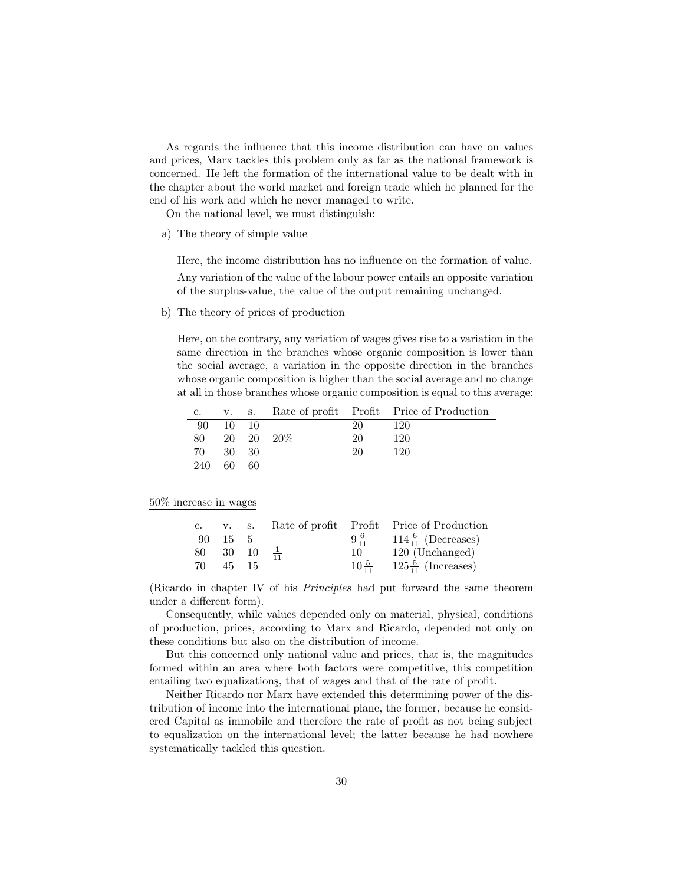As regards the influence that this income distribution can have on values and prices, Marx tackles this problem only as far as the national framework is concerned. He left the formation of the international value to be dealt with in the chapter about the world market and foreign trade which he planned for the end of his work and which he never managed to write.

On the national level, we must distinguish:

a) The theory of simple value

   Here, the income distribution has no influence on the formation of value.

   Any variation of the value of the labour power entails an opposite variation of the surplus-value, the value of the output remaining unchanged.

b) The theory of prices of production

   Here, on the contrary, any variation of wages gives rise to a variation in the same direction in the branches whose organic composition is lower than the social average, a variation in the opposite direction in the branches whose organic composition is higher than the social average and no change at all in those branches whose organic composition is equal to this average:

| c. | v. | s. | Rate of profit | Profit | Price of Production |
|---|---|---|---|---|---|
| 90 | 10 | 10 | | 20 | 120 |
| 80 | 20 | 20 | 20% | 20 | 120 |
| 70 | 30 | 30 | | 20 | 120 |
| 240 | 60 | 60 | | | |

50% increase in wages

| c. | v. | s. | Rate of profit | Profit | Price of Production |
|---|---|---|---|---|---|
| 90 | 15 | 5 | | $9\frac{6}{11}$ | $114\frac{6}{11}$ (Decreases) |
| 80 | 30 | 10 | $\frac{1}{11}$ | 10 | 120 (Unchanged) |
| 70 | 45 | 15 | | $10\frac{5}{11}$ | $125\frac{5}{11}$ (Increases) |

(Ricardo in chapter IV of his *Principles* had put forward the same theorem under a different form).

Consequently, while values depended only on material, physical, conditions of production, prices, according to Marx and Ricardo, depended not only on these conditions but also on the distribution of income.

But this concerned only national value and prices, that is, the magnitudes formed within an area where both factors were competitive, this competition entailing two equalizations, that of wages and that of the rate of profit.

Neither Ricardo nor Marx have extended this determining power of the distribution of income into the international plane, the former, because he considered Capital as immobile and therefore the rate of profit as not being subject to equalization on the international level; the latter because he had nowhere systematically tackled this question.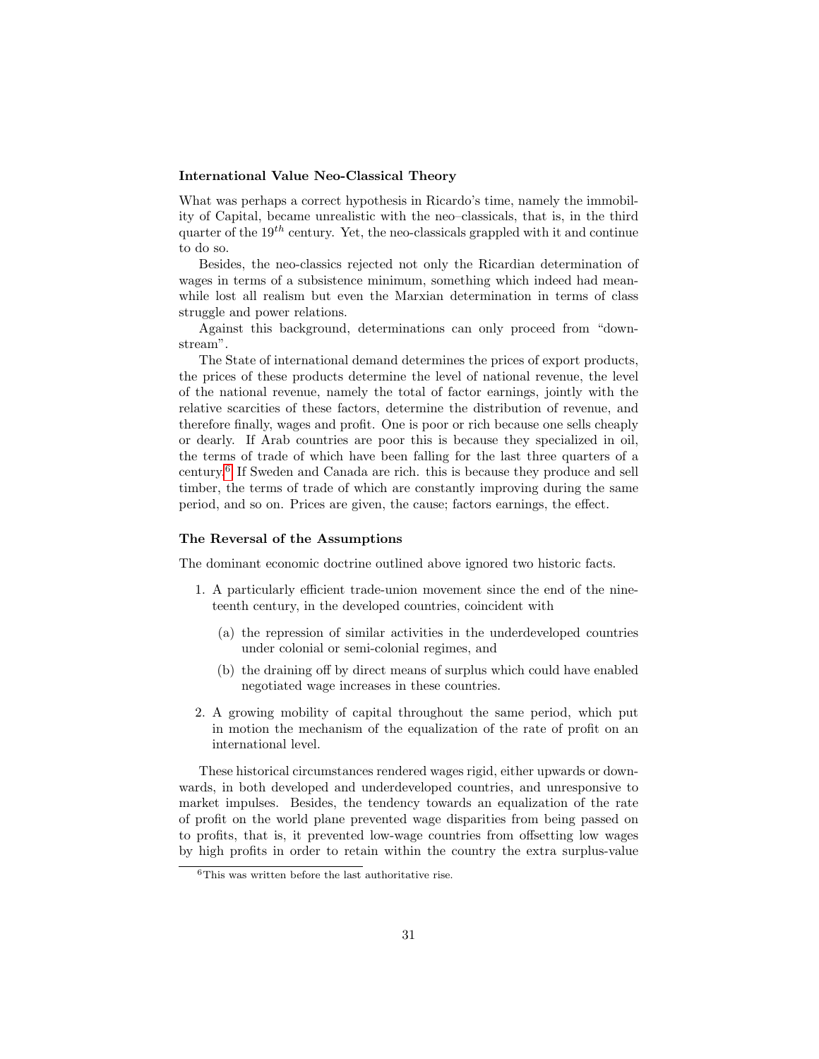### International Value Neo-Classical Theory

What was perhaps a correct hypothesis in Ricardo's time, namely the immobility of Capital, became unrealistic with the neo–classicals, that is, in the third quarter of the $19^{th}$ century. Yet, the neo-classicals grappled with it and continue to do so.

Besides, the neo-classics rejected not only the Ricardian determination of wages in terms of a subsistence minimum, something which indeed had meanwhile lost all realism but even the Marxian determination in terms of class struggle and power relations.

Against this background, determinations can only proceed from "downstream".

The State of international demand determines the prices of export products, the prices of these products determine the level of national revenue, the level of the national revenue, namely the total of factor earnings, jointly with the relative scarcities of these factors, determine the distribution of revenue, and therefore finally, wages and profit. One is poor or rich because one sells cheaply or dearly. If Arab countries are poor this is because they specialized in oil, the terms of trade of which have been falling for the last three quarters of a century.[6] If Sweden and Canada are rich. this is because they produce and sell timber, the terms of trade of which are constantly improving during the same period, and so on. Prices are given, the cause; factors earnings, the effect.

### The Reversal of the Assumptions

The dominant economic doctrine outlined above ignored two historic facts.

1. A particularly efficient trade-union movement since the end of the nineteenth century, in the developed countries, coincident with
   (a) the repression of similar activities in the underdeveloped countries under colonial or semi-colonial regimes, and
   (b) the draining off by direct means of surplus which could have enabled negotiated wage increases in these countries.
2. A growing mobility of capital throughout the same period, which put in motion the mechanism of the equalization of the rate of profit on an international level.

These historical circumstances rendered wages rigid, either upwards or downwards, in both developed and underdeveloped countries, and unresponsive to market impulses. Besides, the tendency towards an equalization of the rate of profit on the world plane prevented wage disparities from being passed on to profits, that is, it prevented low-wage countries from offsetting low wages by high profits in order to retain within the country the extra surplus-value

[6] This was written before the last authoritative rise.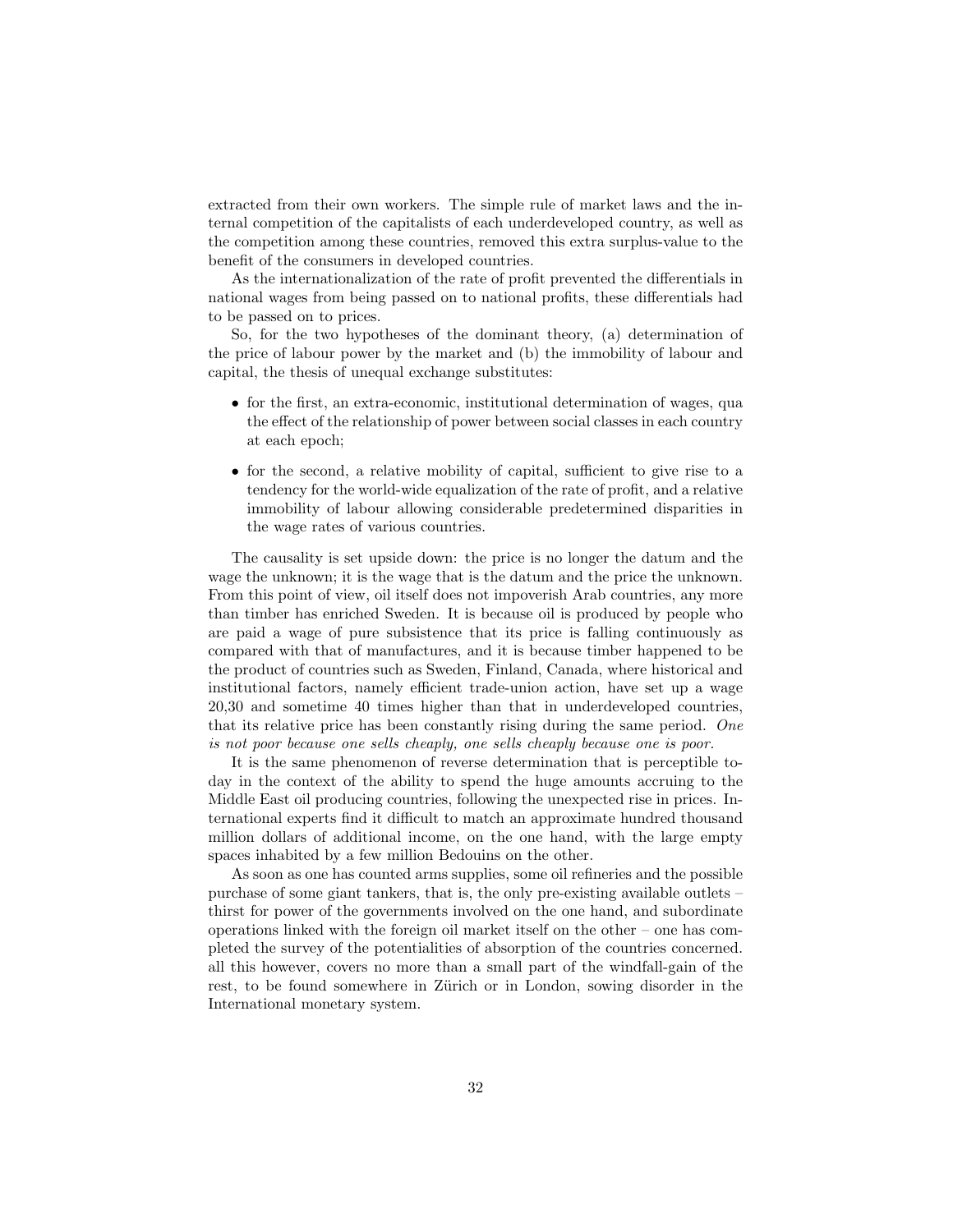extracted from their own workers. The simple rule of market laws and the internal competition of the capitalists of each underdeveloped country, as well as the competition among these countries, removed this extra surplus-value to the benefit of the consumers in developed countries.

As the internationalization of the rate of profit prevented the differentials in national wages from being passed on to national profits, these differentials had to be passed on to prices.

So, for the two hypotheses of the dominant theory, (a) determination of the price of labour power by the market and (b) the immobility of labour and capital, the thesis of unequal exchange substitutes:

- for the first, an extra-economic, institutional determination of wages, qua the effect of the relationship of power between social classes in each country at each epoch;
- for the second, a relative mobility of capital, sufficient to give rise to a tendency for the world-wide equalization of the rate of profit, and a relative immobility of labour allowing considerable predetermined disparities in the wage rates of various countries.

The causality is set upside down: the price is no longer the datum and the wage the unknown; it is the wage that is the datum and the price the unknown. From this point of view, oil itself does not impoverish Arab countries, any more than timber has enriched Sweden. It is because oil is produced by people who are paid a wage of pure subsistence that its price is falling continuously as compared with that of manufactures, and it is because timber happened to be the product of countries such as Sweden, Finland, Canada, where historical and institutional factors, namely efficient trade-union action, have set up a wage 20,30 and sometime 40 times higher than that in underdeveloped countries, that its relative price has been constantly rising during the same period. *One is not poor because one sells cheaply, one sells cheaply because one is poor.*

It is the same phenomenon of reverse determination that is perceptible today in the context of the ability to spend the huge amounts accruing to the Middle East oil producing countries, following the unexpected rise in prices. International experts find it difficult to match an approximate hundred thousand million dollars of additional income, on the one hand, with the large empty spaces inhabited by a few million Bedouins on the other.

As soon as one has counted arms supplies, some oil refineries and the possible purchase of some giant tankers, that is, the only pre-existing available outlets – thirst for power of the governments involved on the one hand, and subordinate operations linked with the foreign oil market itself on the other – one has completed the survey of the potentialities of absorption of the countries concerned. all this however, covers no more than a small part of the windfall-gain of the rest, to be found somewhere in Zürich or in London, sowing disorder in the International monetary system.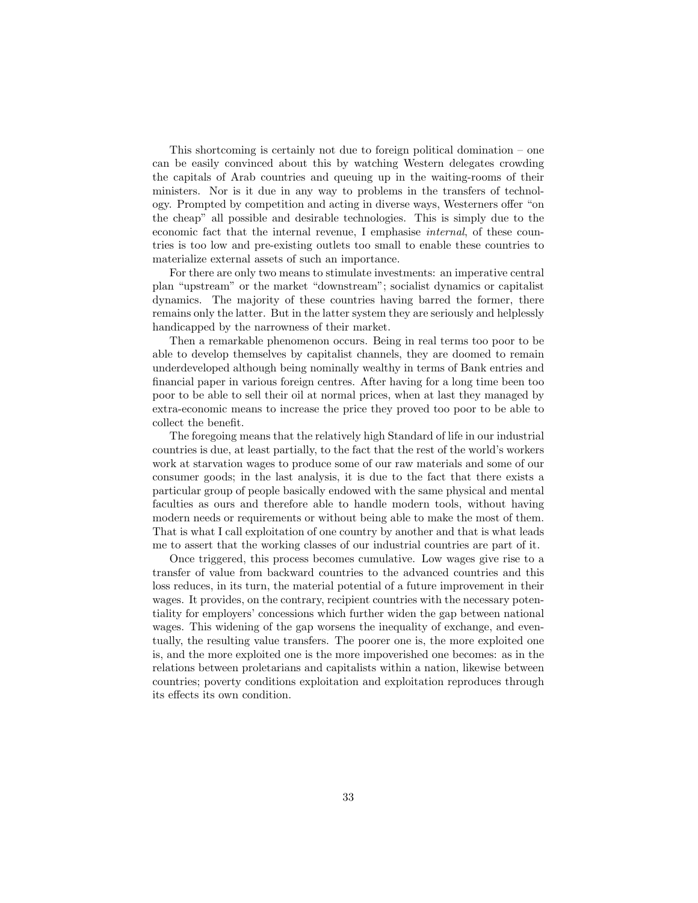This shortcoming is certainly not due to foreign political domination – one can be easily convinced about this by watching Western delegates crowding the capitals of Arab countries and queuing up in the waiting-rooms of their ministers. Nor is it due in any way to problems in the transfers of technology. Prompted by competition and acting in diverse ways, Westerners offer "on the cheap" all possible and desirable technologies. This is simply due to the economic fact that the internal revenue, I emphasise *internal*, of these countries is too low and pre-existing outlets too small to enable these countries to materialize external assets of such an importance.

For there are only two means to stimulate investments: an imperative central plan "upstream" or the market "downstream"; socialist dynamics or capitalist dynamics. The majority of these countries having barred the former, there remains only the latter. But in the latter system they are seriously and helplessly handicapped by the narrowness of their market.

Then a remarkable phenomenon occurs. Being in real terms too poor to be able to develop themselves by capitalist channels, they are doomed to remain underdeveloped although being nominally wealthy in terms of Bank entries and financial paper in various foreign centres. After having for a long time been too poor to be able to sell their oil at normal prices, when at last they managed by extra-economic means to increase the price they proved too poor to be able to collect the benefit.

The foregoing means that the relatively high Standard of life in our industrial countries is due, at least partially, to the fact that the rest of the world's workers work at starvation wages to produce some of our raw materials and some of our consumer goods; in the last analysis, it is due to the fact that there exists a particular group of people basically endowed with the same physical and mental faculties as ours and therefore able to handle modern tools, without having modern needs or requirements or without being able to make the most of them. That is what I call exploitation of one country by another and that is what leads me to assert that the working classes of our industrial countries are part of it.

Once triggered, this process becomes cumulative. Low wages give rise to a transfer of value from backward countries to the advanced countries and this loss reduces, in its turn, the material potential of a future improvement in their wages. It provides, on the contrary, recipient countries with the necessary potentiality for employers' concessions which further widen the gap between national wages. This widening of the gap worsens the inequality of exchange, and eventually, the resulting value transfers. The poorer one is, the more exploited one is, and the more exploited one is the more impoverished one becomes: as in the relations between proletarians and capitalists within a nation, likewise between countries; poverty conditions exploitation and exploitation reproduces through its effects its own condition.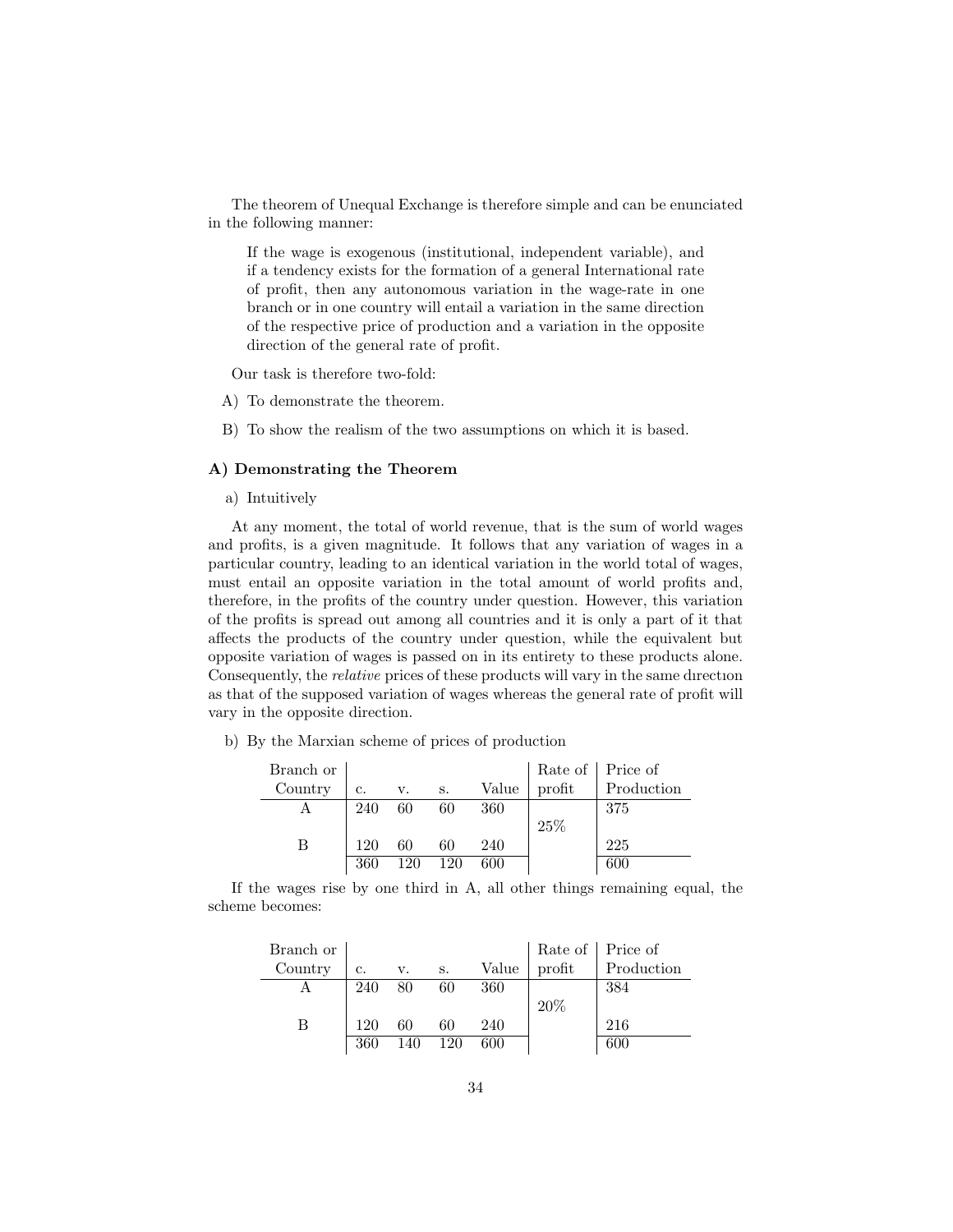The theorem of Unequal Exchange is therefore simple and can be enunciated in the following manner:

> If the wage is exogenous (institutional, independent variable), and if a tendency exists for the formation of a general International rate of profit, then any autonomous variation in the wage-rate in one branch or in one country will entail a variation in the same direction of the respective price of production and a variation in the opposite direction of the general rate of profit.

Our task is therefore two-fold:

A) To demonstrate the theorem.

B) To show the realism of the two assumptions on which it is based.

### A) Demonstrating the Theorem

a) Intuitively

At any moment, the total of world revenue, that is the sum of world wages and profits, is a given magnitude. It follows that any variation of wages in a particular country, leading to an identical variation in the world total of wages, must entail an opposite variation in the total amount of world profits and, therefore, in the profits of the country under question. However, this variation of the profits is spread out among all countries and it is only a part of it that affects the products of the country under question, while the equivalent but opposite variation of wages is passed on in its entirety to these products alone. Consequently, the *relative* prices of these products will vary in the same dırectıon as that of the supposed variation of wages whereas the general rate of profit will vary in the opposite direction.

b) By the Marxian scheme of prices of production

| Branch or Country | c. | v. | s. | Value | Rate of profit | Price of Production |
|---|---|---|---|---|---|---|
| A | 240 | 60 | 60 | 360 | | 375 |
| | | | | | 25% | |
| B | 120 | 60 | 60 | 240 | | 225 |
| | 360 | 120 | 120 | 600 | | 600 |

If the wages rise by one third in A, all other things remaining equal, the scheme becomes:

| Branch or Country | c. | v. | s. | Value | Rate of profit | Price of Production |
|---|---|---|---|---|---|---|
| A | 240 | 80 | 60 | 360 | | 384 |
| | | | | | 20% | |
| B | 120 | 60 | 60 | 240 | | 216 |
| | 360 | 140 | 120 | 600 | | 600 |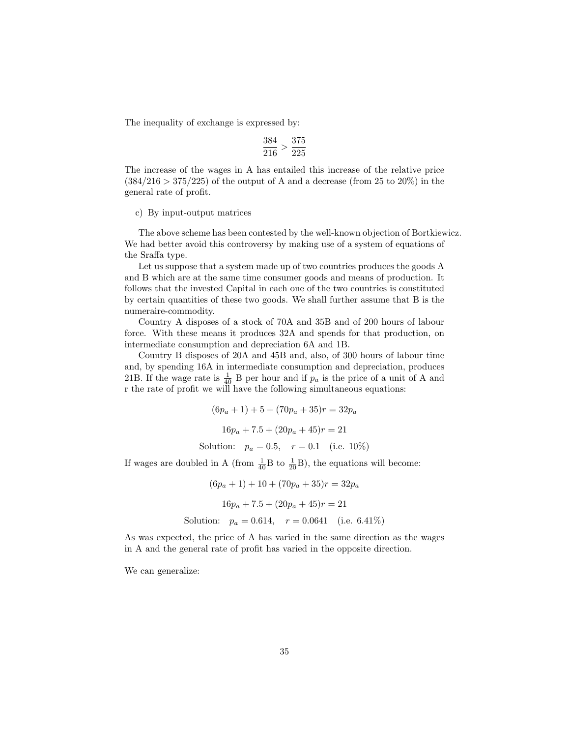The inequality of exchange is expressed by:

$$\frac{384}{216} > \frac{375}{225}$$

The increase of the wages in A has entailed this increase of the relative price ($384/216 > 375/225$) of the output of A and a decrease (from 25 to 20%) in the general rate of profit.

c) By input-output matrices

The above scheme has been contested by the well-known objection of Bortkiewicz. We had better avoid this controversy by making use of a system of equations of the Sraffa type.

Let us suppose that a system made up of two countries produces the goods A and B which are at the same time consumer goods and means of production. It follows that the invested Capital in each one of the two countries is constituted by certain quantities of these two goods. We shall further assume that B is the numeraire-commodity.

Country A disposes of a stock of 70A and 35B and of 200 hours of labour force. With these means it produces 32A and spends for that production, on intermediate consumption and depreciation 6A and 1B.

Country B disposes of 20A and 45B and, also, of 300 hours of labour time and, by spending 16A in intermediate consumption and depreciation, produces 21B. If the wage rate is $\frac{1}{40}$ B per hour and if $p_a$ is the price of a unit of A and r the rate of profit we will have the following simultaneous equations:

$$(6p_a + 1) + 5 + (70p_a + 35)r = 32p_a$$

$$16p_a + 7.5 + (20p_a + 45)r = 21$$

$$\text{Solution:} \quad p_a = 0.5, \quad r = 0.1 \quad \text{(i.e. 10\%)}$$

If wages are doubled in A (from $\frac{1}{40}$B to $\frac{1}{20}$B), the equations will become:

$$(6p_a + 1) + 10 + (70p_a + 35)r = 32p_a$$

$$16p_a + 7.5 + (20p_a + 45)r = 21$$

$$\text{Solution:} \quad p_a = 0.614, \quad r = 0.0641 \quad \text{(i.e. 6.41\%)}$$

As was expected, the price of A has varied in the same direction as the wages in A and the general rate of profit has varied in the opposite direction.

We can generalize: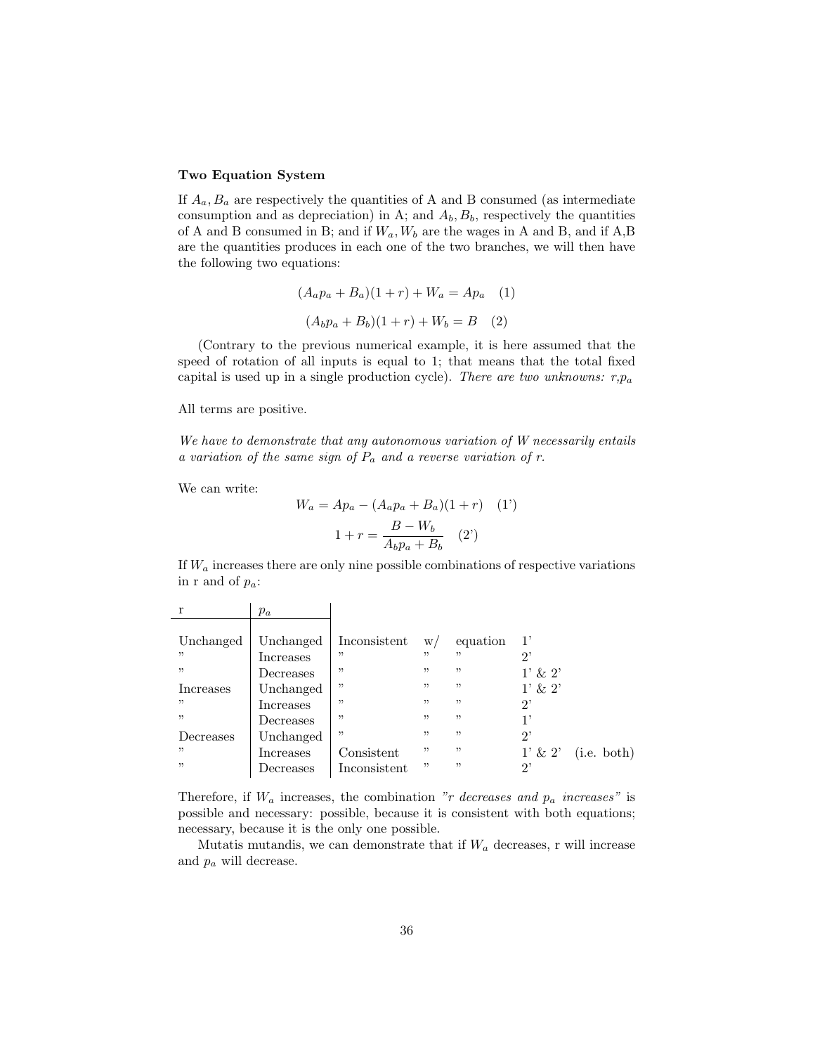**Two Equation System**

If $A_a, B_a$ are respectively the quantities of A and B consumed (as intermediate consumption and as depreciation) in A; and $A_b, B_b$, respectively the quantities of A and B consumed in B; and if $W_a, W_b$ are the wages in A and B, and if A,B are the quantities produces in each one of the two branches, we will then have the following two equations:

$$(A_a p_a + B_a)(1 + r) + W_a = Ap_a \quad (1)$$

$$(A_b p_a + B_b)(1 + r) + W_b = B \quad (2)$$

(Contrary to the previous numerical example, it is here assumed that the speed of rotation of all inputs is equal to 1; that means that the total fixed capital is used up in a single production cycle). *There are two unknowns: r,$p_a$*

All terms are positive.

*We have to demonstrate that any autonomous variation of W necessarily entails a variation of the same sign of $P_a$ and a reverse variation of r.*

We can write:

$$W_a = Ap_a - (A_a p_a + B_a)(1 + r) \quad (1')$$

$$1 + r = \frac{B - W_b}{A_b p_a + B_b} \quad (2')$$

If $W_a$ increases there are only nine possible combinations of respective variations in r and of $p_a$:

| r | $p_a$ | | | | | |
|---|---|---|---|---|---|---|
| Unchanged | Unchanged | Inconsistent | w/ | equation | 1' | |
| " | Increases | " | " | " | 2' | |
| " | Decreases | " | " | " | 1' & 2' | |
| Increases | Unchanged | " | " | " | 1' & 2' | |
| " | Increases | " | " | " | 2' | |
| " | Decreases | " | " | " | 1' | |
| Decreases | Unchanged | " | " | " | 2' | |
| " | Increases | Consistent | " | " | 1' & 2' | (i.e. both) |
| " | Decreases | Inconsistent | " | " | 2' | |

Therefore, if $W_a$ increases, the combination *"r decreases and $p_a$ increases"* is possible and necessary: possible, because it is consistent with both equations; necessary, because it is the only one possible.

Mutatis mutandis, we can demonstrate that if $W_a$ decreases, r will increase and $p_a$ will decrease.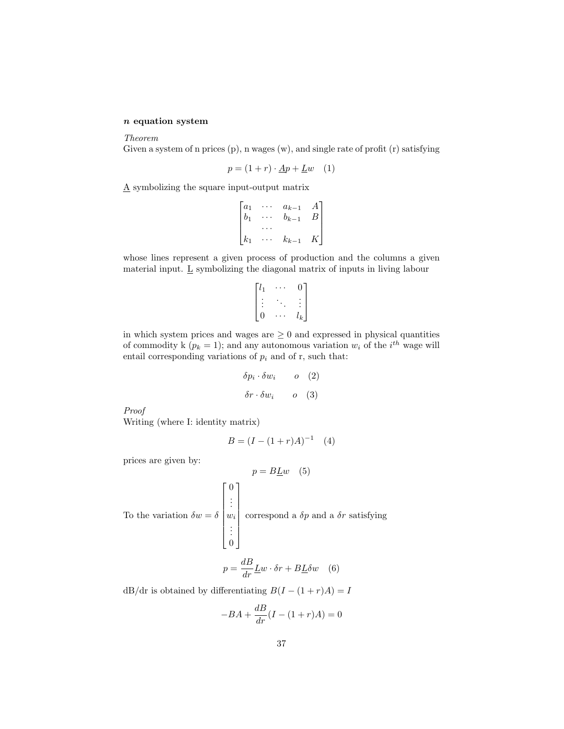***n* equation system**

*Theorem*

Given a system of n prices (p), n wages (w), and single rate of profit (r) satisfying

$$p = (1 + r) \cdot \underline{A}p + \underline{L}w \quad (1)$$

$\underline{\text{A}}$ symbolizing the square input-output matrix

$$\begin{bmatrix} a_1 & \cdots & a_{k-1} & A \\ b_1 & \cdots & b_{k-1} & B \\ & \cdots & & \\ k_1 & \cdots & k_{k-1} & K \end{bmatrix}$$

whose lines represent a given process of production and the columns a given material input. $\underline{\text{L}}$ symbolizing the diagonal matrix of inputs in living labour

$$\begin{bmatrix} l_1 & \cdots & 0 \\ \vdots & \ddots & \vdots \\ 0 & \cdots & l_k \end{bmatrix}$$

in which system prices and wages are $\geq 0$ and expressed in physical quantities of commodity k ($p_k = 1$); and any autonomous variation $w_i$ of the $i^{th}$ wage will entail corresponding variations of $p_i$ and of r, such that:

$$\delta p_i \cdot \delta w_i \qquad o \quad (2)$$

$$\delta r \cdot \delta w_i \qquad o \quad (3)$$

*Proof*

Writing (where I: identity matrix)

$$B = (I - (1 + r)A)^{-1} \quad (4)$$

prices are given by:

$$p = B\underline{L}w \quad (5)$$

To the variation $\delta w = \delta \begin{bmatrix} 0 \\ \vdots \\ w_i \\ \vdots \\ 0 \end{bmatrix}$ correspond a $\delta p$ and a $\delta r$ satisfying

$$p = \frac{dB}{dr}\underline{L}w \cdot \delta r + B\underline{L}\delta w \quad (6)$$

dB/dr is obtained by differentiating $B(I - (1 + r)A) = I$

$$-BA + \frac{dB}{dr}(I - (1 + r)A) = 0$$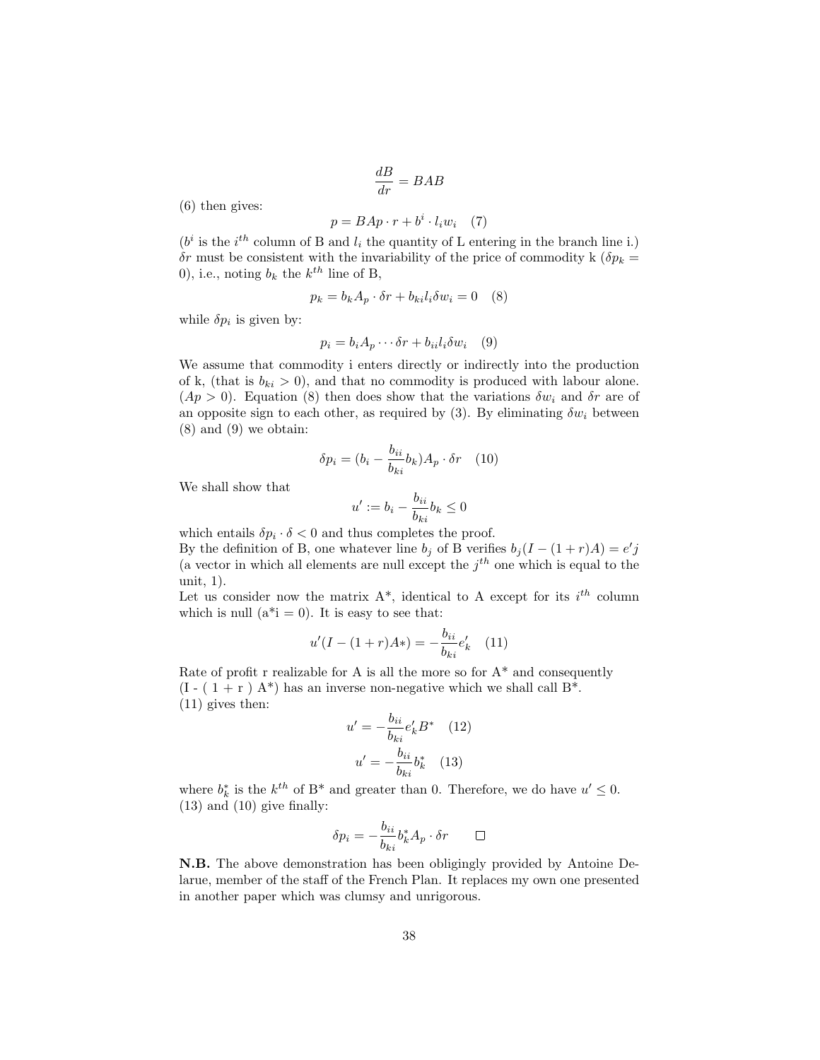$$\frac{dB}{dr} = BAB$$

(6) then gives:

$$p = BAp \cdot r + b^i \cdot l_i w_i \quad (7)$$

($b^i$ is the $i^{th}$ column of B and $l_i$ the quantity of L entering in the branch line i.) $\delta r$ must be consistent with the invariability of the price of commodity k ($\delta p_k = 0$), i.e., noting $b_k$ the $k^{th}$ line of B,

$$p_k = b_k A_p \cdot \delta r + b_{ki} l_i \delta w_i = 0 \quad (8)$$

while $\delta p_i$ is given by:

$$p_i = b_i A_p \cdots \delta r + b_{ii} l_i \delta w_i \quad (9)$$

We assume that commodity i enters directly or indirectly into the production of k, (that is $b_{ki} > 0$), and that no commodity is produced with labour alone. ($Ap > 0$). Equation (8) then does show that the variations $\delta w_i$ and $\delta r$ are of an opposite sign to each other, as required by (3). By eliminating $\delta w_i$ between (8) and (9) we obtain:

$$\delta p_i = (b_i - \frac{b_{ii}}{b_{ki}} b_k) A_p \cdot \delta r \quad (10)$$

We shall show that

$$u' := b_i - \frac{b_{ii}}{b_{ki}} b_k \leq 0$$

which entails $\delta p_i \cdot \delta < 0$ and thus completes the proof.
By the definition of B, one whatever line $b_j$ of B verifies $b_j(I - (1 + r)A) = e'j$ (a vector in which all elements are null except the $j^{th}$ one which is equal to the unit, 1).
Let us consider now the matrix A*, identical to A except for its $i^{th}$ column which is null (a*i = 0). It is easy to see that:

$$u'(I - (1 + r)A*) = -\frac{b_{ii}}{b_{ki}} e'_k \quad (11)$$

Rate of profit r realizable for A is all the more so for A* and consequently (I - ( 1 + r ) A*) has an inverse non-negative which we shall call B*.
(11) gives then:

$$u' = -\frac{b_{ii}}{b_{ki}} e'_k B^* \quad (12)$$

$$u' = -\frac{b_{ii}}{b_{ki}} b^*_k \quad (13)$$

where $b^*_k$ is the $k^{th}$ of B* and greater than 0. Therefore, we do have $u' \leq 0$.
(13) and (10) give finally:

$$\delta p_i = -\frac{b_{ii}}{b_{ki}} b^*_k A_p \cdot \delta r \qquad \square$$

**N.B.** The above demonstration has been obligingly provided by Antoine Delarue, member of the staff of the French Plan. It replaces my own one presented in another paper which was clumsy and unrigorous.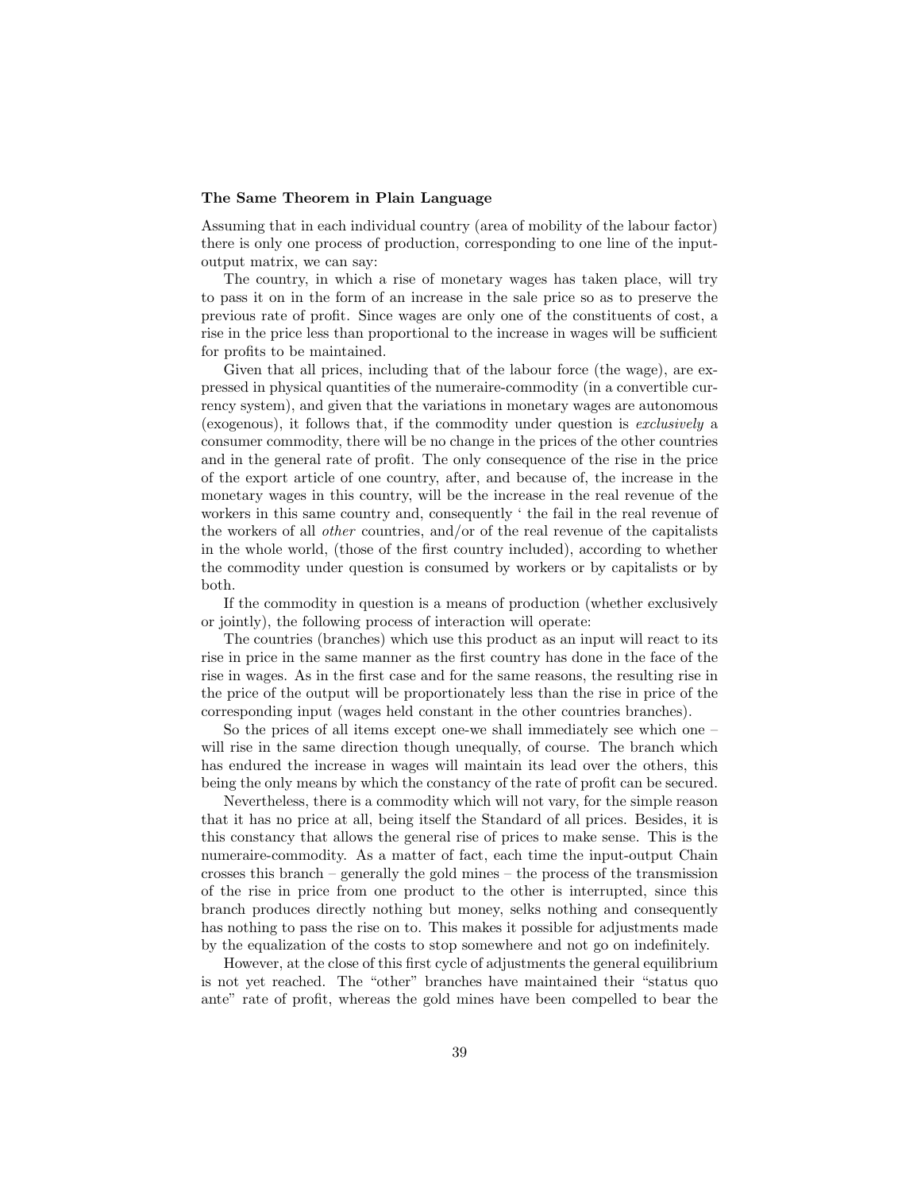**The Same Theorem in Plain Language**

Assuming that in each individual country (area of mobility of the labour factor) there is only one process of production, corresponding to one line of the input-output matrix, we can say:

The country, in which a rise of monetary wages has taken place, will try to pass it on in the form of an increase in the sale price so as to preserve the previous rate of profit. Since wages are only one of the constituents of cost, a rise in the price less than proportional to the increase in wages will be sufficient for profits to be maintained.

Given that all prices, including that of the labour force (the wage), are expressed in physical quantities of the numeraire-commodity (in a convertible currency system), and given that the variations in monetary wages are autonomous (exogenous), it follows that, if the commodity under question is *exclusively* a consumer commodity, there will be no change in the prices of the other countries and in the general rate of profit. The only consequence of the rise in the price of the export article of one country, after, and because of, the increase in the monetary wages in this country, will be the increase in the real revenue of the workers in this same country and, consequently ' the fail in the real revenue of the workers of all *other* countries, and/or of the real revenue of the capitalists in the whole world, (those of the first country included), according to whether the commodity under question is consumed by workers or by capitalists or by both.

If the commodity in question is a means of production (whether exclusively or jointly), the following process of interaction will operate:

The countries (branches) which use this product as an input will react to its rise in price in the same manner as the first country has done in the face of the rise in wages. As in the first case and for the same reasons, the resulting rise in the price of the output will be proportionately less than the rise in price of the corresponding input (wages held constant in the other countries branches).

So the prices of all items except one-we shall immediately see which one – will rise in the same direction though unequally, of course. The branch which has endured the increase in wages will maintain its lead over the others, this being the only means by which the constancy of the rate of profit can be secured.

Nevertheless, there is a commodity which will not vary, for the simple reason that it has no price at all, being itself the Standard of all prices. Besides, it is this constancy that allows the general rise of prices to make sense. This is the numeraire-commodity. As a matter of fact, each time the input-output Chain crosses this branch – generally the gold mines – the process of the transmission of the rise in price from one product to the other is interrupted, since this branch produces directly nothing but money, selks nothing and consequently has nothing to pass the rise on to. This makes it possible for adjustments made by the equalization of the costs to stop somewhere and not go on indefinitely.

However, at the close of this first cycle of adjustments the general equilibrium is not yet reached. The "other" branches have maintained their "status quo ante" rate of profit, whereas the gold mines have been compelled to bear the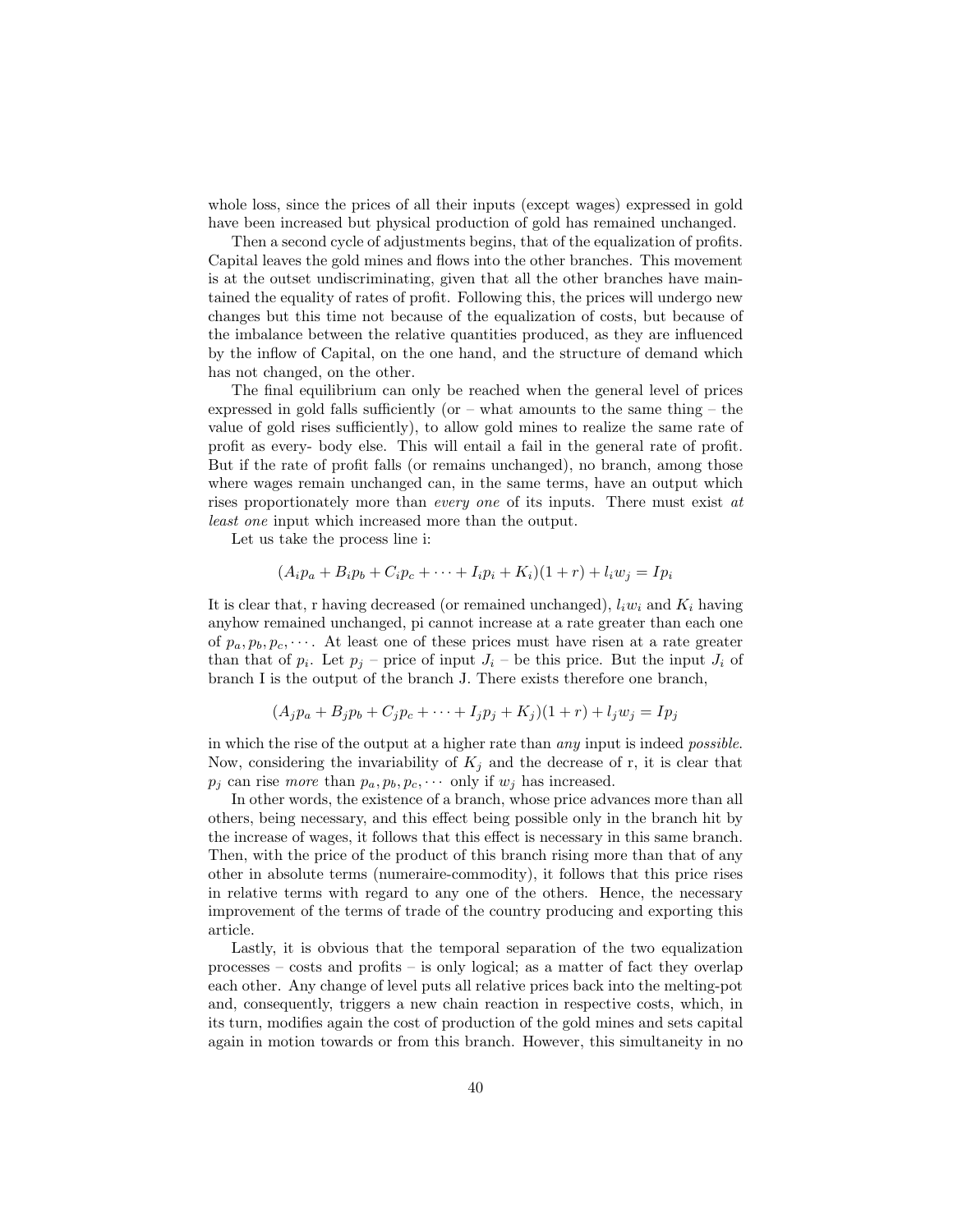whole loss, since the prices of all their inputs (except wages) expressed in gold have been increased but physical production of gold has remained unchanged.

Then a second cycle of adjustments begins, that of the equalization of profits. Capital leaves the gold mines and flows into the other branches. This movement is at the outset undiscriminating, given that all the other branches have maintained the equality of rates of profit. Following this, the prices will undergo new changes but this time not because of the equalization of costs, but because of the imbalance between the relative quantities produced, as they are influenced by the inflow of Capital, on the one hand, and the structure of demand which has not changed, on the other.

The final equilibrium can only be reached when the general level of prices expressed in gold falls sufficiently (or – what amounts to the same thing – the value of gold rises sufficiently), to allow gold mines to realize the same rate of profit as every- body else. This will entail a fail in the general rate of profit. But if the rate of profit falls (or remains unchanged), no branch, among those where wages remain unchanged can, in the same terms, have an output which rises proportionately more than *every one* of its inputs. There must exist *at least one* input which increased more than the output.

Let us take the process line i:

$$(A_i p_a + B_i p_b + C_i p_c + \cdots + I_i p_i + K_i)(1 + r) + l_i w_j = I p_i$$

It is clear that, r having decreased (or remained unchanged), $l_i w_i$ and $K_i$ having anyhow remained unchanged, pi cannot increase at a rate greater than each one of $p_a, p_b, p_c, \cdots$. At least one of these prices must have risen at a rate greater than that of $p_i$. Let $p_j$ – price of input $J_i$ – be this price. But the input $J_i$ of branch I is the output of the branch J. There exists therefore one branch,

$$(A_j p_a + B_j p_b + C_j p_c + \cdots + I_j p_j + K_j)(1 + r) + l_j w_j = I p_j$$

in which the rise of the output at a higher rate than *any* input is indeed *possible*. Now, considering the invariability of $K_j$ and the decrease of r, it is clear that $p_j$ can rise *more* than $p_a, p_b, p_c, \cdots$ only if $w_j$ has increased.

In other words, the existence of a branch, whose price advances more than all others, being necessary, and this effect being possible only in the branch hit by the increase of wages, it follows that this effect is necessary in this same branch. Then, with the price of the product of this branch rising more than that of any other in absolute terms (numeraire-commodity), it follows that this price rises in relative terms with regard to any one of the others. Hence, the necessary improvement of the terms of trade of the country producing and exporting this article.

Lastly, it is obvious that the temporal separation of the two equalization processes – costs and profits – is only logical; as a matter of fact they overlap each other. Any change of level puts all relative prices back into the melting-pot and, consequently, triggers a new chain reaction in respective costs, which, in its turn, modifies again the cost of production of the gold mines and sets capital again in motion towards or from this branch. However, this simultaneity in no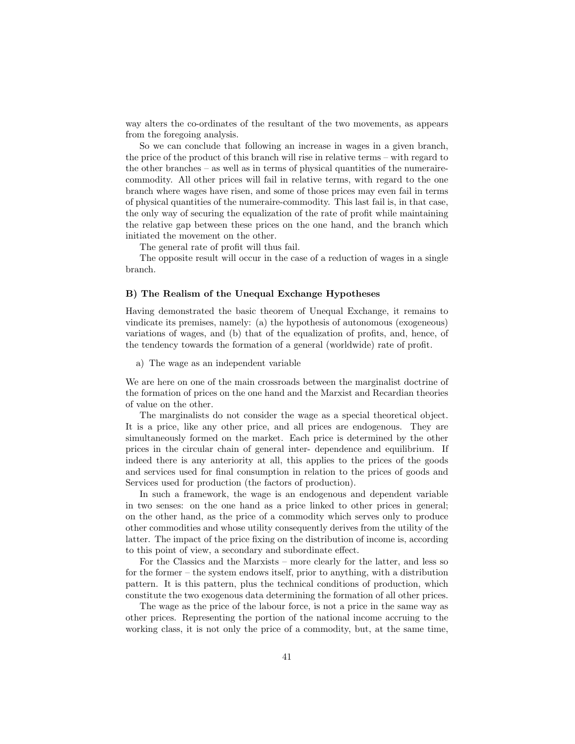way alters the co-ordinates of the resultant of the two movements, as appears from the foregoing analysis.

So we can conclude that following an increase in wages in a given branch, the price of the product of this branch will rise in relative terms – with regard to the other branches – as well as in terms of physical quantities of the numeraire-commodity. All other prices will fail in relative terms, with regard to the one branch where wages have risen, and some of those prices may even fail in terms of physical quantities of the numeraire-commodity. This last fail is, in that case, the only way of securing the equalization of the rate of profit while maintaining the relative gap between these prices on the one hand, and the branch which initiated the movement on the other.

The general rate of profit will thus fail.

The opposite result will occur in the case of a reduction of wages in a single branch.

### B) The Realism of the Unequal Exchange Hypotheses

Having demonstrated the basic theorem of Unequal Exchange, it remains to vindicate its premises, namely: (a) the hypothesis of autonomous (exogeneous) variations of wages, and (b) that of the equalization of profits, and, hence, of the tendency towards the formation of a general (worldwide) rate of profit.

a) The wage as an independent variable

We are here on one of the main crossroads between the marginalist doctrine of the formation of prices on the one hand and the Marxist and Recardian theories of value on the other.

The marginalists do not consider the wage as a special theoretical object. It is a price, like any other price, and all prices are endogenous. They are simultaneously formed on the market. Each price is determined by the other prices in the circular chain of general inter- dependence and equilibrium. If indeed there is any anteriority at all, this applies to the prices of the goods and services used for final consumption in relation to the prices of goods and Services used for production (the factors of production).

In such a framework, the wage is an endogenous and dependent variable in two senses: on the one hand as a price linked to other prices in general; on the other hand, as the price of a commodity which serves only to produce other commodities and whose utility consequently derives from the utility of the latter. The impact of the price fixing on the distribution of income is, according to this point of view, a secondary and subordinate effect.

For the Classics and the Marxists – more clearly for the latter, and less so for the former – the system endows itself, prior to anything, with a distribution pattern. It is this pattern, plus the technical conditions of production, which constitute the two exogenous data determining the formation of all other prices.

The wage as the price of the labour force, is not a price in the same way as other prices. Representing the portion of the national income accruing to the working class, it is not only the price of a commodity, but, at the same time,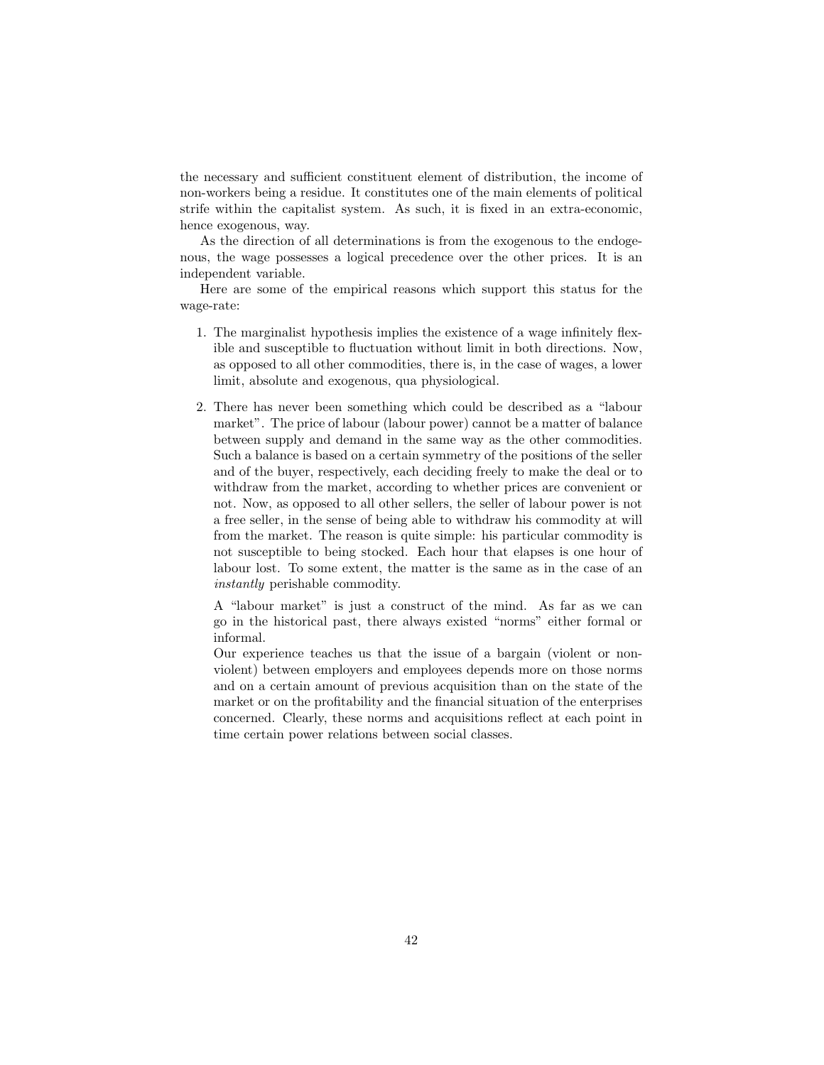the necessary and sufficient constituent element of distribution, the income of non-workers being a residue. It constitutes one of the main elements of political strife within the capitalist system. As such, it is fixed in an extra-economic, hence exogenous, way.

As the direction of all determinations is from the exogenous to the endogenous, the wage possesses a logical precedence over the other prices. It is an independent variable.

Here are some of the empirical reasons which support this status for the wage-rate:

1. The marginalist hypothesis implies the existence of a wage infinitely flexible and susceptible to fluctuation without limit in both directions. Now, as opposed to all other commodities, there is, in the case of wages, a lower limit, absolute and exogenous, qua physiological.

2. There has never been something which could be described as a "labour market". The price of labour (labour power) cannot be a matter of balance between supply and demand in the same way as the other commodities. Such a balance is based on a certain symmetry of the positions of the seller and of the buyer, respectively, each deciding freely to make the deal or to withdraw from the market, according to whether prices are convenient or not. Now, as opposed to all other sellers, the seller of labour power is not a free seller, in the sense of being able to withdraw his commodity at will from the market. The reason is quite simple: his particular commodity is not susceptible to being stocked. Each hour that elapses is one hour of labour lost. To some extent, the matter is the same as in the case of an *instantly* perishable commodity.

   A "labour market" is just a construct of the mind. As far as we can go in the historical past, there always existed "norms" either formal or informal.
   Our experience teaches us that the issue of a bargain (violent or non-violent) between employers and employees depends more on those norms and on a certain amount of previous acquisition than on the state of the market or on the profitability and the financial situation of the enterprises concerned. Clearly, these norms and acquisitions reflect at each point in time certain power relations between social classes.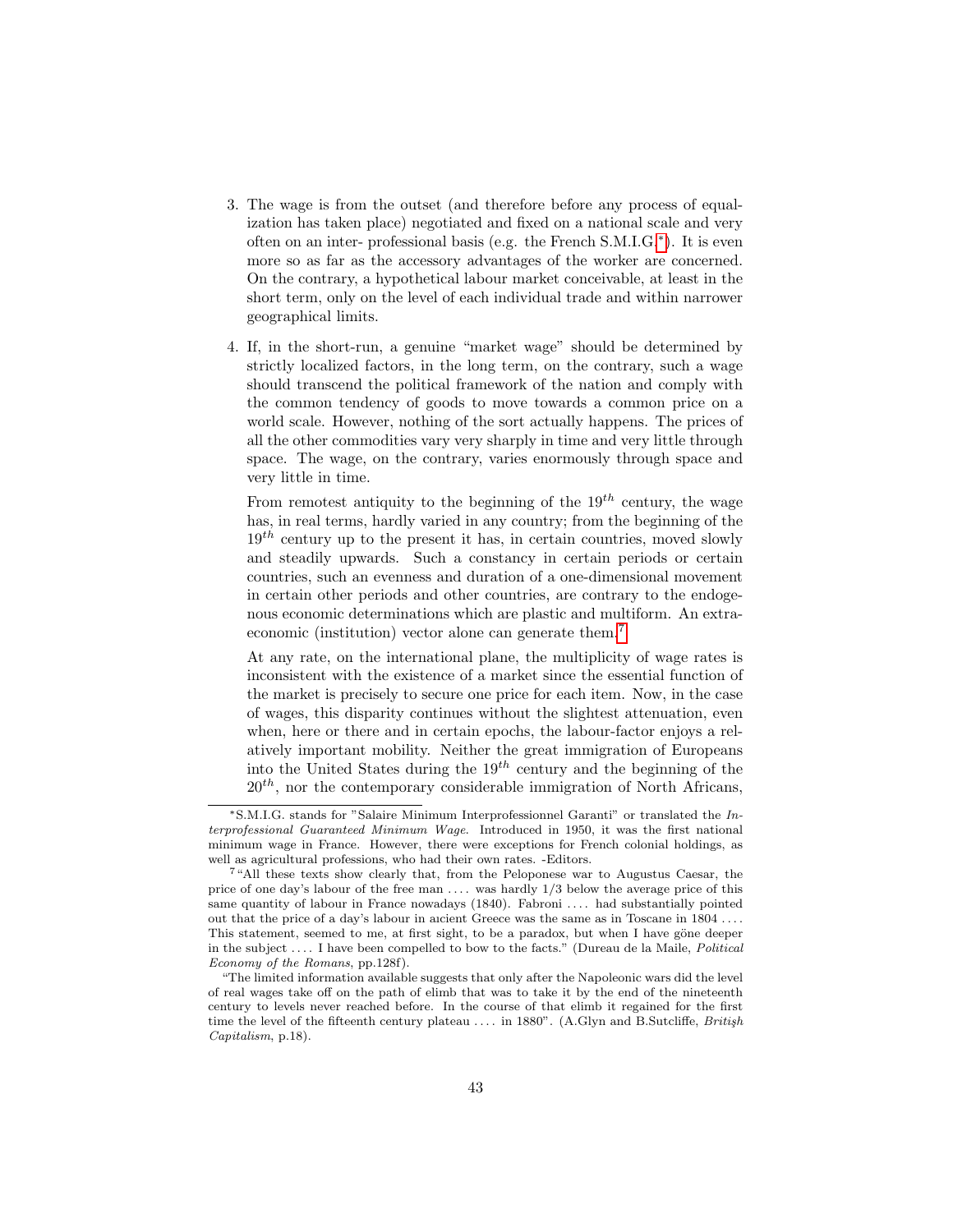3. The wage is from the outset (and therefore before any process of equalization has taken place) negotiated and fixed on a national scale and very often on an inter- professional basis (e.g. the French S.M.I.G.[*]). It is even more so as far as the accessory advantages of the worker are concerned. On the contrary, a hypothetical labour market conceivable, at least in the short term, only on the level of each individual trade and within narrower geographical limits.

4. If, in the short-run, a genuine "market wage" should be determined by strictly localized factors, in the long term, on the contrary, such a wage should transcend the political framework of the nation and comply with the common tendency of goods to move towards a common price on a world scale. However, nothing of the sort actually happens. The prices of all the other commodities vary very sharply in time and very little through space. The wage, on the contrary, varies enormously through space and very little in time.

   From remotest antiquity to the beginning of the $19^{th}$ century, the wage has, in real terms, hardly varied in any country; from the beginning of the $19^{th}$ century up to the present it has, in certain countries, moved slowly and steadily upwards. Such a constancy in certain periods or certain countries, such an evenness and duration of a one-dimensional movement in certain other periods and other countries, are contrary to the endogenous economic determinations which are plastic and multiform. An extra-economic (institution) vector alone can generate them.[7]

   At any rate, on the international plane, the multiplicity of wage rates is inconsistent with the existence of a market since the essential function of the market is precisely to secure one price for each item. Now, in the case of wages, this disparity continues without the slightest attenuation, even when, here or there and in certain epochs, the labour-factor enjoys a relatively important mobility. Neither the great immigration of Europeans into the United States during the $19^{th}$ century and the beginning of the $20^{th}$, nor the contemporary considerable immigration of North Africans,

---

[*] S.M.I.G. stands for "Salaire Minimum Interprofessionnel Garanti" or translated the *Interprofessional Guaranteed Minimum Wage*. Introduced in 1950, it was the first national minimum wage in France. However, there were exceptions for French colonial holdings, as well as agricultural professions, who had their own rates. -Editors.

[7] "All these texts show clearly that, from the Peloponese war to Augustus Caesar, the price of one day's labour of the free man .... was hardly 1/3 below the average price of this same quantity of labour in France nowadays (1840). Fabroni .... had substantially pointed out that the price of a day's labour in aicient Greece was the same as in Toscane in 1804 .... This statement, seemed to me, at first sight, to be a paradox, but when I have göne deeper in the subject .... I have been compelled to bow to the facts." (Dureau de la Maile, *Political Economy of the Romans*, pp.128f).

"The limited information available suggests that only after the Napoleonic wars did the level of real wages take off on the path of elimb that was to take it by the end of the nineteenth century to levels never reached before. In the course of that elimb it regained for the first time the level of the fifteenth century plateau .... in 1880". (A.Glyn and B.Sutcliffe, *British Capitalism*, p.18).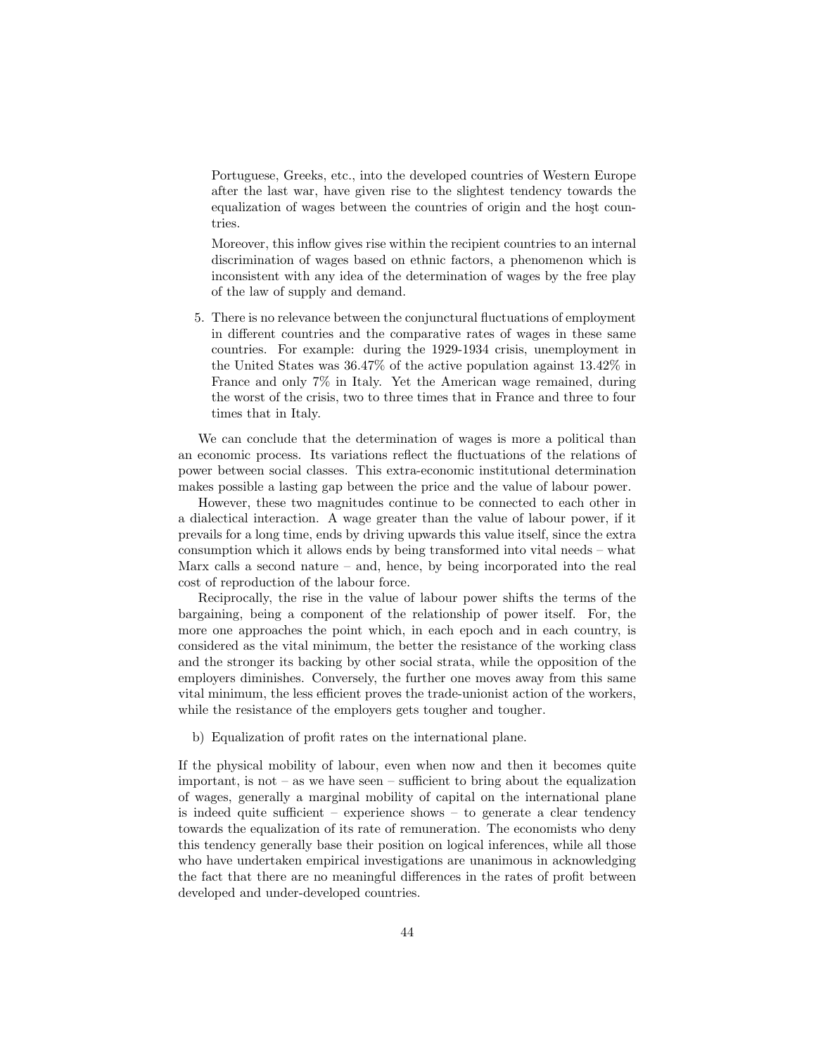Portuguese, Greeks, etc., into the developed countries of Western Europe after the last war, have given rise to the slightest tendency towards the equalization of wages between the countries of origin and the hoşt countries.

Moreover, this inflow gives rise within the recipient countries to an internal discrimination of wages based on ethnic factors, a phenomenon which is inconsistent with any idea of the determination of wages by the free play of the law of supply and demand.

5. There is no relevance between the conjunctural fluctuations of employment in different countries and the comparative rates of wages in these same countries. For example: during the 1929-1934 crisis, unemployment in the United States was 36.47% of the active population against 13.42% in France and only 7% in Italy. Yet the American wage remained, during the worst of the crisis, two to three times that in France and three to four times that in Italy.

We can conclude that the determination of wages is more a political than an economic process. Its variations reflect the fluctuations of the relations of power between social classes. This extra-economic institutional determination makes possible a lasting gap between the price and the value of labour power.

However, these two magnitudes continue to be connected to each other in a dialectical interaction. A wage greater than the value of labour power, if it prevails for a long time, ends by driving upwards this value itself, since the extra consumption which it allows ends by being transformed into vital needs – what Marx calls a second nature – and, hence, by being incorporated into the real cost of reproduction of the labour force.

Reciprocally, the rise in the value of labour power shifts the terms of the bargaining, being a component of the relationship of power itself. For, the more one approaches the point which, in each epoch and in each country, is considered as the vital minimum, the better the resistance of the working class and the stronger its backing by other social strata, while the opposition of the employers diminishes. Conversely, the further one moves away from this same vital minimum, the less efficient proves the trade-unionist action of the workers, while the resistance of the employers gets tougher and tougher.

b) Equalization of profit rates on the international plane.

If the physical mobility of labour, even when now and then it becomes quite important, is not – as we have seen – sufficient to bring about the equalization of wages, generally a marginal mobility of capital on the international plane is indeed quite sufficient – experience shows – to generate a clear tendency towards the equalization of its rate of remuneration. The economists who deny this tendency generally base their position on logical inferences, while all those who have undertaken empirical investigations are unanimous in acknowledging the fact that there are no meaningful differences in the rates of profit between developed and under-developed countries.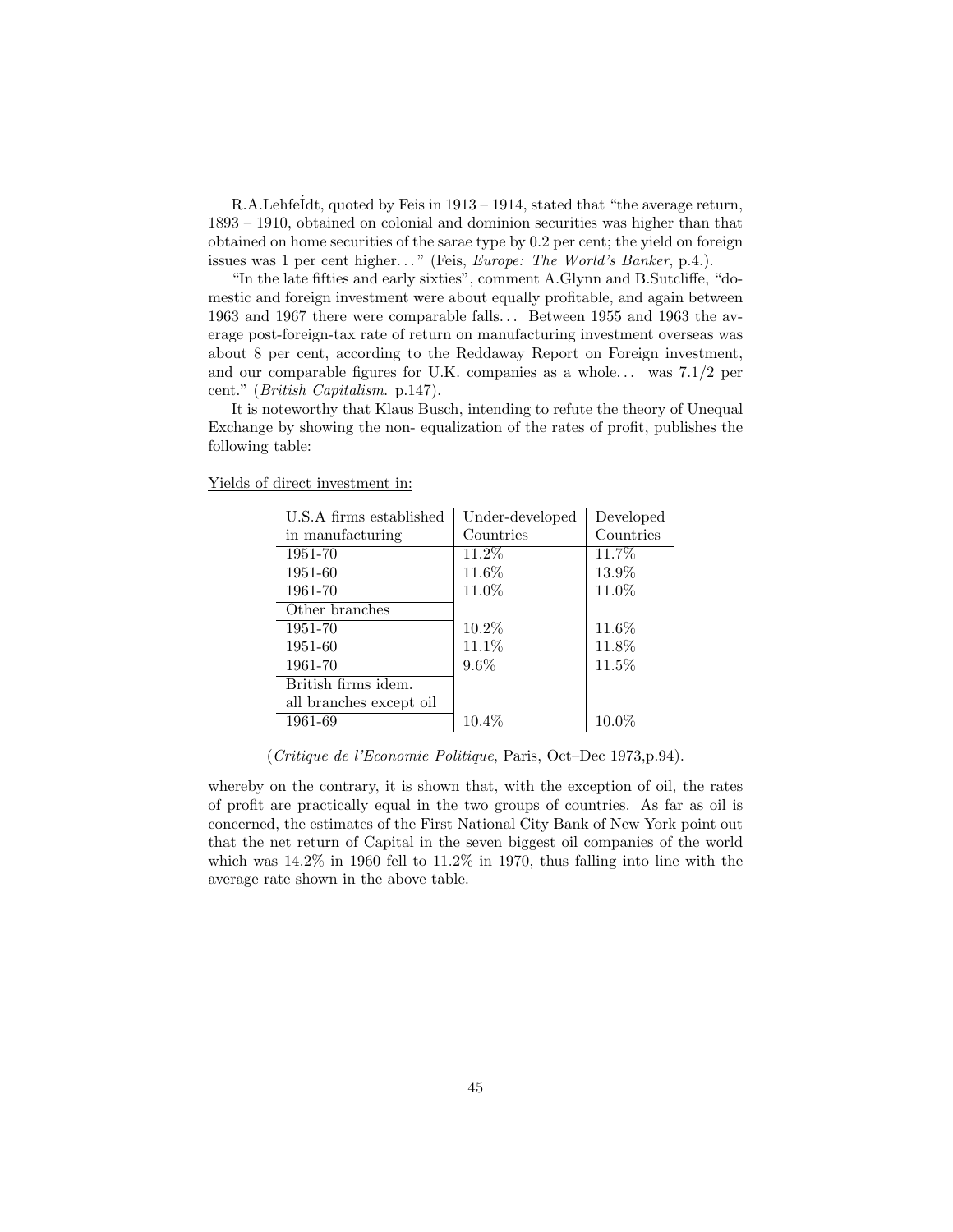R.A.Lehfeİdt, quoted by Feis in 1913 – 1914, stated that "the average return, 1893 – 1910, obtained on colonial and dominion securities was higher than that obtained on home securities of the sarae type by 0.2 per cent; the yield on foreign issues was 1 per cent higher..." (Feis, *Europe: The World's Banker*, p.4.).

"In the late fifties and early sixties", comment A.Glynn and B.Sutcliffe, "domestic and foreign investment were about equally profitable, and again between 1963 and 1967 there were comparable falls... Between 1955 and 1963 the average post-foreign-tax rate of return on manufacturing investment overseas was about 8 per cent, according to the Reddaway Report on Foreign investment, and our comparable figures for U.K. companies as a whole... was 7.1/2 per cent." (*British Capitalism.* p.147).

It is noteworthy that Klaus Busch, intending to refute the theory of Unequal Exchange by showing the non- equalization of the rates of profit, publishes the following table:

Yields of direct investment in:

| U.S.A firms established in manufacturing | Under-developed Countries | Developed Countries |
|---|---|---|
| 1951-70 | 11.2% | 11.7% |
| 1951-60 | 11.6% | 13.9% |
| 1961-70 | 11.0% | 11.0% |
| Other branches | | |
| 1951-70 | 10.2% | 11.6% |
| 1951-60 | 11.1% | 11.8% |
| 1961-70 | 9.6% | 11.5% |
| British firms idem. all branches except oil | | |
| 1961-69 | 10.4% | 10.0% |

(*Critique de l'Economie Politique*, Paris, Oct–Dec 1973,p.94).

whereby on the contrary, it is shown that, with the exception of oil, the rates of profit are practically equal in the two groups of countries. As far as oil is concerned, the estimates of the First National City Bank of New York point out that the net return of Capital in the seven biggest oil companies of the world which was 14.2% in 1960 fell to 11.2% in 1970, thus falling into line with the average rate shown in the above table.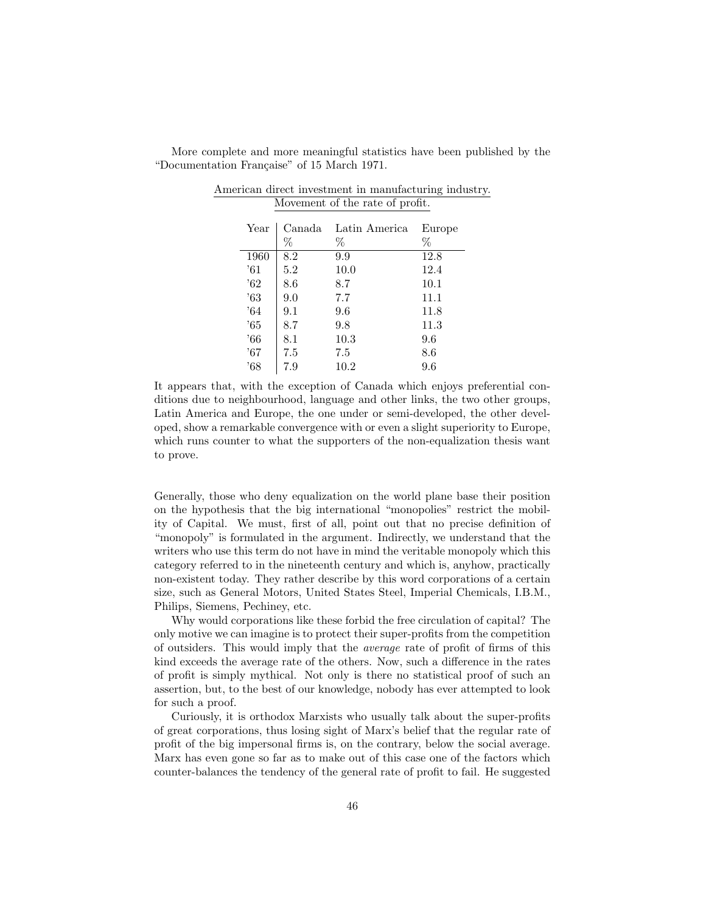More complete and more meaningful statistics have been published by the "Documentation Française" of 15 March 1971.

American direct investment in manufacturing industry.
Movement of the rate of profit.

| Year | Canada % | Latin America % | Europe % |
|---|---|---|---|
| 1960 | 8.2 | 9.9 | 12.8 |
| '61 | 5.2 | 10.0 | 12.4 |
| '62 | 8.6 | 8.7 | 10.1 |
| '63 | 9.0 | 7.7 | 11.1 |
| '64 | 9.1 | 9.6 | 11.8 |
| '65 | 8.7 | 9.8 | 11.3 |
| '66 | 8.1 | 10.3 | 9.6 |
| '67 | 7.5 | 7.5 | 8.6 |
| '68 | 7.9 | 10.2 | 9.6 |

It appears that, with the exception of Canada which enjoys preferential conditions due to neighbourhood, language and other links, the two other groups, Latin America and Europe, the one under or semi-developed, the other developed, show a remarkable convergence with or even a slight superiority to Europe, which runs counter to what the supporters of the non-equalization thesis want to prove.

Generally, those who deny equalization on the world plane base their position on the hypothesis that the big international "monopolies" restrict the mobility of Capital. We must, first of all, point out that no precise definition of "monopoly" is formulated in the argument. Indirectly, we understand that the writers who use this term do not have in mind the veritable monopoly which this category referred to in the nineteenth century and which is, anyhow, practically non-existent today. They rather describe by this word corporations of a certain size, such as General Motors, United States Steel, Imperial Chemicals, I.B.M., Philips, Siemens, Pechiney, etc.

Why would corporations like these forbid the free circulation of capital? The only motive we can imagine is to protect their super-profits from the competition of outsiders. This would imply that the *average* rate of profit of firms of this kind exceeds the average rate of the others. Now, such a difference in the rates of profit is simply mythical. Not only is there no statistical proof of such an assertion, but, to the best of our knowledge, nobody has ever attempted to look for such a proof.

Curiously, it is orthodox Marxists who usually talk about the super-profits of great corporations, thus losing sight of Marx's belief that the regular rate of profit of the big impersonal firms is, on the contrary, below the social average. Marx has even gone so far as to make out of this case one of the factors which counter-balances the tendency of the general rate of profit to fail. He suggested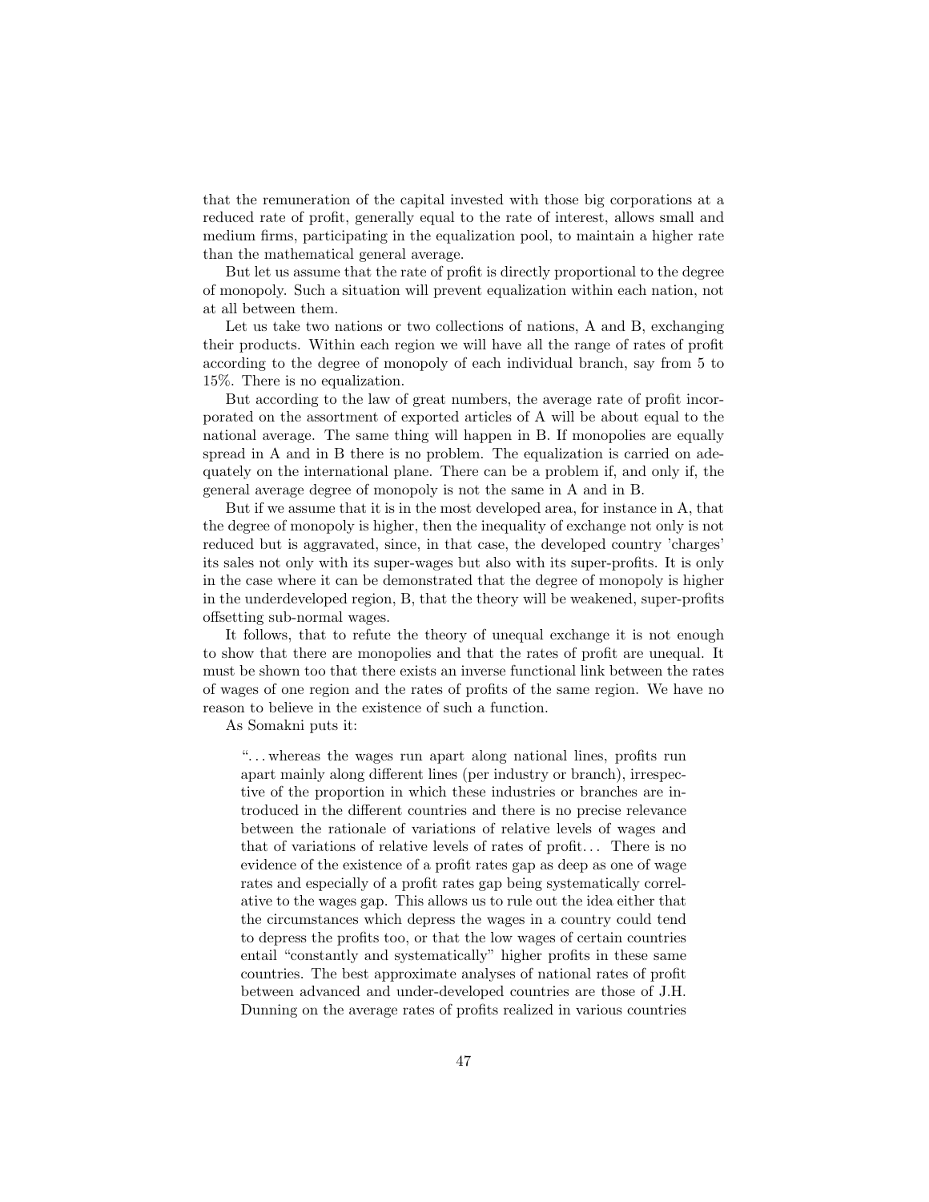that the remuneration of the capital invested with those big corporations at a reduced rate of profit, generally equal to the rate of interest, allows small and medium firms, participating in the equalization pool, to maintain a higher rate than the mathematical general average.

But let us assume that the rate of profit is directly proportional to the degree of monopoly. Such a situation will prevent equalization within each nation, not at all between them.

Let us take two nations or two collections of nations, A and B, exchanging their products. Within each region we will have all the range of rates of profit according to the degree of monopoly of each individual branch, say from 5 to 15%. There is no equalization.

But according to the law of great numbers, the average rate of profit incorporated on the assortment of exported articles of A will be about equal to the national average. The same thing will happen in B. If monopolies are equally spread in A and in B there is no problem. The equalization is carried on adequately on the international plane. There can be a problem if, and only if, the general average degree of monopoly is not the same in A and in B.

But if we assume that it is in the most developed area, for instance in A, that the degree of monopoly is higher, then the inequality of exchange not only is not reduced but is aggravated, since, in that case, the developed country 'charges' its sales not only with its super-wages but also with its super-profits. It is only in the case where it can be demonstrated that the degree of monopoly is higher in the underdeveloped region, B, that the theory will be weakened, super-profits offsetting sub-normal wages.

It follows, that to refute the theory of unequal exchange it is not enough to show that there are monopolies and that the rates of profit are unequal. It must be shown too that there exists an inverse functional link between the rates of wages of one region and the rates of profits of the same region. We have no reason to believe in the existence of such a function.

As Somakni puts it:

> "...whereas the wages run apart along national lines, profits run apart mainly along different lines (per industry or branch), irrespective of the proportion in which these industries or branches are introduced in the different countries and there is no precise relevance between the rationale of variations of relative levels of wages and that of variations of relative levels of rates of profit... There is no evidence of the existence of a profit rates gap as deep as one of wage rates and especially of a profit rates gap being systematically correlative to the wages gap. This allows us to rule out the idea either that the circumstances which depress the wages in a country could tend to depress the profits too, or that the low wages of certain countries entail "constantly and systematically" higher profits in these same countries. The best approximate analyses of national rates of profit between advanced and under-developed countries are those of J.H. Dunning on the average rates of profits realized in various countries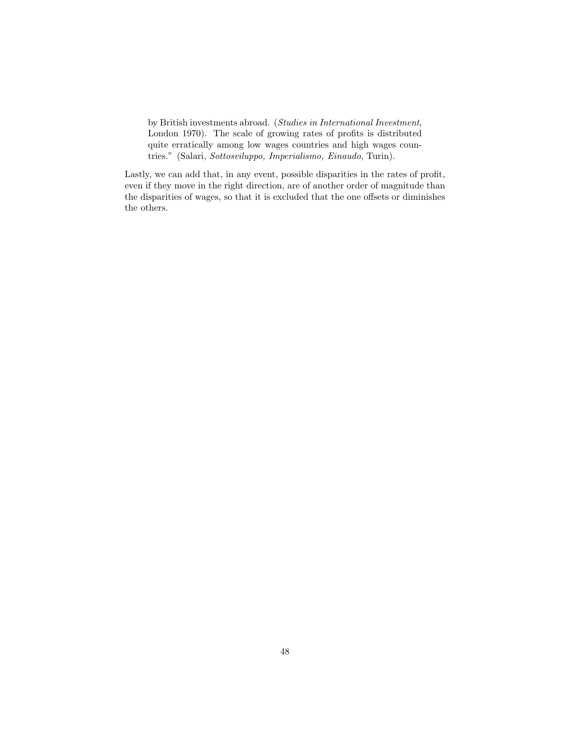> by British investments abroad. (*Studies in International Investment*, London 1970). The scale of growing rates of profits is distributed quite erratically among low wages countries and high wages countries." (Salari, *Sottosviluppo, Imperialismo, Einaudo*, Turin).

Lastly, we can add that, in any event, possible disparities in the rates of profit, even if they move in the right direction, are of another order of magnitude than the disparities of wages, so that it is excluded that the one offsets or diminishes the others.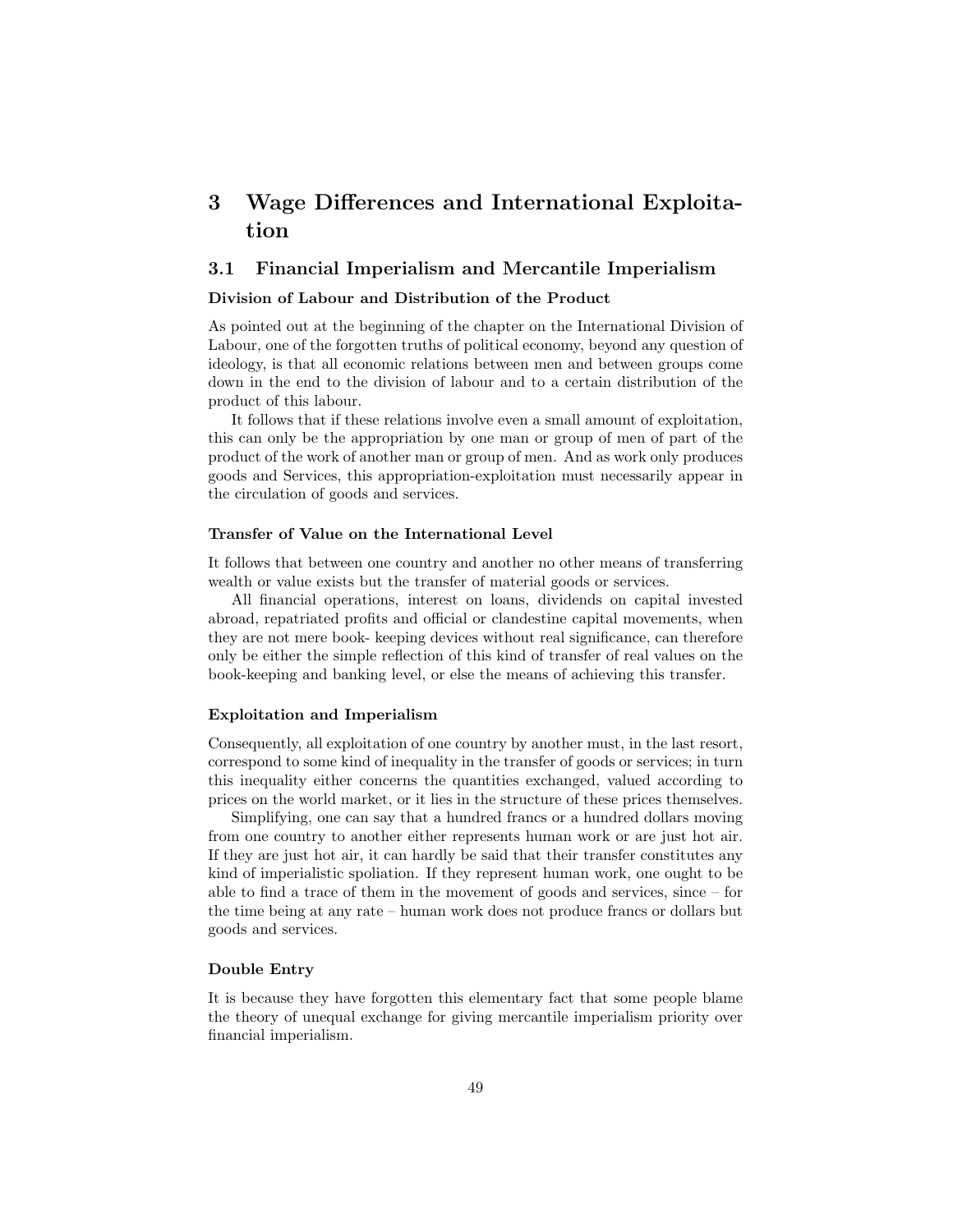# 3 Wage Differences and International Exploitation

## 3.1 Financial Imperialism and Mercantile Imperialism

### Division of Labour and Distribution of the Product

As pointed out at the beginning of the chapter on the International Division of Labour, one of the forgotten truths of political economy, beyond any question of ideology, is that all economic relations between men and between groups come down in the end to the division of labour and to a certain distribution of the product of this labour.

It follows that if these relations involve even a small amount of exploitation, this can only be the appropriation by one man or group of men of part of the product of the work of another man or group of men. And as work only produces goods and Services, this appropriation-exploitation must necessarily appear in the circulation of goods and services.

### Transfer of Value on the International Level

It follows that between one country and another no other means of transferring wealth or value exists but the transfer of material goods or services.

All financial operations, interest on loans, dividends on capital invested abroad, repatriated profits and official or clandestine capital movements, when they are not mere book- keeping devices without real significance, can therefore only be either the simple reflection of this kind of transfer of real values on the book-keeping and banking level, or else the means of achieving this transfer.

### Exploitation and Imperialism

Consequently, all exploitation of one country by another must, in the last resort, correspond to some kind of inequality in the transfer of goods or services; in turn this inequality either concerns the quantities exchanged, valued according to prices on the world market, or it lies in the structure of these prices themselves.

Simplifying, one can say that a hundred francs or a hundred dollars moving from one country to another either represents human work or are just hot air. If they are just hot air, it can hardly be said that their transfer constitutes any kind of imperialistic spoliation. If they represent human work, one ought to be able to find a trace of them in the movement of goods and services, since – for the time being at any rate – human work does not produce francs or dollars but goods and services.

### Double Entry

It is because they have forgotten this elementary fact that some people blame the theory of unequal exchange for giving mercantile imperialism priority over financial imperialism.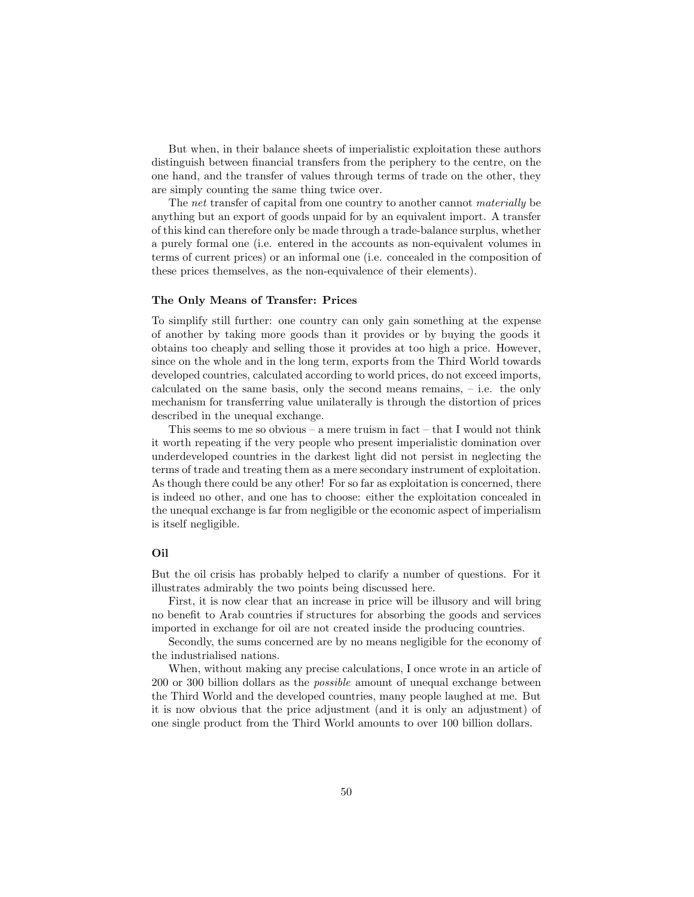But when, in their balance sheets of imperialistic exploitation these authors distinguish between financial transfers from the periphery to the centre, on the one hand, and the transfer of values through terms of trade on the other, they are simply counting the same thing twice over.

The *net* transfer of capital from one country to another cannot *materially* be anything but an export of goods unpaid for by an equivalent import. A transfer of this kind can therefore only be made through a trade-balance surplus, whether a purely formal one (i.e. entered in the accounts as non-equivalent volumes in terms of current prices) or an informal one (i.e. concealed in the composition of these prices themselves, as the non-equivalence of their elements).

### The Only Means of Transfer: Prices

To simplify still further: one country can only gain something at the expense of another by taking more goods than it provides or by buying the goods it obtains too cheaply and selling those it provides at too high a price. However, since on the whole and in the long term, exports from the Third World towards developed countries, calculated according to world prices, do not exceed imports, calculated on the same basis, only the second means remains, – i.e. the only mechanism for transferring value unilaterally is through the distortion of prices described in the unequal exchange.

This seems to me so obvious – a mere truism in fact – that I would not think it worth repeating if the very people who present imperialistic domination over underdeveloped countries in the darkest light did not persist in neglecting the terms of trade and treating them as a mere secondary instrument of exploitation. As though there could be any other! For so far as exploitation is concerned, there is indeed no other, and one has to choose: either the exploitation concealed in the unequal exchange is far from negligible or the economic aspect of imperialism is itself negligible.

### Oil

But the oil crisis has probably helped to clarify a number of questions. For it illustrates admirably the two points being discussed here.

First, it is now clear that an increase in price will be illusory and will bring no benefit to Arab countries if structures for absorbing the goods and services imported in exchange for oil are not created inside the producing countries.

Secondly, the sums concerned are by no means negligible for the economy of the industrialised nations.

When, without making any precise calculations, I once wrote in an article of 200 or 300 billion dollars as the *possible* amount of unequal exchange between the Third World and the developed countries, many people laughed at me. But it is now obvious that the price adjustment (and it is only an adjustment) of one single product from the Third World amounts to over 100 billion dollars.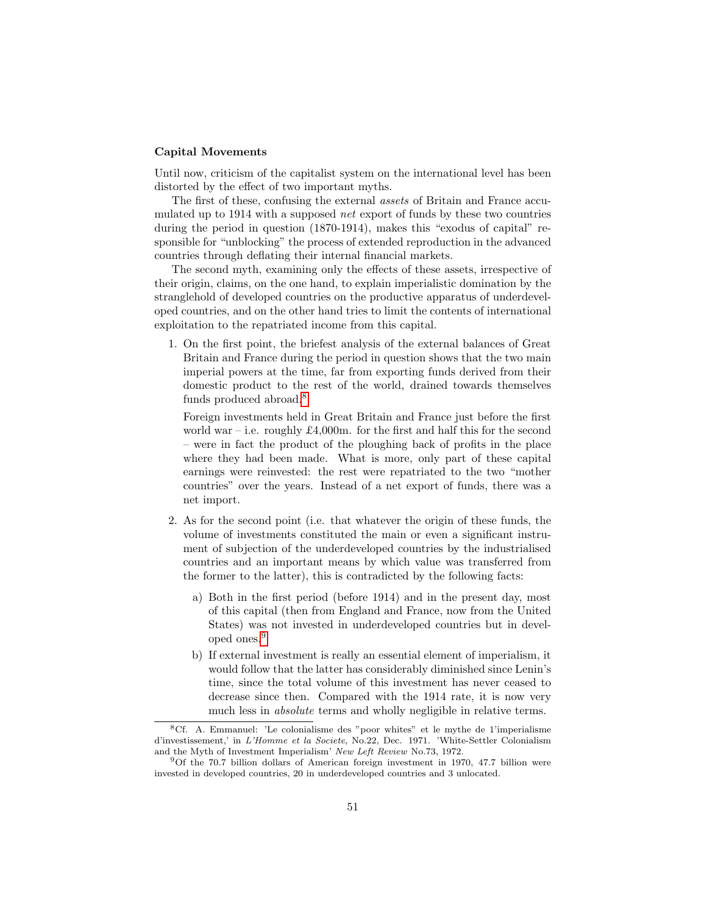**Capital Movements**

Until now, criticism of the capitalist system on the international level has been distorted by the effect of two important myths.

The first of these, confusing the external *assets* of Britain and France accumulated up to 1914 with a supposed *net* export of funds by these two countries during the period in question (1870-1914), makes this "exodus of capital" responsible for "unblocking" the process of extended reproduction in the advanced countries through deflating their internal financial markets.

The second myth, examining only the effects of these assets, irrespective of their origin, claims, on the one hand, to explain imperialistic domination by the stranglehold of developed countries on the productive apparatus of underdeveloped countries, and on the other hand tries to limit the contents of international exploitation to the repatriated income from this capital.

1. On the first point, the briefest analysis of the external balances of Great Britain and France during the period in question shows that the two main imperial powers at the time, far from exporting funds derived from their domestic product to the rest of the world, drained towards themselves funds produced abroad.[8]

   Foreign investments held in Great Britain and France just before the first world war – i.e. roughly £4,000m. for the first and half this for the second – were in fact the product of the ploughing back of profits in the place where they had been made. What is more, only part of these capital earnings were reinvested: the rest were repatriated to the two "mother countries" over the years. Instead of a net export of funds, there was a net import.

2. As for the second point (i.e. that whatever the origin of these funds, the volume of investments constituted the main or even a significant instrument of subjection of the underdeveloped countries by the industrialised countries and an important means by which value was transferred from the former to the latter), this is contradicted by the following facts:

   a) Both in the first period (before 1914) and in the present day, most of this capital (then from England and France, now from the United States) was not invested in underdeveloped countries but in developed ones.[9]

   b) If external investment is really an essential element of imperialism, it would follow that the latter has considerably diminished since Lenin's time, since the total volume of this investment has never ceased to decrease since then. Compared with the 1914 rate, it is now very much less in *absolute* terms and wholly negligible in relative terms.

---

[8] Cf. A. Emmanuel: 'Le colonialisme des "poor whites" et le mythe de l'imperialisme d'investissement,' in *L'Homme et la Societe*, No.22, Dec. 1971. 'White-Settler Colonialism and the Myth of Investment Imperialism' *New Left Review* No.73, 1972.

[9] Of the 70.7 billion dollars of American foreign investment in 1970, 47.7 billion were invested in developed countries, 20 in underdeveloped countries and 3 unlocated.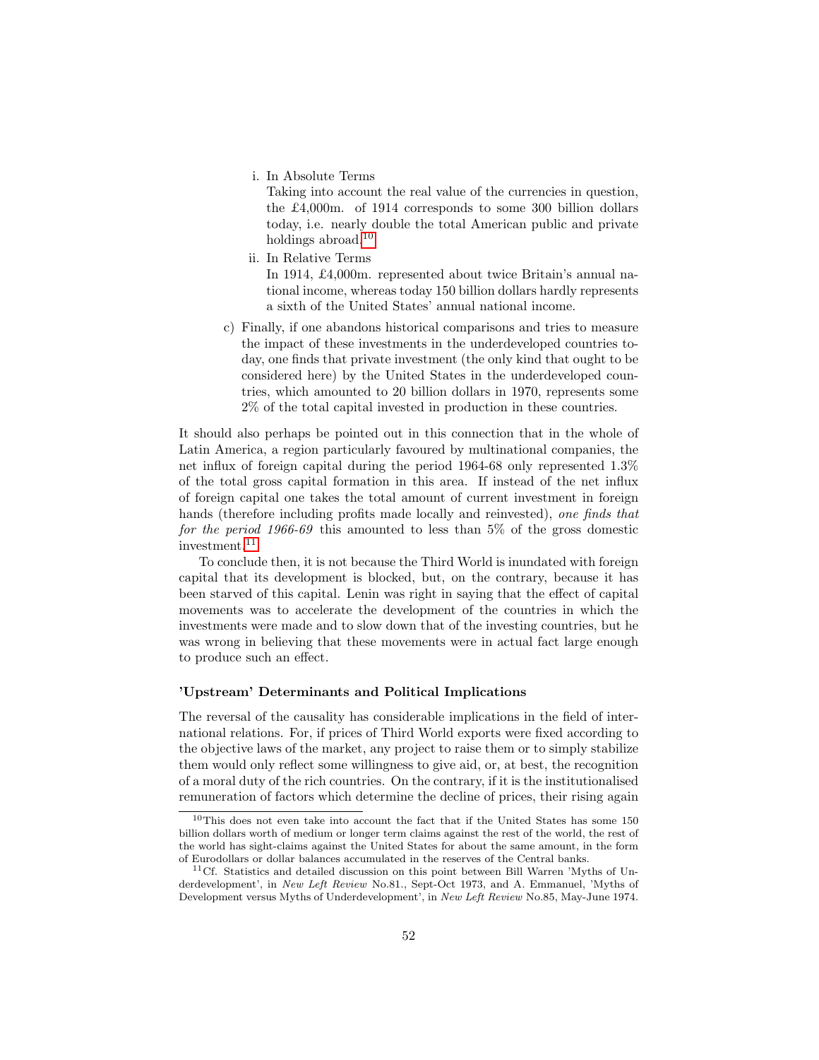i. In Absolute Terms

   Taking into account the real value of the currencies in question, the £4,000m. of 1914 corresponds to some 300 billion dollars today, i.e. nearly double the total American public and private holdings abroad.[10]

ii. In Relative Terms

   In 1914, £4,000m. represented about twice Britain's annual national income, whereas today 150 billion dollars hardly represents a sixth of the United States' annual national income.

c) Finally, if one abandons historical comparisons and tries to measure the impact of these investments in the underdeveloped countries today, one finds that private investment (the only kind that ought to be considered here) by the United States in the underdeveloped countries, which amounted to 20 billion dollars in 1970, represents some 2% of the total capital invested in production in these countries.

It should also perhaps be pointed out in this connection that in the whole of Latin America, a region particularly favoured by multinational companies, the net influx of foreign capital during the period 1964-68 only represented 1.3% of the total gross capital formation in this area. If instead of the net influx of foreign capital one takes the total amount of current investment in foreign hands (therefore including profits made locally and reinvested), *one finds that for the period 1966-69* this amounted to less than 5% of the gross domestic investment.[11]

To conclude then, it is not because the Third World is inundated with foreign capital that its development is blocked, but, on the contrary, because it has been starved of this capital. Lenin was right in saying that the effect of capital movements was to accelerate the development of the countries in which the investments were made and to slow down that of the investing countries, but he was wrong in believing that these movements were in actual fact large enough to produce such an effect.

### 'Upstream' Determinants and Political Implications

The reversal of the causality has considerable implications in the field of international relations. For, if prices of Third World exports were fixed according to the objective laws of the market, any project to raise them or to simply stabilize them would only reflect some willingness to give aid, or, at best, the recognition of a moral duty of the rich countries. On the contrary, if it is the institutionalised remuneration of factors which determine the decline of prices, their rising again

---

[10] This does not even take into account the fact that if the United States has some 150 billion dollars worth of medium or longer term claims against the rest of the world, the rest of the world has sight-claims against the United States for about the same amount, in the form of Eurodollars or dollar balances accumulated in the reserves of the Central banks.

[11] Cf. Statistics and detailed discussion on this point between Bill Warren 'Myths of Underdevelopment', in *New Left Review* No.81., Sept-Oct 1973, and A. Emmanuel, 'Myths of Development versus Myths of Underdevelopment', in *New Left Review* No.85, May-June 1974.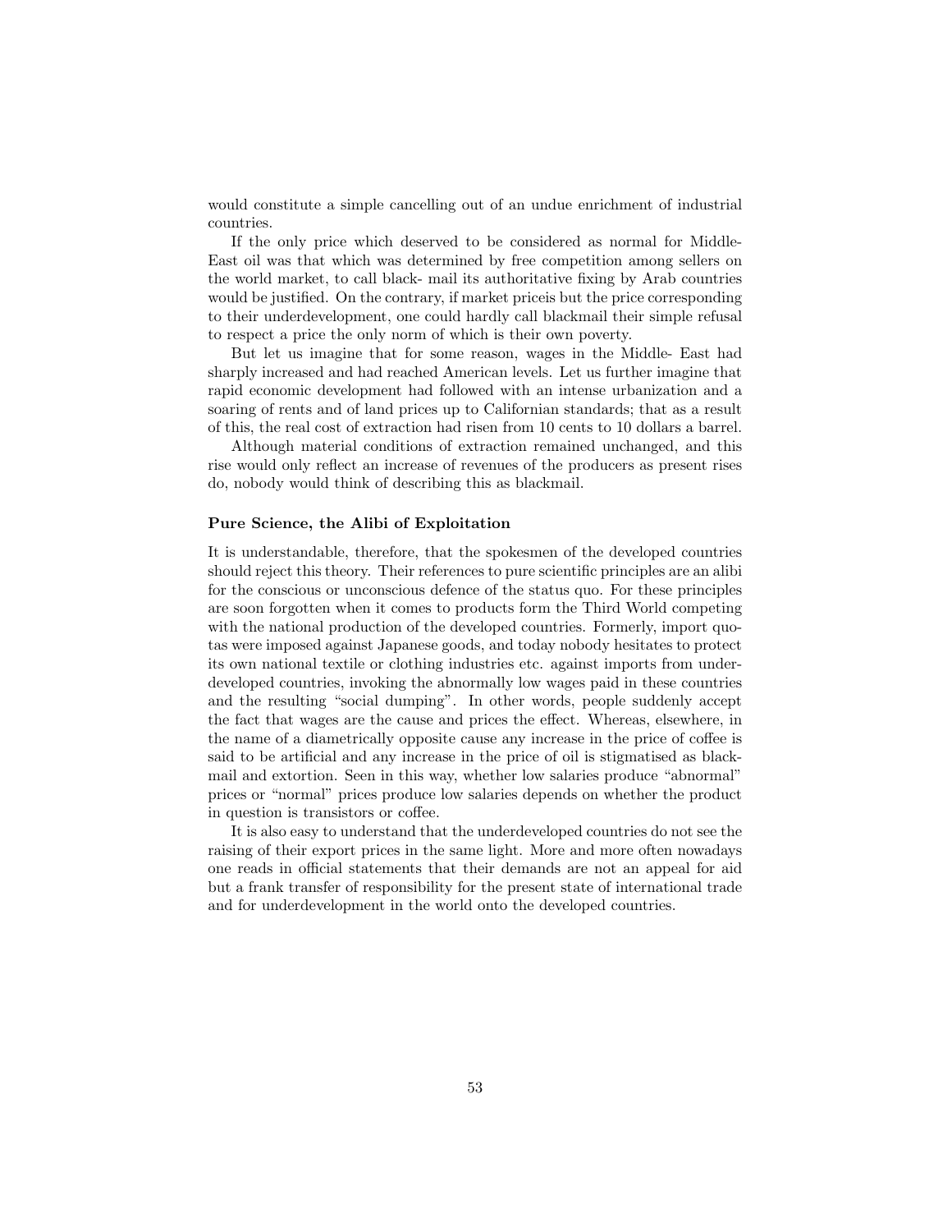would constitute a simple cancelling out of an undue enrichment of industrial countries.

If the only price which deserved to be considered as normal for Middle-East oil was that which was determined by free competition among sellers on the world market, to call black- mail its authoritative fixing by Arab countries would be justified. On the contrary, if market priceis but the price corresponding to their underdevelopment, one could hardly call blackmail their simple refusal to respect a price the only norm of which is their own poverty.

But let us imagine that for some reason, wages in the Middle- East had sharply increased and had reached American levels. Let us further imagine that rapid economic development had followed with an intense urbanization and a soaring of rents and of land prices up to Californian standards; that as a result of this, the real cost of extraction had risen from 10 cents to 10 dollars a barrel.

Although material conditions of extraction remained unchanged, and this rise would only reflect an increase of revenues of the producers as present rises do, nobody would think of describing this as blackmail.

### Pure Science, the Alibi of Exploitation

It is understandable, therefore, that the spokesmen of the developed countries should reject this theory. Their references to pure scientific principles are an alibi for the conscious or unconscious defence of the status quo. For these principles are soon forgotten when it comes to products form the Third World competing with the national production of the developed countries. Formerly, import quotas were imposed against Japanese goods, and today nobody hesitates to protect its own national textile or clothing industries etc. against imports from underdeveloped countries, invoking the abnormally low wages paid in these countries and the resulting "social dumping". In other words, people suddenly accept the fact that wages are the cause and prices the effect. Whereas, elsewhere, in the name of a diametrically opposite cause any increase in the price of coffee is said to be artificial and any increase in the price of oil is stigmatised as blackmail and extortion. Seen in this way, whether low salaries produce "abnormal" prices or "normal" prices produce low salaries depends on whether the product in question is transistors or coffee.

It is also easy to understand that the underdeveloped countries do not see the raising of their export prices in the same light. More and more often nowadays one reads in official statements that their demands are not an appeal for aid but a frank transfer of responsibility for the present state of international trade and for underdevelopment in the world onto the developed countries.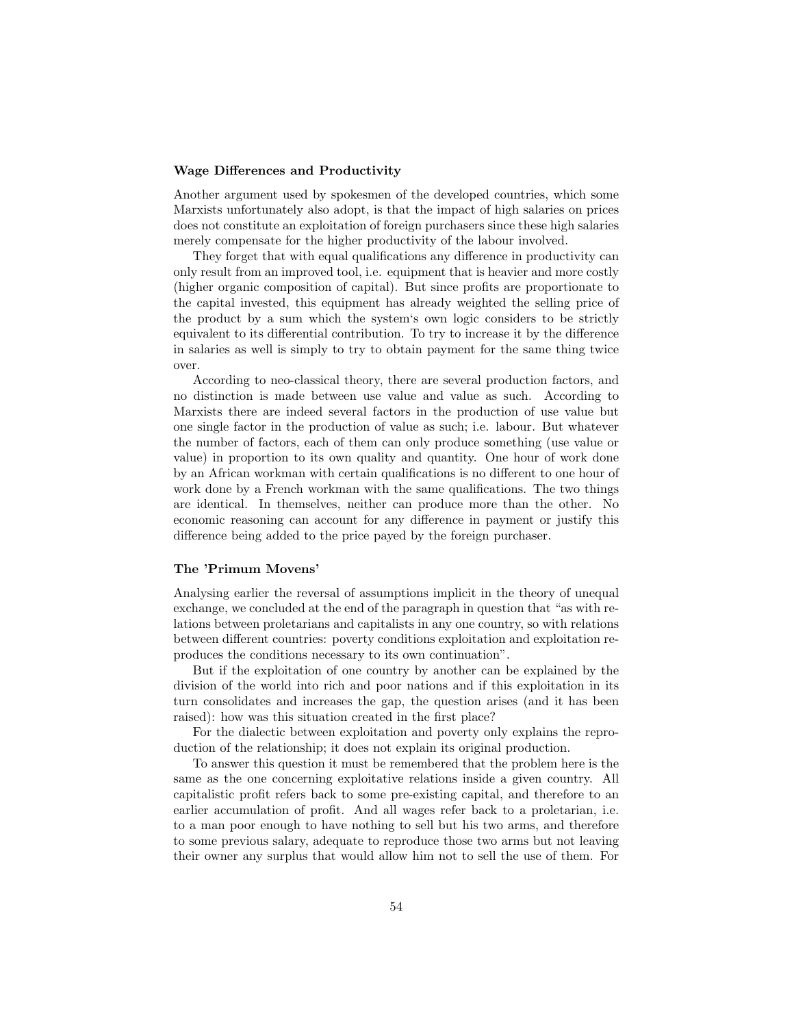### Wage Differences and Productivity

Another argument used by spokesmen of the developed countries, which some Marxists unfortunately also adopt, is that the impact of high salaries on prices does not constitute an exploitation of foreign purchasers since these high salaries merely compensate for the higher productivity of the labour involved.

They forget that with equal qualifications any difference in productivity can only result from an improved tool, i.e. equipment that is heavier and more costly (higher organic composition of capital). But since profits are proportionate to the capital invested, this equipment has already weighted the selling price of the product by a sum which the system‘s own logic considers to be strictly equivalent to its differential contribution. To try to increase it by the difference in salaries as well is simply to try to obtain payment for the same thing twice over.

According to neo-classical theory, there are several production factors, and no distinction is made between use value and value as such. According to Marxists there are indeed several factors in the production of use value but one single factor in the production of value as such; i.e. labour. But whatever the number of factors, each of them can only produce something (use value or value) in proportion to its own quality and quantity. One hour of work done by an African workman with certain qualifications is no different to one hour of work done by a French workman with the same qualifications. The two things are identical. In themselves, neither can produce more than the other. No economic reasoning can account for any difference in payment or justify this difference being added to the price payed by the foreign purchaser.

### The 'Primum Movens'

Analysing earlier the reversal of assumptions implicit in the theory of unequal exchange, we concluded at the end of the paragraph in question that “as with relations between proletarians and capitalists in any one country, so with relations between different countries: poverty conditions exploitation and exploitation reproduces the conditions necessary to its own continuation”.

But if the exploitation of one country by another can be explained by the division of the world into rich and poor nations and if this exploitation in its turn consolidates and increases the gap, the question arises (and it has been raised): how was this situation created in the first place?

For the dialectic between exploitation and poverty only explains the reproduction of the relationship; it does not explain its original production.

To answer this question it must be remembered that the problem here is the same as the one concerning exploitative relations inside a given country. All capitalistic profit refers back to some pre-existing capital, and therefore to an earlier accumulation of profit. And all wages refer back to a proletarian, i.e. to a man poor enough to have nothing to sell but his two arms, and therefore to some previous salary, adequate to reproduce those two arms but not leaving their owner any surplus that would allow him not to sell the use of them. For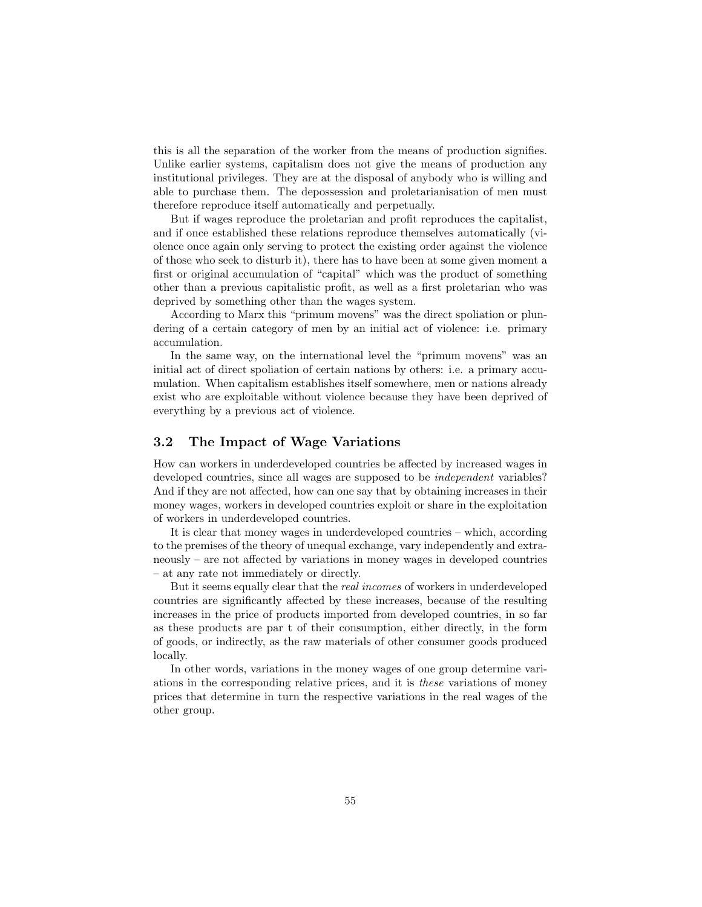this is all the separation of the worker from the means of production signifies. Unlike earlier systems, capitalism does not give the means of production any institutional privileges. They are at the disposal of anybody who is willing and able to purchase them. The depossession and proletarianisation of men must therefore reproduce itself automatically and perpetually.

But if wages reproduce the proletarian and profit reproduces the capitalist, and if once established these relations reproduce themselves automatically (violence once again only serving to protect the existing order against the violence of those who seek to disturb it), there has to have been at some given moment a first or original accumulation of "capital" which was the product of something other than a previous capitalistic profit, as well as a first proletarian who was deprived by something other than the wages system.

According to Marx this "primum movens" was the direct spoliation or plundering of a certain category of men by an initial act of violence: i.e. primary accumulation.

In the same way, on the international level the "primum movens" was an initial act of direct spoliation of certain nations by others: i.e. a primary accumulation. When capitalism establishes itself somewhere, men or nations already exist who are exploitable without violence because they have been deprived of everything by a previous act of violence.

## 3.2 The Impact of Wage Variations

How can workers in underdeveloped countries be affected by increased wages in developed countries, since all wages are supposed to be *independent* variables? And if they are not affected, how can one say that by obtaining increases in their money wages, workers in developed countries exploit or share in the exploitation of workers in underdeveloped countries.

It is clear that money wages in underdeveloped countries – which, according to the premises of the theory of unequal exchange, vary independently and extraneously – are not affected by variations in money wages in developed countries – at any rate not immediately or directly.

But it seems equally clear that the *real incomes* of workers in underdeveloped countries are significantly affected by these increases, because of the resulting increases in the price of products imported from developed countries, in so far as these products are par t of their consumption, either directly, in the form of goods, or indirectly, as the raw materials of other consumer goods produced locally.

In other words, variations in the money wages of one group determine variations in the corresponding relative prices, and it is *these* variations of money prices that determine in turn the respective variations in the real wages of the other group.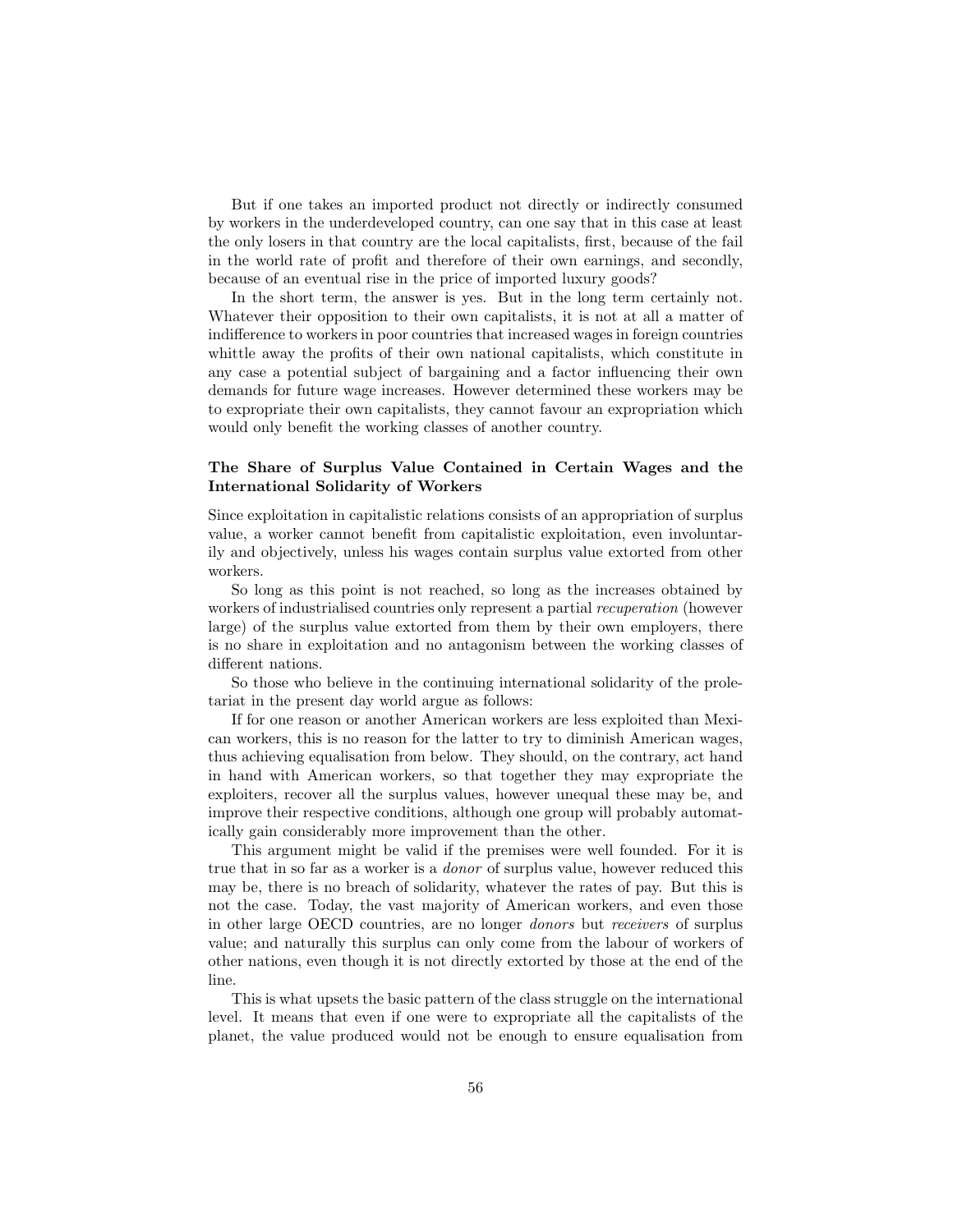But if one takes an imported product not directly or indirectly consumed by workers in the underdeveloped country, can one say that in this case at least the only losers in that country are the local capitalists, first, because of the fail in the world rate of profit and therefore of their own earnings, and secondly, because of an eventual rise in the price of imported luxury goods?

In the short term, the answer is yes. But in the long term certainly not. Whatever their opposition to their own capitalists, it is not at all a matter of indifference to workers in poor countries that increased wages in foreign countries whittle away the profits of their own national capitalists, which constitute in any case a potential subject of bargaining and a factor influencing their own demands for future wage increases. However determined these workers may be to expropriate their own capitalists, they cannot favour an expropriation which would only benefit the working classes of another country.

### The Share of Surplus Value Contained in Certain Wages and the International Solidarity of Workers

Since exploitation in capitalistic relations consists of an appropriation of surplus value, a worker cannot benefit from capitalistic exploitation, even involuntarily and objectively, unless his wages contain surplus value extorted from other workers.

So long as this point is not reached, so long as the increases obtained by workers of industrialised countries only represent a partial *recuperation* (however large) of the surplus value extorted from them by their own employers, there is no share in exploitation and no antagonism between the working classes of different nations.

So those who believe in the continuing international solidarity of the proletariat in the present day world argue as follows:

If for one reason or another American workers are less exploited than Mexican workers, this is no reason for the latter to try to diminish American wages, thus achieving equalisation from below. They should, on the contrary, act hand in hand with American workers, so that together they may expropriate the exploiters, recover all the surplus values, however unequal these may be, and improve their respective conditions, although one group will probably automatically gain considerably more improvement than the other.

This argument might be valid if the premises were well founded. For it is true that in so far as a worker is a *donor* of surplus value, however reduced this may be, there is no breach of solidarity, whatever the rates of pay. But this is not the case. Today, the vast majority of American workers, and even those in other large OECD countries, are no longer *donors* but *receivers* of surplus value; and naturally this surplus can only come from the labour of workers of other nations, even though it is not directly extorted by those at the end of the line.

This is what upsets the basic pattern of the class struggle on the international level. It means that even if one were to expropriate all the capitalists of the planet, the value produced would not be enough to ensure equalisation from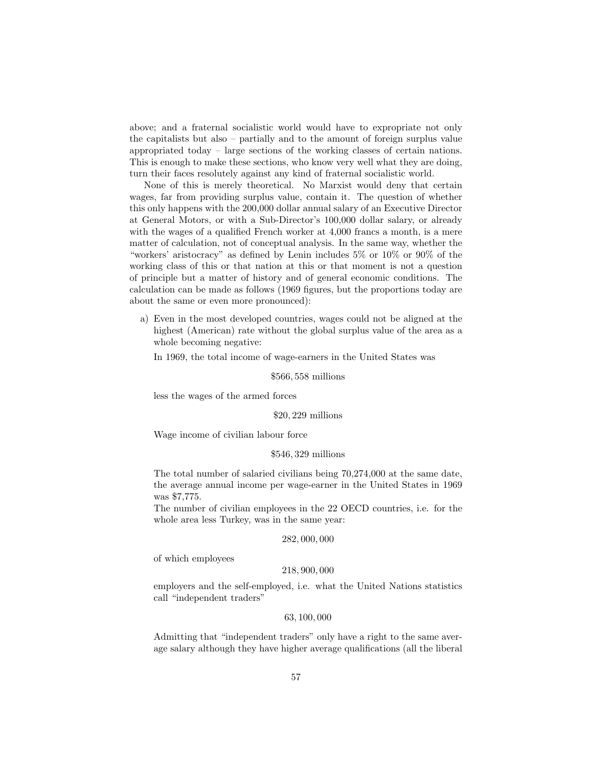above; and a fraternal socialistic world would have to expropriate not only the capitalists but also – partially and to the amount of foreign surplus value appropriated today – large sections of the working classes of certain nations. This is enough to make these sections, who know very well what they are doing, turn their faces resolutely against any kind of fraternal socialistic world.

None of this is merely theoretical. No Marxist would deny that certain wages, far from providing surplus value, contain it. The question of whether this only happens with the 200,000 dollar annual salary of an Executive Director at General Motors, or with a Sub-Director's 100,000 dollar salary, or already with the wages of a qualified French worker at 4,000 francs a month, is a mere matter of calculation, not of conceptual analysis. In the same way, whether the "workers' aristocracy" as defined by Lenin includes 5% or 10% or 90% of the working class of this or that nation at this or that moment is not a question of principle but a matter of history and of general economic conditions. The calculation can be made as follows (1969 figures, but the proportions today are about the same or even more pronounced):

a) Even in the most developed countries, wages could not be aligned at the highest (American) rate without the global surplus value of the area as a whole becoming negative:

   In 1969, the total income of wage-earners in the United States was

   $$\$566,558 \text{ millions}$$

   less the wages of the armed forces

   $$\$20,229 \text{ millions}$$

   Wage income of civilian labour force

   $$\$546,329 \text{ millions}$$

   The total number of salaried civilians being 70,274,000 at the same date, the average annual income per wage-earner in the United States in 1969 was $7,775.

   The number of civilian employees in the 22 OECD countries, i.e. for the whole area less Turkey, was in the same year:

   $$282,000,000$$

   of which employees

   $$218,900,000$$

   employers and the self-employed, i.e. what the United Nations statistics call "independent traders"

   $$63,100,000$$

   Admitting that "independent traders" only have a right to the same average salary although they have higher average qualifications (all the liberal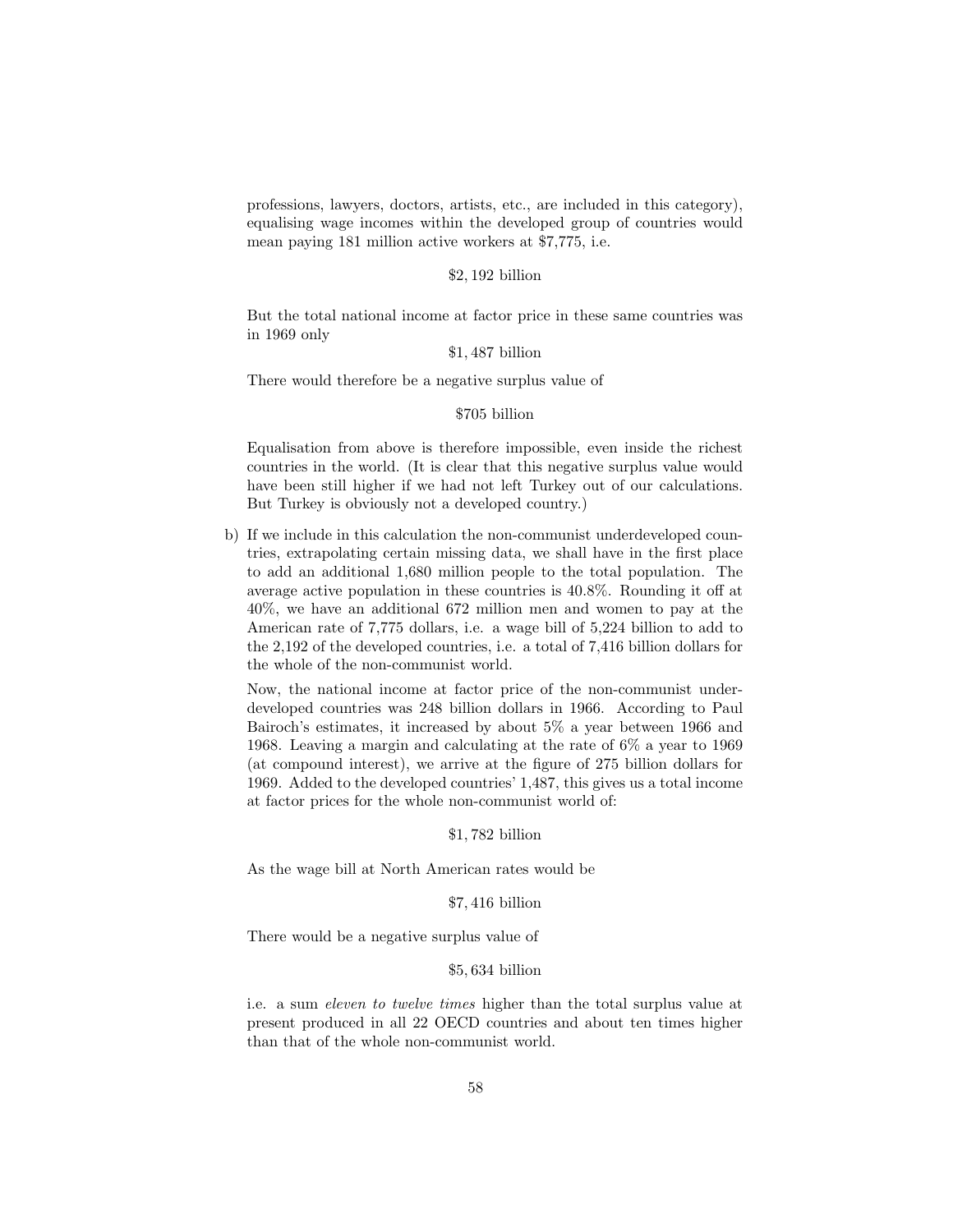professions, lawyers, doctors, artists, etc., are included in this category), equalising wage incomes within the developed group of countries would mean paying 181 million active workers at $7,775, i.e.

$2,192 billion

But the total national income at factor price in these same countries was in 1969 only

$1,487 billion

There would therefore be a negative surplus value of

$705 billion

Equalisation from above is therefore impossible, even inside the richest countries in the world. (It is clear that this negative surplus value would have been still higher if we had not left Turkey out of our calculations. But Turkey is obviously not a developed country.)

b) If we include in this calculation the non-communist underdeveloped countries, extrapolating certain missing data, we shall have in the first place to add an additional 1,680 million people to the total population. The average active population in these countries is 40.8%. Rounding it off at 40%, we have an additional 672 million men and women to pay at the American rate of 7,775 dollars, i.e. a wage bill of 5,224 billion to add to the 2,192 of the developed countries, i.e. a total of 7,416 billion dollars for the whole of the non-communist world.

   Now, the national income at factor price of the non-communist underdeveloped countries was 248 billion dollars in 1966. According to Paul Bairoch's estimates, it increased by about 5% a year between 1966 and 1968. Leaving a margin and calculating at the rate of 6% a year to 1969 (at compound interest), we arrive at the figure of 275 billion dollars for 1969. Added to the developed countries' 1,487, this gives us a total income at factor prices for the whole non-communist world of:

   $1,782 billion

   As the wage bill at North American rates would be

   $7,416 billion

   There would be a negative surplus value of

   $5,634 billion

   i.e. a sum *eleven to twelve times* higher than the total surplus value at present produced in all 22 OECD countries and about ten times higher than that of the whole non-communist world.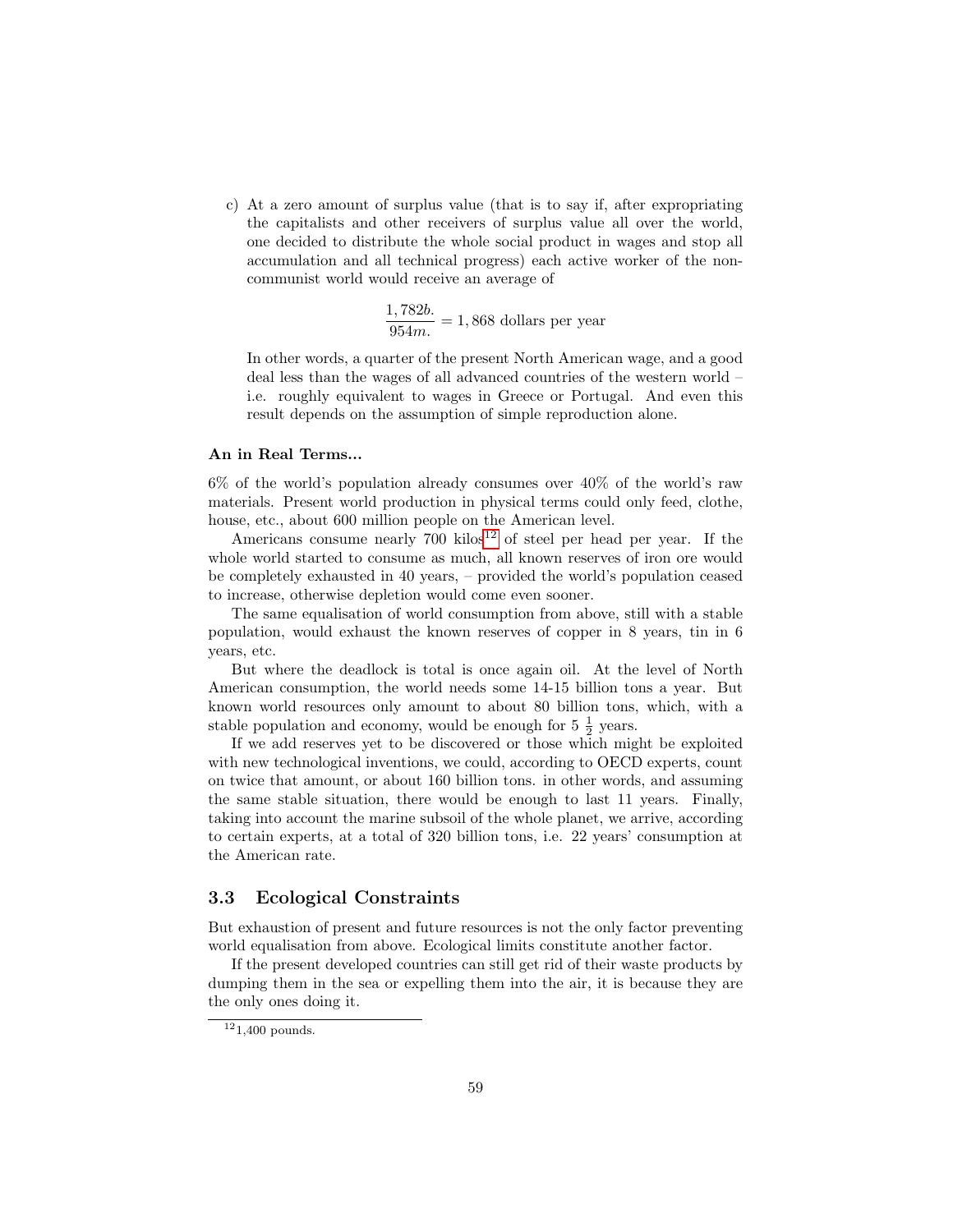c) At a zero amount of surplus value (that is to say if, after expropriating the capitalists and other receivers of surplus value all over the world, one decided to distribute the whole social product in wages and stop all accumulation and all technical progress) each active worker of the non-communist world would receive an average of

$$\frac{1,782b.}{954m.} = 1,868 \text{ dollars per year}$$

In other words, a quarter of the present North American wage, and a good deal less than the wages of all advanced countries of the western world – i.e. roughly equivalent to wages in Greece or Portugal. And even this result depends on the assumption of simple reproduction alone.

**An in Real Terms...**

6% of the world's population already consumes over 40% of the world's raw materials. Present world production in physical terms could only feed, clothe, house, etc., about 600 million people on the American level.

Americans consume nearly 700 kilos[12] of steel per head per year. If the whole world started to consume as much, all known reserves of iron ore would be completely exhausted in 40 years, – provided the world's population ceased to increase, otherwise depletion would come even sooner.

The same equalisation of world consumption from above, still with a stable population, would exhaust the known reserves of copper in 8 years, tin in 6 years, etc.

But where the deadlock is total is once again oil. At the level of North American consumption, the world needs some 14-15 billion tons a year. But known world resources only amount to about 80 billion tons, which, with a stable population and economy, would be enough for 5 $\frac{1}{2}$ years.

If we add reserves yet to be discovered or those which might be exploited with new technological inventions, we could, according to OECD experts, count on twice that amount, or about 160 billion tons. in other words, and assuming the same stable situation, there would be enough to last 11 years. Finally, taking into account the marine subsoil of the whole planet, we arrive, according to certain experts, at a total of 320 billion tons, i.e. 22 years' consumption at the American rate.

## 3.3 Ecological Constraints

But exhaustion of present and future resources is not the only factor preventing world equalisation from above. Ecological limits constitute another factor.

If the present developed countries can still get rid of their waste products by dumping them in the sea or expelling them into the air, it is because they are the only ones doing it.

---

[12] 1,400 pounds.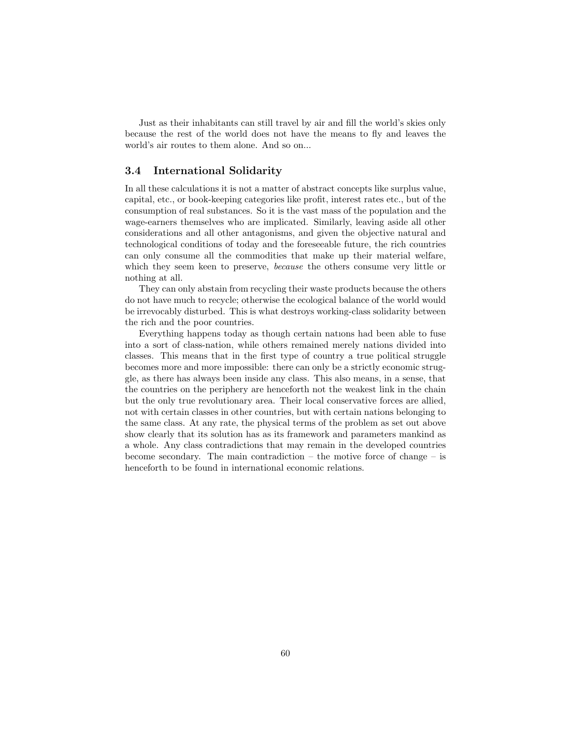Just as their inhabitants can still travel by air and fill the world's skies only because the rest of the world does not have the means to fly and leaves the world's air routes to them alone. And so on...

### 3.4 International Solidarity

In all these calculations it is not a matter of abstract concepts like surplus value, capital, etc., or book-keeping categories like profit, interest rates etc., but of the consumption of real substances. So it is the vast mass of the population and the wage-earners themselves who are implicated. Similarly, leaving aside all other considerations and all other antagonisms, and given the objective natural and technological conditions of today and the foreseeable future, the rich countries can only consume all the commodities that make up their material welfare, which they seem keen to preserve, *because* the others consume very little or nothing at all.

They can only abstain from recycling their waste products because the others do not have much to recycle; otherwise the ecological balance of the world would be irrevocably disturbed. This is what destroys working-class solidarity between the rich and the poor countries.

Everything happens today as though certain nations had been able to fuse into a sort of class-nation, while others remained merely nations divided into classes. This means that in the first type of country a true political struggle becomes more and more impossible: there can only be a strictly economic struggle, as there has always been inside any class. This also means, in a sense, that the countries on the periphery are henceforth not the weakest link in the chain but the only true revolutionary area. Their local conservative forces are allied, not with certain classes in other countries, but with certain nations belonging to the same class. At any rate, the physical terms of the problem as set out above show clearly that its solution has as its framework and parameters mankind as a whole. Any class contradictions that may remain in the developed countries become secondary. The main contradiction – the motive force of change – is henceforth to be found in international economic relations.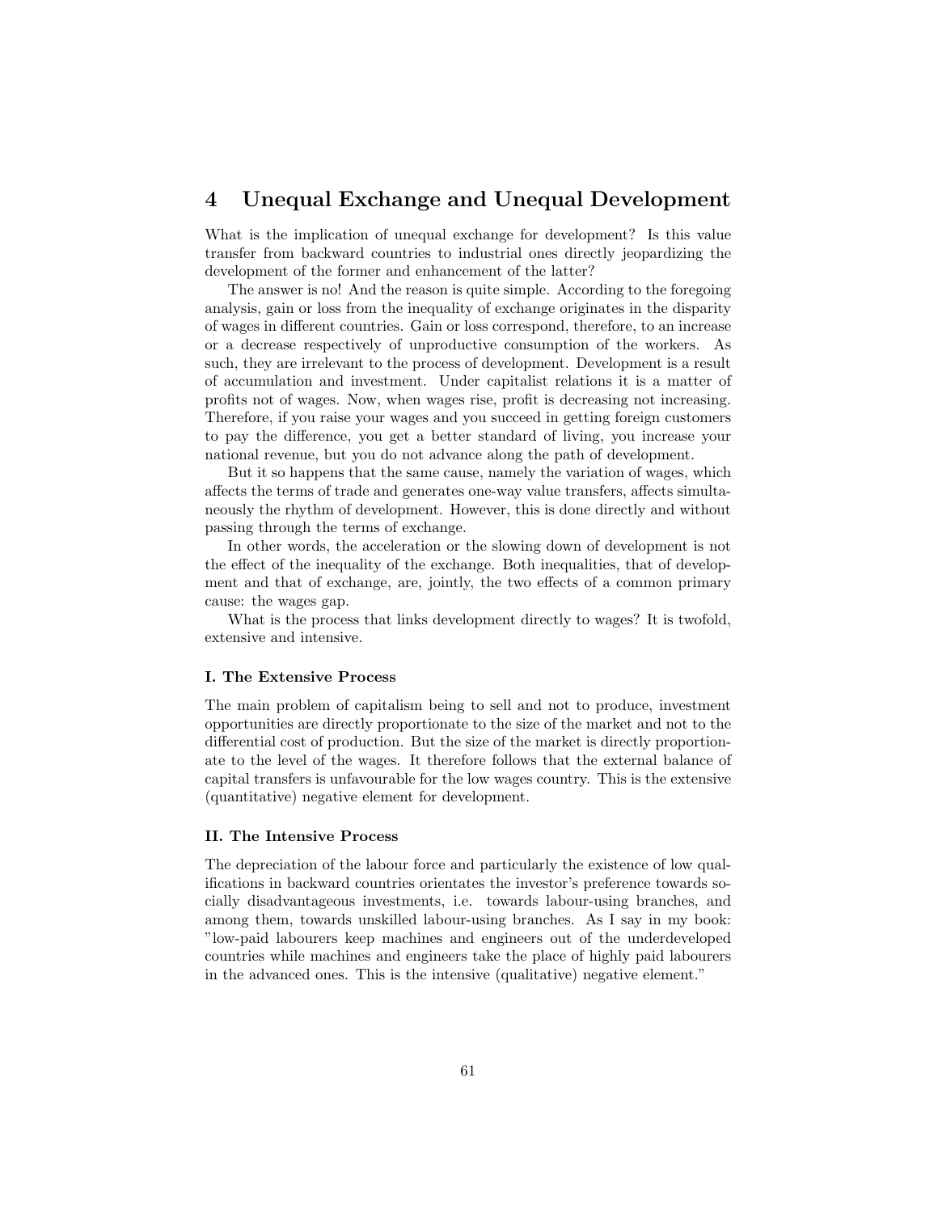## 4 Unequal Exchange and Unequal Development

What is the implication of unequal exchange for development? Is this value transfer from backward countries to industrial ones directly jeopardizing the development of the former and enhancement of the latter?

The answer is no! And the reason is quite simple. According to the foregoing analysis, gain or loss from the inequality of exchange originates in the disparity of wages in different countries. Gain or loss correspond, therefore, to an increase or a decrease respectively of unproductive consumption of the workers. As such, they are irrelevant to the process of development. Development is a result of accumulation and investment. Under capitalist relations it is a matter of profits not of wages. Now, when wages rise, profit is decreasing not increasing. Therefore, if you raise your wages and you succeed in getting foreign customers to pay the difference, you get a better standard of living, you increase your national revenue, but you do not advance along the path of development.

But it so happens that the same cause, namely the variation of wages, which affects the terms of trade and generates one-way value transfers, affects simultaneously the rhythm of development. However, this is done directly and without passing through the terms of exchange.

In other words, the acceleration or the slowing down of development is not the effect of the inequality of the exchange. Both inequalities, that of development and that of exchange, are, jointly, the two effects of a common primary cause: the wages gap.

What is the process that links development directly to wages? It is twofold, extensive and intensive.

#### I. The Extensive Process

The main problem of capitalism being to sell and not to produce, investment opportunities are directly proportionate to the size of the market and not to the differential cost of production. But the size of the market is directly proportionate to the level of the wages. It therefore follows that the external balance of capital transfers is unfavourable for the low wages country. This is the extensive (quantitative) negative element for development.

#### II. The Intensive Process

The depreciation of the labour force and particularly the existence of low qualifications in backward countries orientates the investor's preference towards socially disadvantageous investments, i.e. towards labour-using branches, and among them, towards unskilled labour-using branches. As I say in my book: "low-paid labourers keep machines and engineers out of the underdeveloped countries while machines and engineers take the place of highly paid labourers in the advanced ones. This is the intensive (qualitative) negative element."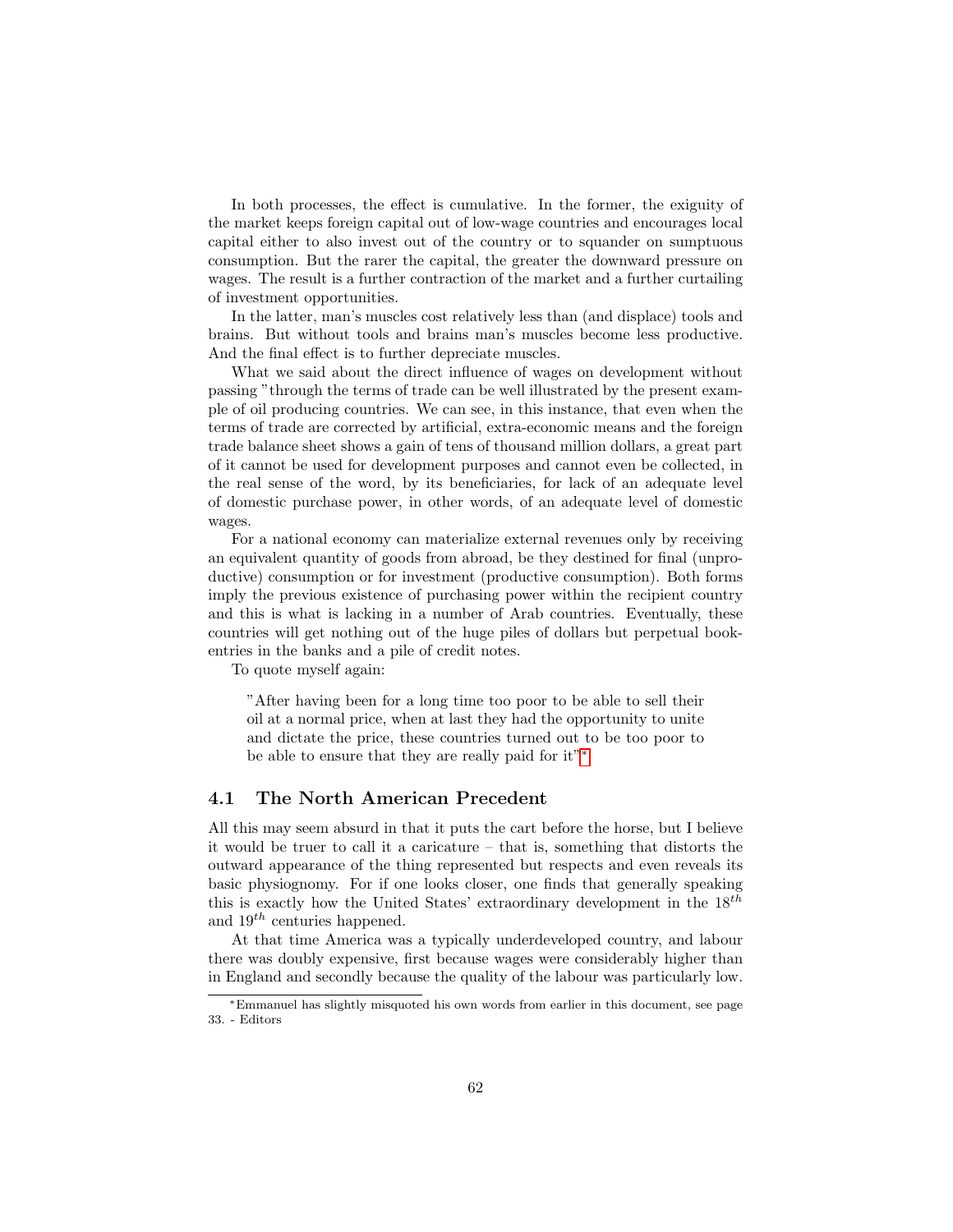In both processes, the effect is cumulative. In the former, the exiguity of the market keeps foreign capital out of low-wage countries and encourages local capital either to also invest out of the country or to squander on sumptuous consumption. But the rarer the capital, the greater the downward pressure on wages. The result is a further contraction of the market and a further curtailing of investment opportunities.

In the latter, man's muscles cost relatively less than (and displace) tools and brains. But without tools and brains man's muscles become less productive. And the final effect is to further depreciate muscles.

What we said about the direct influence of wages on development without passing "through the terms of trade can be well illustrated by the present example of oil producing countries. We can see, in this instance, that even when the terms of trade are corrected by artificial, extra-economic means and the foreign trade balance sheet shows a gain of tens of thousand million dollars, a great part of it cannot be used for development purposes and cannot even be collected, in the real sense of the word, by its beneficiaries, for lack of an adequate level of domestic purchase power, in other words, of an adequate level of domestic wages.

For a national economy can materialize external revenues only by receiving an equivalent quantity of goods from abroad, be they destined for final (unproductive) consumption or for investment (productive consumption). Both forms imply the previous existence of purchasing power within the recipient country and this is what is lacking in a number of Arab countries. Eventually, these countries will get nothing out of the huge piles of dollars but perpetual book-entries in the banks and a pile of credit notes.

To quote myself again:

> "After having been for a long time too poor to be able to sell their oil at a normal price, when at last they had the opportunity to unite and dictate the price, these countries turned out to be too poor to be able to ensure that they are really paid for it"*

## 4.1 The North American Precedent

All this may seem absurd in that it puts the cart before the horse, but I believe it would be truer to call it a caricature – that is, something that distorts the outward appearance of the thing represented but respects and even reveals its basic physiognomy. For if one looks closer, one finds that generally speaking this is exactly how the United States' extraordinary development in the $18^{th}$ and $19^{th}$ centuries happened.

At that time America was a typically underdeveloped country, and labour there was doubly expensive, first because wages were considerably higher than in England and secondly because the quality of the labour was particularly low.

---

*Emmanuel has slightly misquoted his own words from earlier in this document, see page 33. - Editors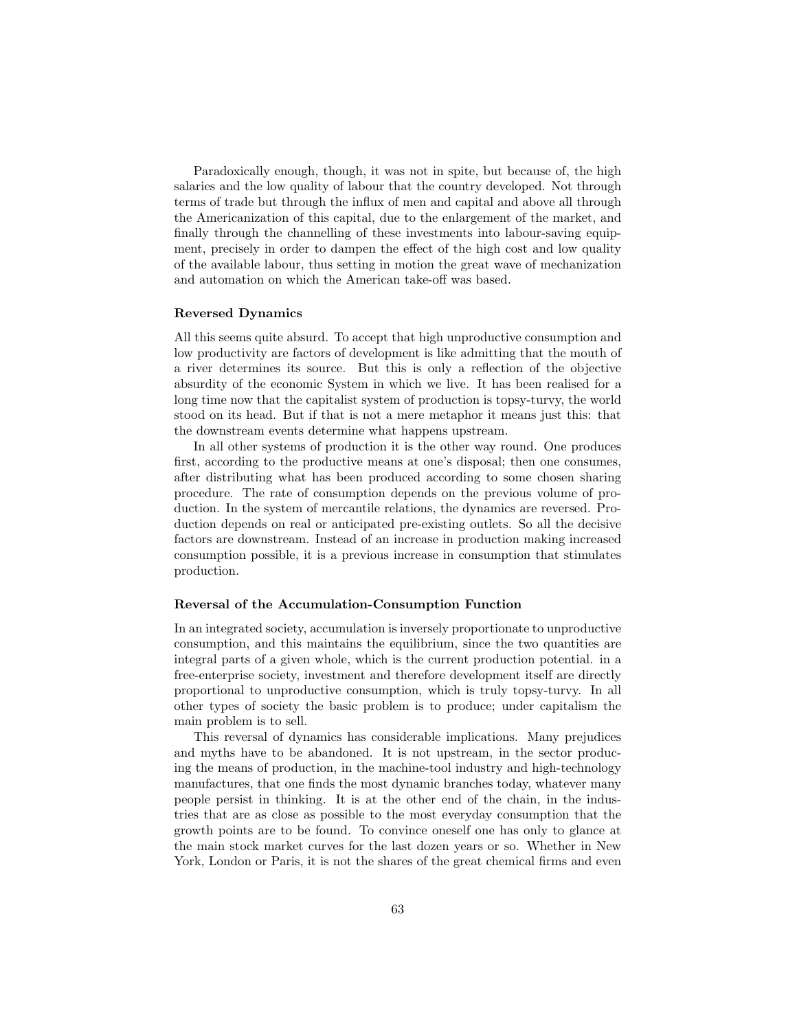Paradoxically enough, though, it was not in spite, but because of, the high salaries and the low quality of labour that the country developed. Not through terms of trade but through the influx of men and capital and above all through the Americanization of this capital, due to the enlargement of the market, and finally through the channelling of these investments into labour-saving equipment, precisely in order to dampen the effect of the high cost and low quality of the available labour, thus setting in motion the great wave of mechanization and automation on which the American take-off was based.

### Reversed Dynamics

All this seems quite absurd. To accept that high unproductive consumption and low productivity are factors of development is like admitting that the mouth of a river determines its source. But this is only a reflection of the objective absurdity of the economic System in which we live. It has been realised for a long time now that the capitalist system of production is topsy-turvy, the world stood on its head. But if that is not a mere metaphor it means just this: that the downstream events determine what happens upstream.

In all other systems of production it is the other way round. One produces first, according to the productive means at one's disposal; then one consumes, after distributing what has been produced according to some chosen sharing procedure. The rate of consumption depends on the previous volume of production. In the system of mercantile relations, the dynamics are reversed. Production depends on real or anticipated pre-existing outlets. So all the decisive factors are downstream. Instead of an increase in production making increased consumption possible, it is a previous increase in consumption that stimulates production.

### Reversal of the Accumulation-Consumption Function

In an integrated society, accumulation is inversely proportionate to unproductive consumption, and this maintains the equilibrium, since the two quantities are integral parts of a given whole, which is the current production potential. in a free-enterprise society, investment and therefore development itself are directly proportional to unproductive consumption, which is truly topsy-turvy. In all other types of society the basic problem is to produce; under capitalism the main problem is to sell.

This reversal of dynamics has considerable implications. Many prejudices and myths have to be abandoned. It is not upstream, in the sector producing the means of production, in the machine-tool industry and high-technology manufactures, that one finds the most dynamic branches today, whatever many people persist in thinking. It is at the other end of the chain, in the industries that are as close as possible to the most everyday consumption that the growth points are to be found. To convince oneself one has only to glance at the main stock market curves for the last dozen years or so. Whether in New York, London or Paris, it is not the shares of the great chemical firms and even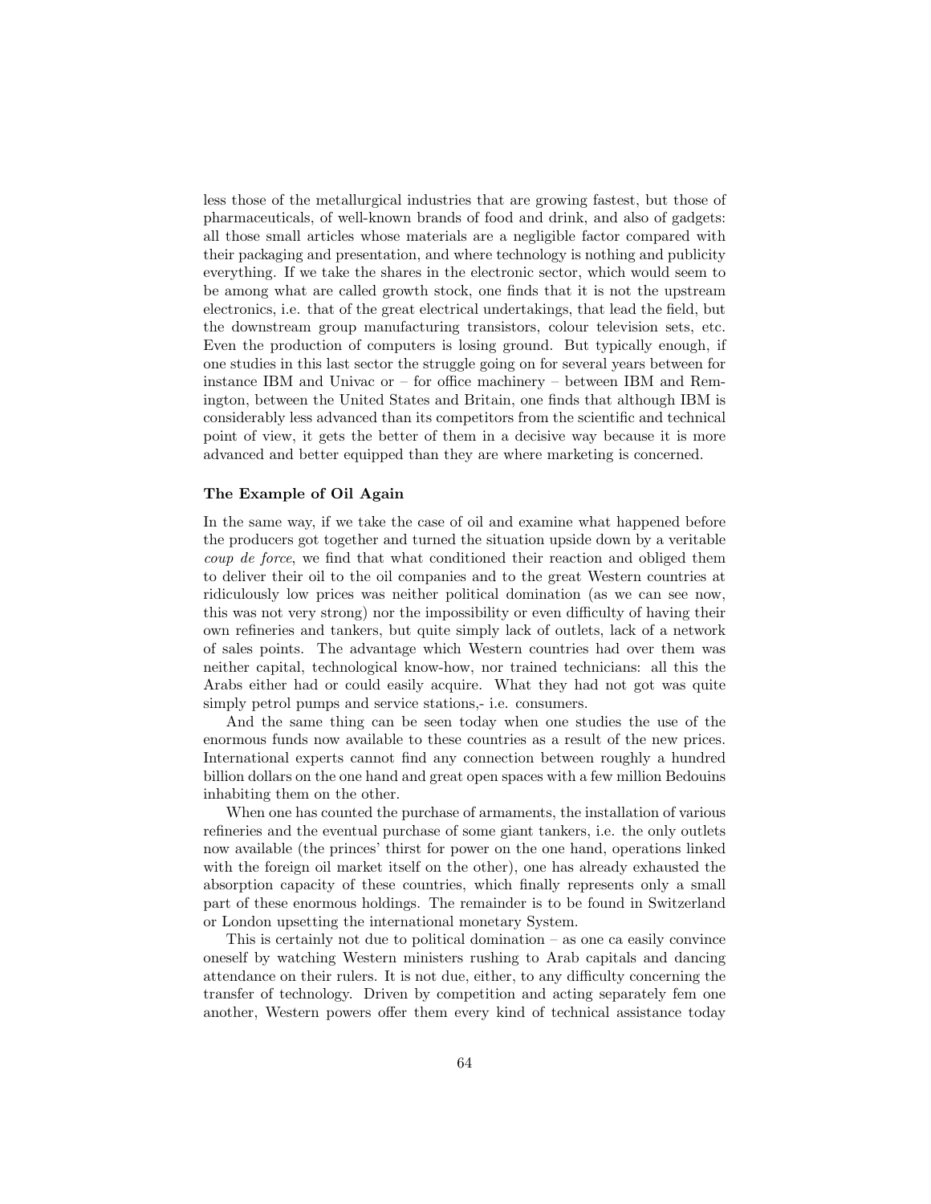less those of the metallurgical industries that are growing fastest, but those of pharmaceuticals, of well-known brands of food and drink, and also of gadgets: all those small articles whose materials are a negligible factor compared with their packaging and presentation, and where technology is nothing and publicity everything. If we take the shares in the electronic sector, which would seem to be among what are called growth stock, one finds that it is not the upstream electronics, i.e. that of the great electrical undertakings, that lead the field, but the downstream group manufacturing transistors, colour television sets, etc. Even the production of computers is losing ground. But typically enough, if one studies in this last sector the struggle going on for several years between for instance IBM and Univac or – for office machinery – between IBM and Remington, between the United States and Britain, one finds that although IBM is considerably less advanced than its competitors from the scientific and technical point of view, it gets the better of them in a decisive way because it is more advanced and better equipped than they are where marketing is concerned.

### The Example of Oil Again

In the same way, if we take the case of oil and examine what happened before the producers got together and turned the situation upside down by a veritable *coup de force*, we find that what conditioned their reaction and obliged them to deliver their oil to the oil companies and to the great Western countries at ridiculously low prices was neither political domination (as we can see now, this was not very strong) nor the impossibility or even difficulty of having their own refineries and tankers, but quite simply lack of outlets, lack of a network of sales points. The advantage which Western countries had over them was neither capital, technological know-how, nor trained technicians: all this the Arabs either had or could easily acquire. What they had not got was quite simply petrol pumps and service stations,- i.e. consumers.

And the same thing can be seen today when one studies the use of the enormous funds now available to these countries as a result of the new prices. International experts cannot find any connection between roughly a hundred billion dollars on the one hand and great open spaces with a few million Bedouins inhabiting them on the other.

When one has counted the purchase of armaments, the installation of various refineries and the eventual purchase of some giant tankers, i.e. the only outlets now available (the princes' thirst for power on the one hand, operations linked with the foreign oil market itself on the other), one has already exhausted the absorption capacity of these countries, which finally represents only a small part of these enormous holdings. The remainder is to be found in Switzerland or London upsetting the international monetary System.

This is certainly not due to political domination – as one ca easily convince oneself by watching Western ministers rushing to Arab capitals and dancing attendance on their rulers. It is not due, either, to any difficulty concerning the transfer of technology. Driven by competition and acting separately fem one another, Western powers offer them every kind of technical assistance today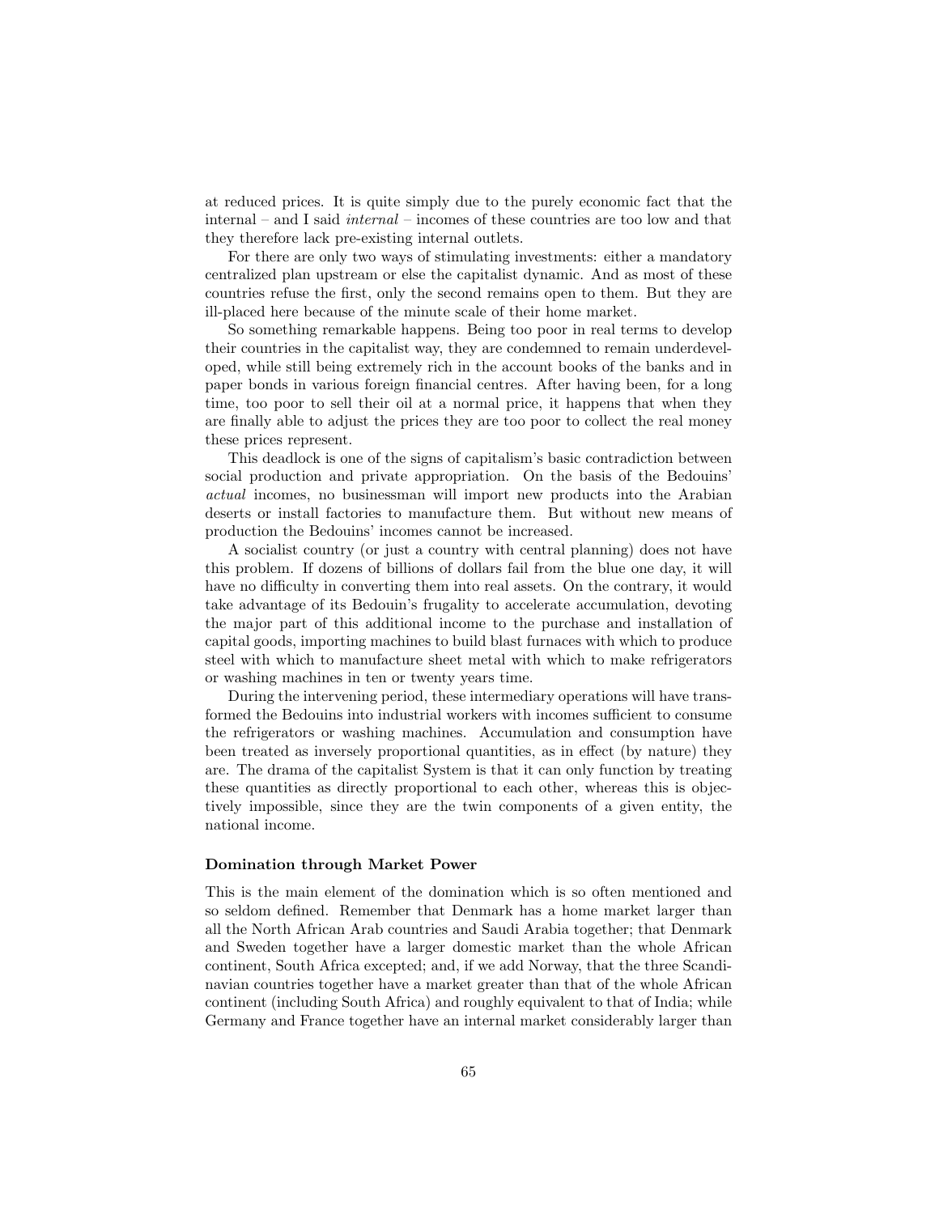at reduced prices. It is quite simply due to the purely economic fact that the internal – and I said *internal* – incomes of these countries are too low and that they therefore lack pre-existing internal outlets.

For there are only two ways of stimulating investments: either a mandatory centralized plan upstream or else the capitalist dynamic. And as most of these countries refuse the first, only the second remains open to them. But they are ill-placed here because of the minute scale of their home market.

So something remarkable happens. Being too poor in real terms to develop their countries in the capitalist way, they are condemned to remain underdeveloped, while still being extremely rich in the account books of the banks and in paper bonds in various foreign financial centres. After having been, for a long time, too poor to sell their oil at a normal price, it happens that when they are finally able to adjust the prices they are too poor to collect the real money these prices represent.

This deadlock is one of the signs of capitalism's basic contradiction between social production and private appropriation. On the basis of the Bedouins' *actual* incomes, no businessman will import new products into the Arabian deserts or install factories to manufacture them. But without new means of production the Bedouins' incomes cannot be increased.

A socialist country (or just a country with central planning) does not have this problem. If dozens of billions of dollars fail from the blue one day, it will have no difficulty in converting them into real assets. On the contrary, it would take advantage of its Bedouin's frugality to accelerate accumulation, devoting the major part of this additional income to the purchase and installation of capital goods, importing machines to build blast furnaces with which to produce steel with which to manufacture sheet metal with which to make refrigerators or washing machines in ten or twenty years time.

During the intervening period, these intermediary operations will have transformed the Bedouins into industrial workers with incomes sufficient to consume the refrigerators or washing machines. Accumulation and consumption have been treated as inversely proportional quantities, as in effect (by nature) they are. The drama of the capitalist System is that it can only function by treating these quantities as directly proportional to each other, whereas this is objectively impossible, since they are the twin components of a given entity, the national income.

### Domination through Market Power

This is the main element of the domination which is so often mentioned and so seldom defined. Remember that Denmark has a home market larger than all the North African Arab countries and Saudi Arabia together; that Denmark and Sweden together have a larger domestic market than the whole African continent, South Africa excepted; and, if we add Norway, that the three Scandinavian countries together have a market greater than that of the whole African continent (including South Africa) and roughly equivalent to that of India; while Germany and France together have an internal market considerably larger than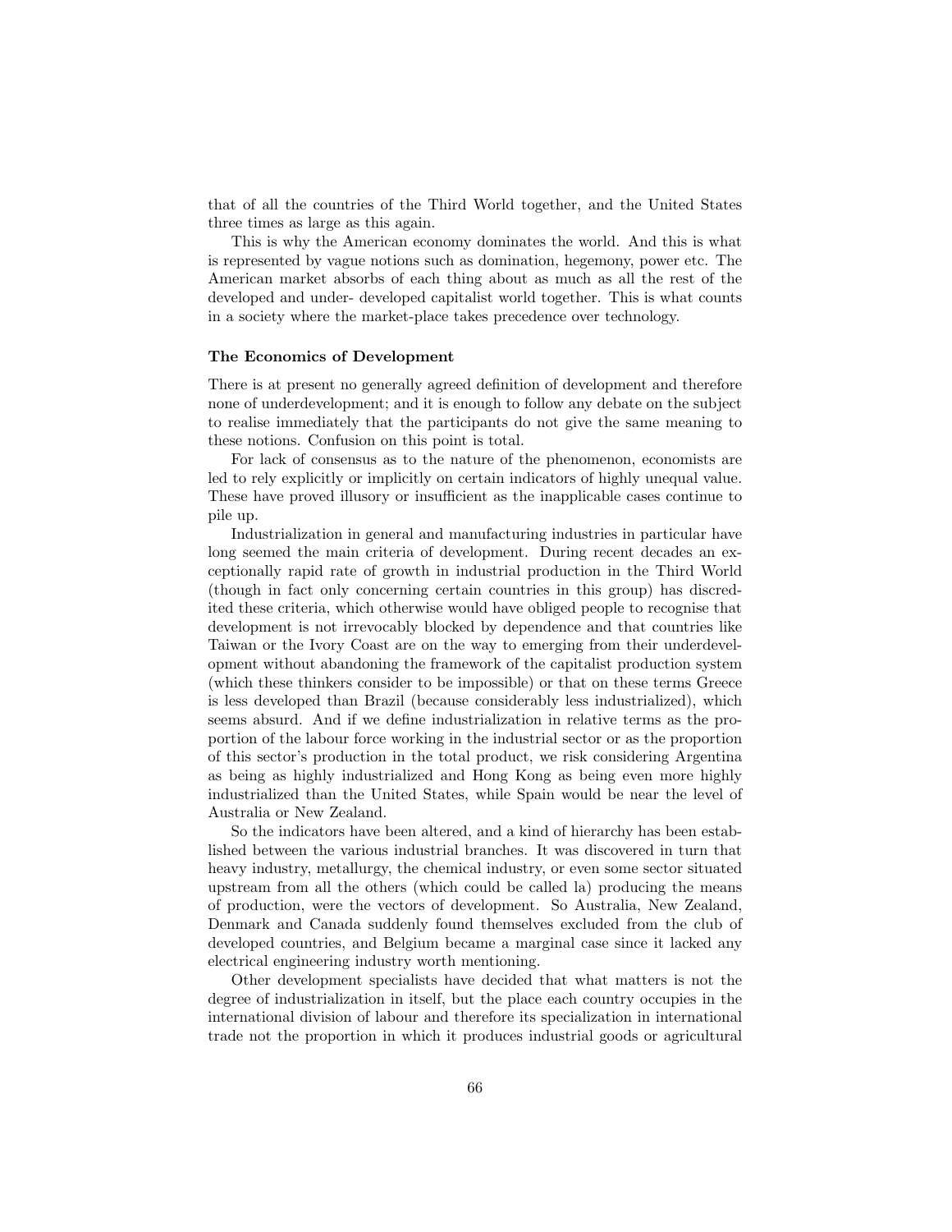that of all the countries of the Third World together, and the United States three times as large as this again.

This is why the American economy dominates the world. And this is what is represented by vague notions such as domination, hegemony, power etc. The American market absorbs of each thing about as much as all the rest of the developed and under- developed capitalist world together. This is what counts in a society where the market-place takes precedence over technology.

### The Economics of Development

There is at present no generally agreed definition of development and therefore none of underdevelopment; and it is enough to follow any debate on the subject to realise immediately that the participants do not give the same meaning to these notions. Confusion on this point is total.

For lack of consensus as to the nature of the phenomenon, economists are led to rely explicitly or implicitly on certain indicators of highly unequal value. These have proved illusory or insufficient as the inapplicable cases continue to pile up.

Industrialization in general and manufacturing industries in particular have long seemed the main criteria of development. During recent decades an exceptionally rapid rate of growth in industrial production in the Third World (though in fact only concerning certain countries in this group) has discredited these criteria, which otherwise would have obliged people to recognise that development is not irrevocably blocked by dependence and that countries like Taiwan or the Ivory Coast are on the way to emerging from their underdevelopment without abandoning the framework of the capitalist production system (which these thinkers consider to be impossible) or that on these terms Greece is less developed than Brazil (because considerably less industrialized), which seems absurd. And if we define industrialization in relative terms as the proportion of the labour force working in the industrial sector or as the proportion of this sector's production in the total product, we risk considering Argentina as being as highly industrialized and Hong Kong as being even more highly industrialized than the United States, while Spain would be near the level of Australia or New Zealand.

So the indicators have been altered, and a kind of hierarchy has been established between the various industrial branches. It was discovered in turn that heavy industry, metallurgy, the chemical industry, or even some sector situated upstream from all the others (which could be called la) producing the means of production, were the vectors of development. So Australia, New Zealand, Denmark and Canada suddenly found themselves excluded from the club of developed countries, and Belgium became a marginal case since it lacked any electrical engineering industry worth mentioning.

Other development specialists have decided that what matters is not the degree of industrialization in itself, but the place each country occupies in the international division of labour and therefore its specialization in international trade not the proportion in which it produces industrial goods or agricultural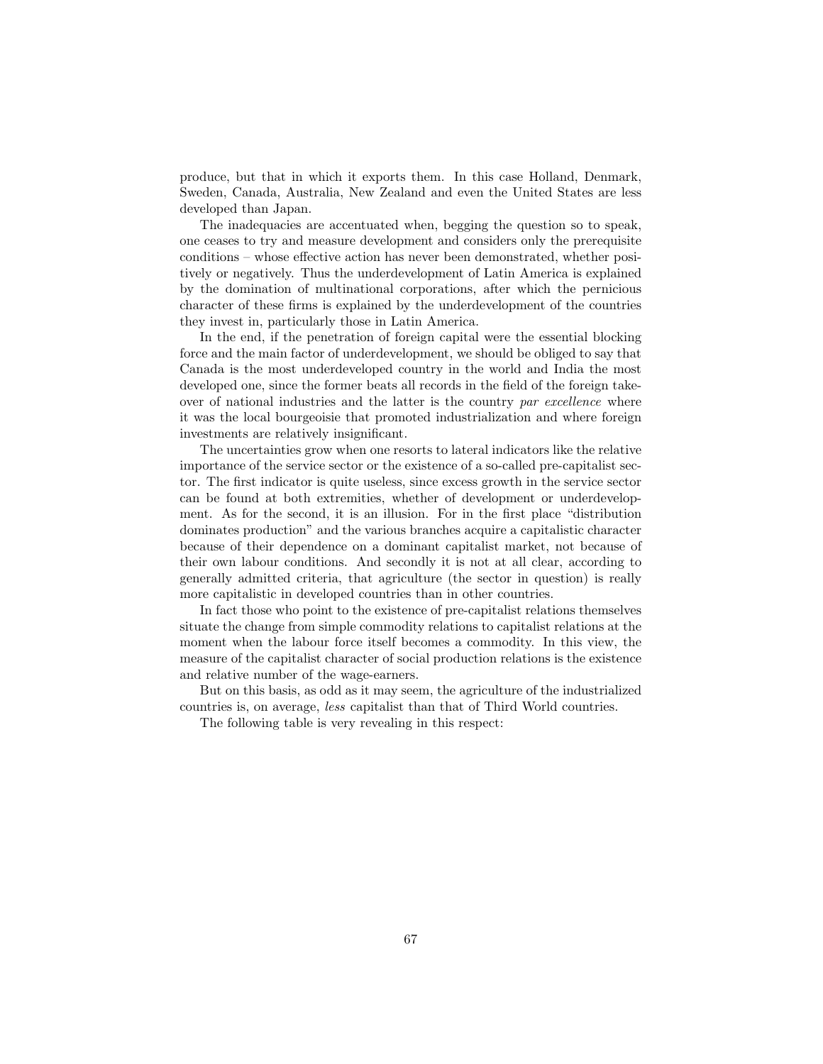produce, but that in which it exports them. In this case Holland, Denmark, Sweden, Canada, Australia, New Zealand and even the United States are less developed than Japan.

The inadequacies are accentuated when, begging the question so to speak, one ceases to try and measure development and considers only the prerequisite conditions – whose effective action has never been demonstrated, whether positively or negatively. Thus the underdevelopment of Latin America is explained by the domination of multinational corporations, after which the pernicious character of these firms is explained by the underdevelopment of the countries they invest in, particularly those in Latin America.

In the end, if the penetration of foreign capital were the essential blocking force and the main factor of underdevelopment, we should be obliged to say that Canada is the most underdeveloped country in the world and India the most developed one, since the former beats all records in the field of the foreign take-over of national industries and the latter is the country *par excellence* where it was the local bourgeoisie that promoted industrialization and where foreign investments are relatively insignificant.

The uncertainties grow when one resorts to lateral indicators like the relative importance of the service sector or the existence of a so-called pre-capitalist sector. The first indicator is quite useless, since excess growth in the service sector can be found at both extremities, whether of development or underdevelopment. As for the second, it is an illusion. For in the first place "distribution dominates production" and the various branches acquire a capitalistic character because of their dependence on a dominant capitalist market, not because of their own labour conditions. And secondly it is not at all clear, according to generally admitted criteria, that agriculture (the sector in question) is really more capitalistic in developed countries than in other countries.

In fact those who point to the existence of pre-capitalist relations themselves situate the change from simple commodity relations to capitalist relations at the moment when the labour force itself becomes a commodity. In this view, the measure of the capitalist character of social production relations is the existence and relative number of the wage-earners.

But on this basis, as odd as it may seem, the agriculture of the industrialized countries is, on average, *less* capitalist than that of Third World countries.

The following table is very revealing in this respect: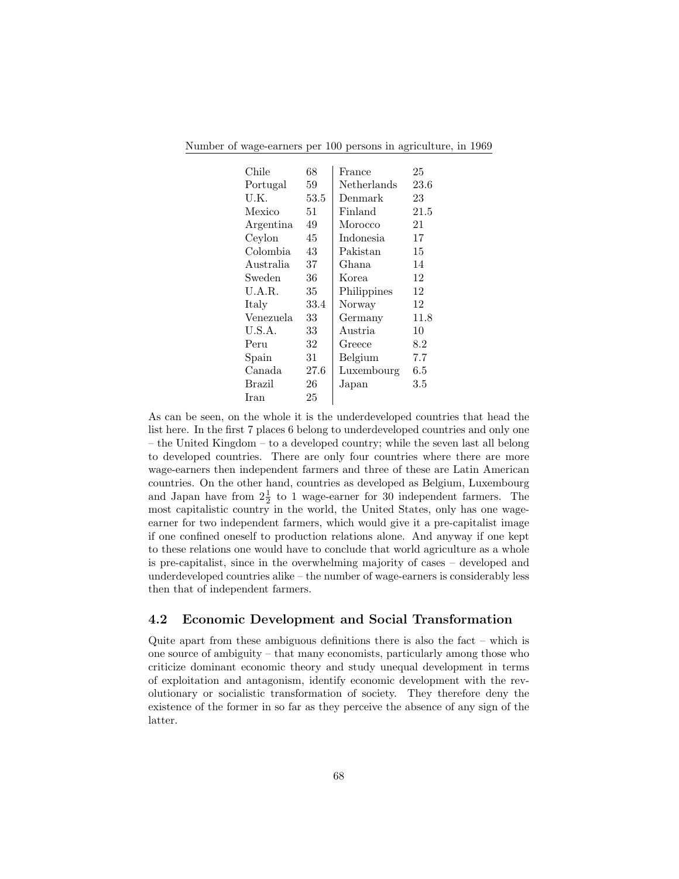Number of wage-earners per 100 persons in agriculture, in 1969

| Country | Number | Country | Number |
|---|---|---|---|
| Chile | 68 | France | 25 |
| Portugal | 59 | Netherlands | 23.6 |
| U.K. | 53.5 | Denmark | 23 |
| Mexico | 51 | Finland | 21.5 |
| Argentina | 49 | Morocco | 21 |
| Ceylon | 45 | Indonesia | 17 |
| Colombia | 43 | Pakistan | 15 |
| Australia | 37 | Ghana | 14 |
| Sweden | 36 | Korea | 12 |
| U.A.R. | 35 | Philippines | 12 |
| Italy | 33.4 | Norway | 12 |
| Venezuela | 33 | Germany | 11.8 |
| U.S.A. | 33 | Austria | 10 |
| Peru | 32 | Greece | 8.2 |
| Spain | 31 | Belgium | 7.7 |
| Canada | 27.6 | Luxembourg | 6.5 |
| Brazil | 26 | Japan | 3.5 |
| Iran | 25 | | |

As can be seen, on the whole it is the underdeveloped countries that head the list here. In the first 7 places 6 belong to underdeveloped countries and only one – the United Kingdom – to a developed country; while the seven last all belong to developed countries. There are only four countries where there are more wage-earners then independent farmers and three of these are Latin American countries. On the other hand, countries as developed as Belgium, Luxembourg and Japan have from $2\frac{1}{2}$ to 1 wage-earner for 30 independent farmers. The most capitalistic country in the world, the United States, only has one wage-earner for two independent farmers, which would give it a pre-capitalist image if one confined oneself to production relations alone. And anyway if one kept to these relations one would have to conclude that world agriculture as a whole is pre-capitalist, since in the overwhelming majority of cases – developed and underdeveloped countries alike – the number of wage-earners is considerably less then that of independent farmers.

## 4.2 Economic Development and Social Transformation

Quite apart from these ambiguous definitions there is also the fact – which is one source of ambiguity – that many economists, particularly among those who criticize dominant economic theory and study unequal development in terms of exploitation and antagonism, identify economic development with the revolutionary or socialistic transformation of society. They therefore deny the existence of the former in so far as they perceive the absence of any sign of the latter.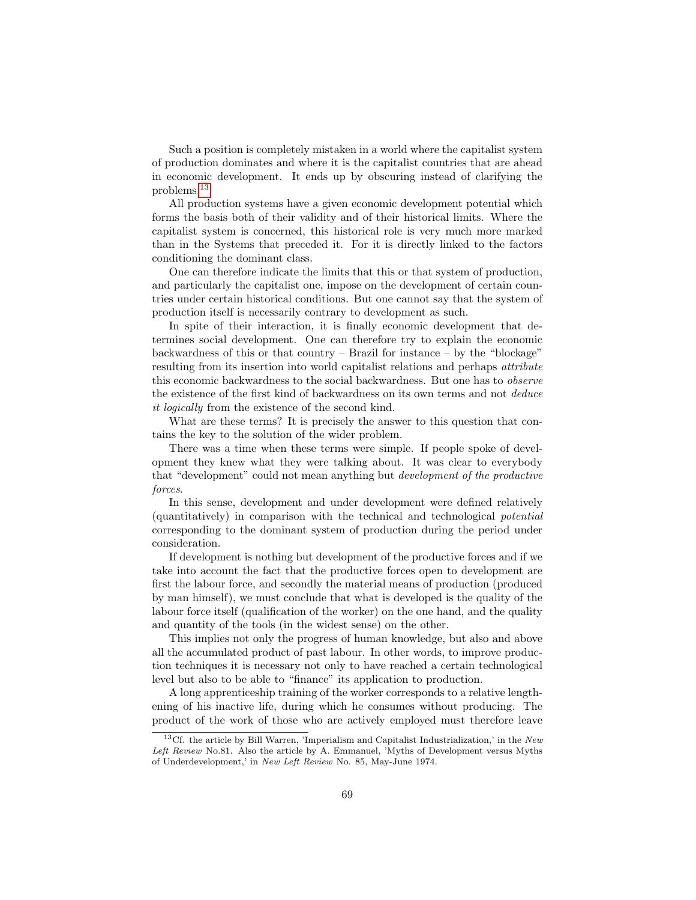Such a position is completely mistaken in a world where the capitalist system of production dominates and where it is the capitalist countries that are ahead in economic development. It ends up by obscuring instead of clarifying the problems.[13]

All production systems have a given economic development potential which forms the basis both of their validity and of their historical limits. Where the capitalist system is concerned, this historical role is very much more marked than in the Systems that preceded it. For it is directly linked to the factors conditioning the dominant class.

One can therefore indicate the limits that this or that system of production, and particularly the capitalist one, impose on the development of certain countries under certain historical conditions. But one cannot say that the system of production itself is necessarily contrary to development as such.

In spite of their interaction, it is finally economic development that determines social development. One can therefore try to explain the economic backwardness of this or that country – Brazil for instance – by the "blockage" resulting from its insertion into world capitalist relations and perhaps *attribute* this economic backwardness to the social backwardness. But one has to *observe* the existence of the first kind of backwardness on its own terms and not *deduce it logically* from the existence of the second kind.

What are these terms? It is precisely the answer to this question that contains the key to the solution of the wider problem.

There was a time when these terms were simple. If people spoke of development they knew what they were talking about. It was clear to everybody that "development" could not mean anything but *development of the productive forces*.

In this sense, development and under development were defined relatively (quantitatively) in comparison with the technical and technological *potential* corresponding to the dominant system of production during the period under consideration.

If development is nothing but development of the productive forces and if we take into account the fact that the productive forces open to development are first the labour force, and secondly the material means of production (produced by man himself), we must conclude that what is developed is the quality of the labour force itself (qualification of the worker) on the one hand, and the quality and quantity of the tools (in the widest sense) on the other.

This implies not only the progress of human knowledge, but also and above all the accumulated product of past labour. In other words, to improve production techniques it is necessary not only to have reached a certain technological level but also to be able to "finance" its application to production.

A long apprenticeship training of the worker corresponds to a relative lengthening of his inactive life, during which he consumes without producing. The product of the work of those who are actively employed must therefore leave

[13] Cf. the article by Bill Warren, 'Imperialism and Capitalist Industrialization,' in the *New Left Review* No.81. Also the article by A. Emmanuel, 'Myths of Development versus Myths of Underdevelopment,' in *New Left Review* No. 85, May-June 1974.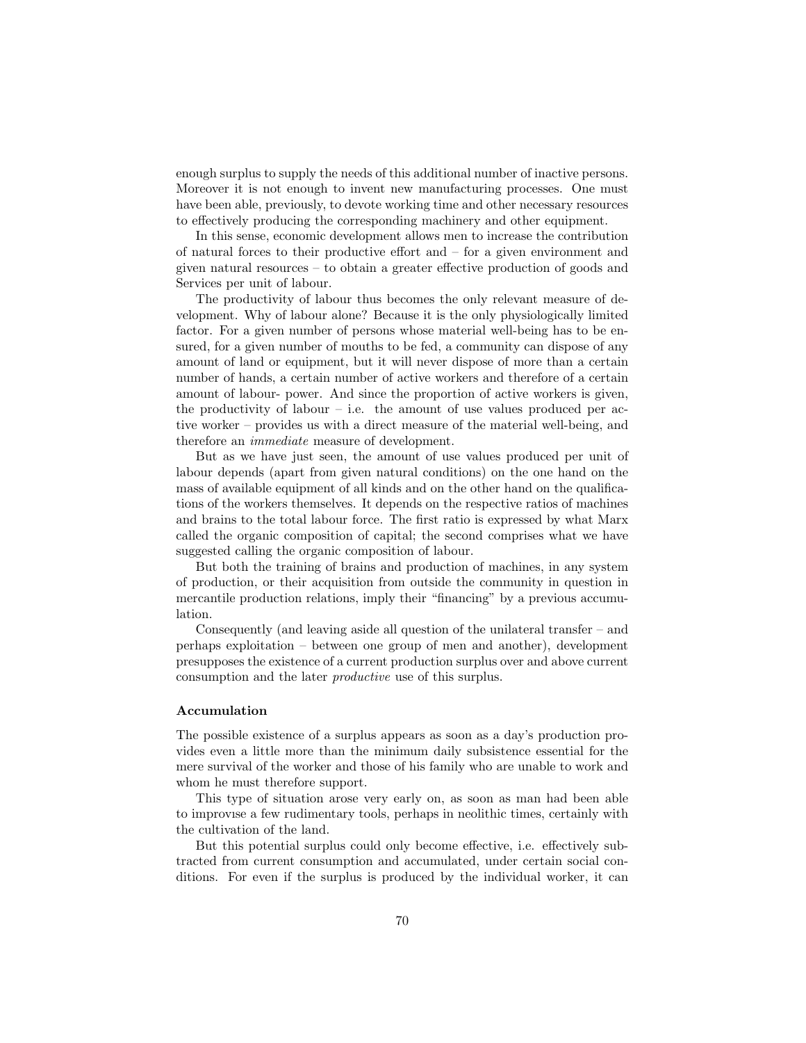enough surplus to supply the needs of this additional number of inactive persons. Moreover it is not enough to invent new manufacturing processes. One must have been able, previously, to devote working time and other necessary resources to effectively producing the corresponding machinery and other equipment.

In this sense, economic development allows men to increase the contribution of natural forces to their productive effort and – for a given environment and given natural resources – to obtain a greater effective production of goods and Services per unit of labour.

The productivity of labour thus becomes the only relevant measure of development. Why of labour alone? Because it is the only physiologically limited factor. For a given number of persons whose material well-being has to be ensured, for a given number of mouths to be fed, a community can dispose of any amount of land or equipment, but it will never dispose of more than a certain number of hands, a certain number of active workers and therefore of a certain amount of labour- power. And since the proportion of active workers is given, the productivity of labour – i.e. the amount of use values produced per active worker – provides us with a direct measure of the material well-being, and therefore an *immediate* measure of development.

But as we have just seen, the amount of use values produced per unit of labour depends (apart from given natural conditions) on the one hand on the mass of available equipment of all kinds and on the other hand on the qualifications of the workers themselves. It depends on the respective ratios of machines and brains to the total labour force. The first ratio is expressed by what Marx called the organic composition of capital; the second comprises what we have suggested calling the organic composition of labour.

But both the training of brains and production of machines, in any system of production, or their acquisition from outside the community in question in mercantile production relations, imply their "financing" by a previous accumulation.

Consequently (and leaving aside all question of the unilateral transfer – and perhaps exploitation – between one group of men and another), development presupposes the existence of a current production surplus over and above current consumption and the later *productive* use of this surplus.

### Accumulation

The possible existence of a surplus appears as soon as a day's production provides even a little more than the minimum daily subsistence essential for the mere survival of the worker and those of his family who are unable to work and whom he must therefore support.

This type of situation arose very early on, as soon as man had been able to improvise a few rudimentary tools, perhaps in neolithic times, certainly with the cultivation of the land.

But this potential surplus could only become effective, i.e. effectively subtracted from current consumption and accumulated, under certain social conditions. For even if the surplus is produced by the individual worker, it can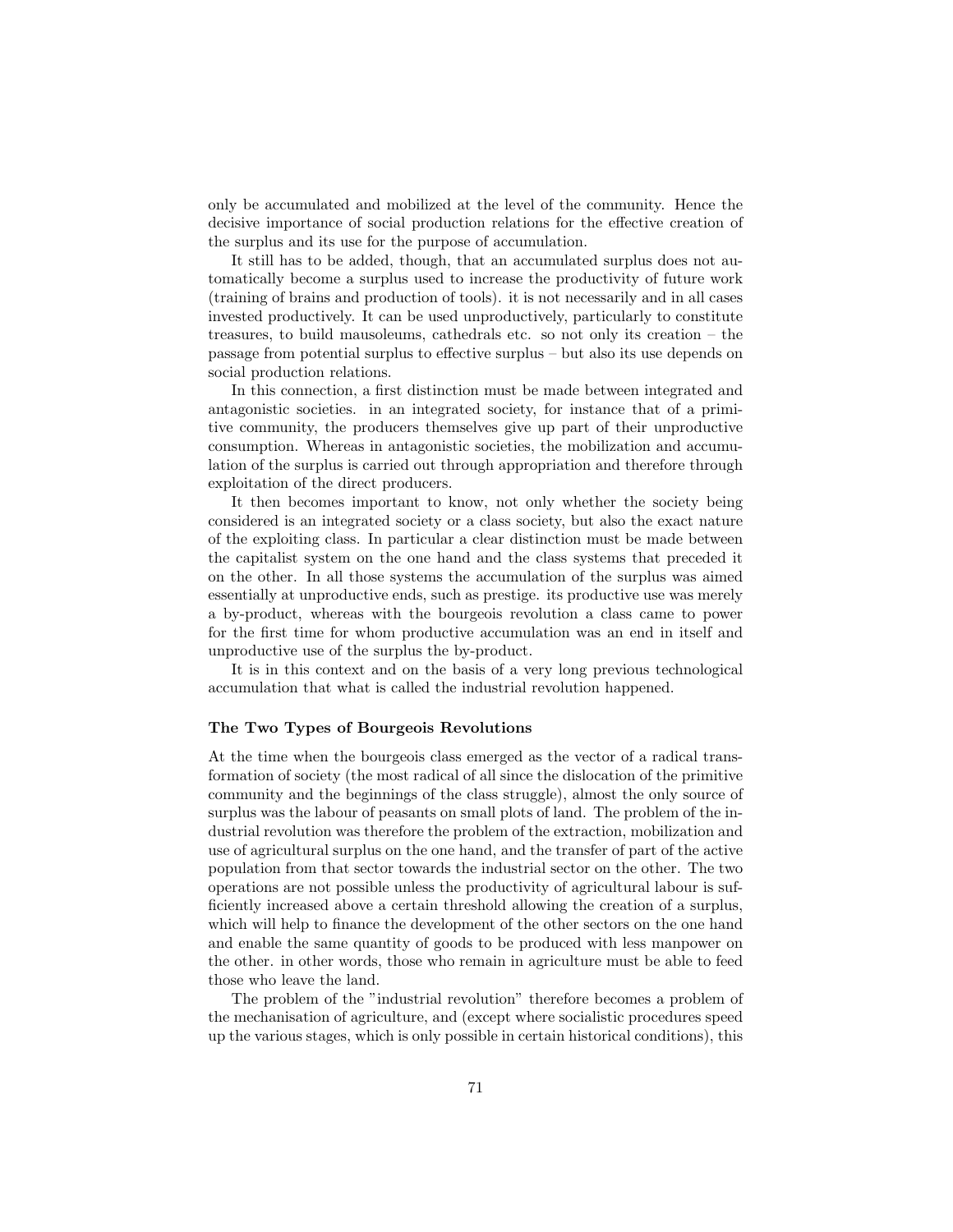only be accumulated and mobilized at the level of the community. Hence the decisive importance of social production relations for the effective creation of the surplus and its use for the purpose of accumulation.

It still has to be added, though, that an accumulated surplus does not automatically become a surplus used to increase the productivity of future work (training of brains and production of tools). it is not necessarily and in all cases invested productively. It can be used unproductively, particularly to constitute treasures, to build mausoleums, cathedrals etc. so not only its creation – the passage from potential surplus to effective surplus – but also its use depends on social production relations.

In this connection, a first distinction must be made between integrated and antagonistic societies. in an integrated society, for instance that of a primitive community, the producers themselves give up part of their unproductive consumption. Whereas in antagonistic societies, the mobilization and accumulation of the surplus is carried out through appropriation and therefore through exploitation of the direct producers.

It then becomes important to know, not only whether the society being considered is an integrated society or a class society, but also the exact nature of the exploiting class. In particular a clear distinction must be made between the capitalist system on the one hand and the class systems that preceded it on the other. In all those systems the accumulation of the surplus was aimed essentially at unproductive ends, such as prestige. its productive use was merely a by-product, whereas with the bourgeois revolution a class came to power for the first time for whom productive accumulation was an end in itself and unproductive use of the surplus the by-product.

It is in this context and on the basis of a very long previous technological accumulation that what is called the industrial revolution happened.

### The Two Types of Bourgeois Revolutions

At the time when the bourgeois class emerged as the vector of a radical transformation of society (the most radical of all since the dislocation of the primitive community and the beginnings of the class struggle), almost the only source of surplus was the labour of peasants on small plots of land. The problem of the industrial revolution was therefore the problem of the extraction, mobilization and use of agricultural surplus on the one hand, and the transfer of part of the active population from that sector towards the industrial sector on the other. The two operations are not possible unless the productivity of agricultural labour is sufficiently increased above a certain threshold allowing the creation of a surplus, which will help to finance the development of the other sectors on the one hand and enable the same quantity of goods to be produced with less manpower on the other. in other words, those who remain in agriculture must be able to feed those who leave the land.

The problem of the "industrial revolution" therefore becomes a problem of the mechanisation of agriculture, and (except where socialistic procedures speed up the various stages, which is only possible in certain historical conditions), this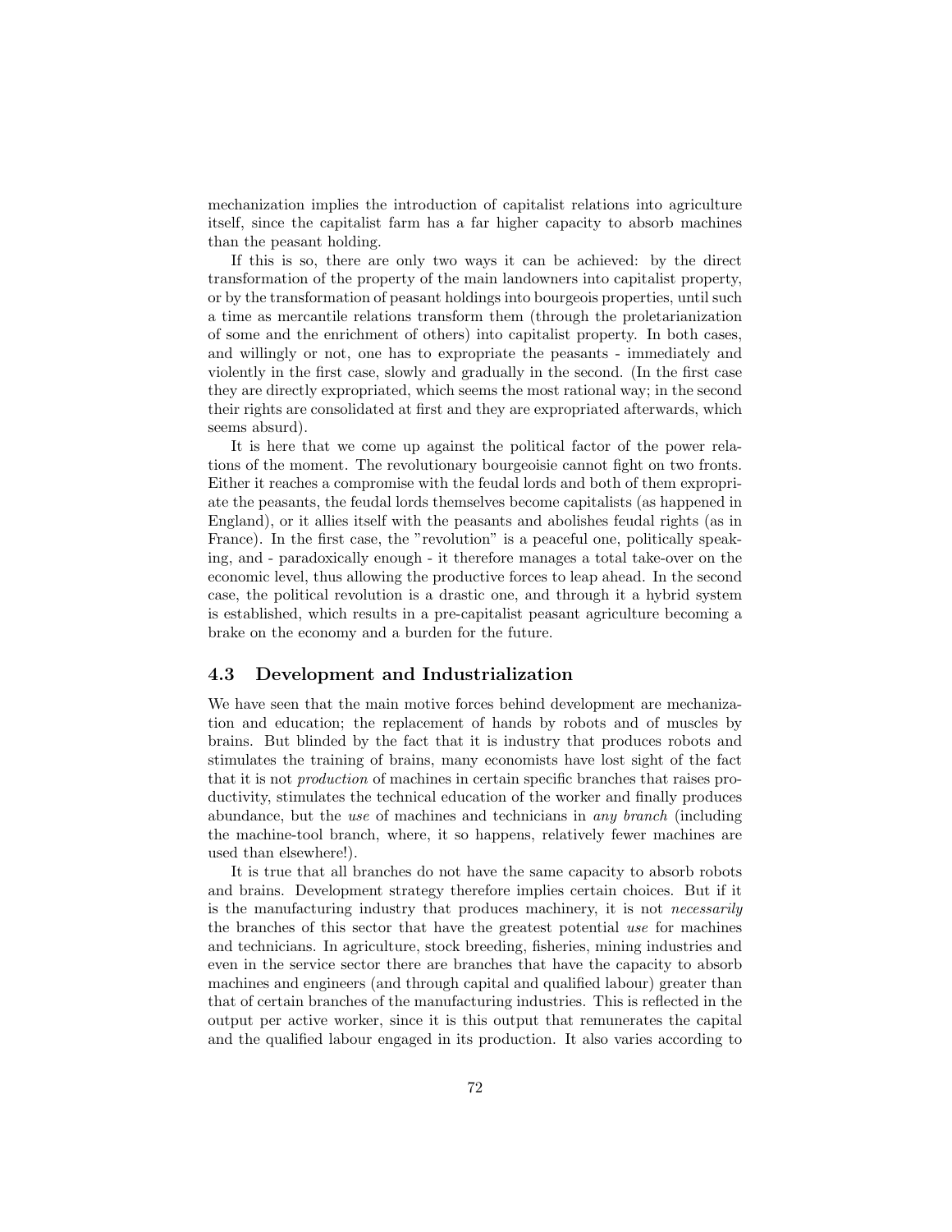mechanization implies the introduction of capitalist relations into agriculture itself, since the capitalist farm has a far higher capacity to absorb machines than the peasant holding.

If this is so, there are only two ways it can be achieved: by the direct transformation of the property of the main landowners into capitalist property, or by the transformation of peasant holdings into bourgeois properties, until such a time as mercantile relations transform them (through the proletarianization of some and the enrichment of others) into capitalist property. In both cases, and willingly or not, one has to expropriate the peasants - immediately and violently in the first case, slowly and gradually in the second. (In the first case they are directly expropriated, which seems the most rational way; in the second their rights are consolidated at first and they are expropriated afterwards, which seems absurd).

It is here that we come up against the political factor of the power relations of the moment. The revolutionary bourgeoisie cannot fight on two fronts. Either it reaches a compromise with the feudal lords and both of them expropriate the peasants, the feudal lords themselves become capitalists (as happened in England), or it allies itself with the peasants and abolishes feudal rights (as in France). In the first case, the "revolution" is a peaceful one, politically speaking, and - paradoxically enough - it therefore manages a total take-over on the economic level, thus allowing the productive forces to leap ahead. In the second case, the political revolution is a drastic one, and through it a hybrid system is established, which results in a pre-capitalist peasant agriculture becoming a brake on the economy and a burden for the future.

## 4.3 Development and Industrialization

We have seen that the main motive forces behind development are mechanization and education; the replacement of hands by robots and of muscles by brains. But blinded by the fact that it is industry that produces robots and stimulates the training of brains, many economists have lost sight of the fact that it is not *production* of machines in certain specific branches that raises productivity, stimulates the technical education of the worker and finally produces abundance, but the *use* of machines and technicians in *any branch* (including the machine-tool branch, where, it so happens, relatively fewer machines are used than elsewhere!).

It is true that all branches do not have the same capacity to absorb robots and brains. Development strategy therefore implies certain choices. But if it is the manufacturing industry that produces machinery, it is not *necessarily* the branches of this sector that have the greatest potential *use* for machines and technicians. In agriculture, stock breeding, fisheries, mining industries and even in the service sector there are branches that have the capacity to absorb machines and engineers (and through capital and qualified labour) greater than that of certain branches of the manufacturing industries. This is reflected in the output per active worker, since it is this output that remunerates the capital and the qualified labour engaged in its production. It also varies according to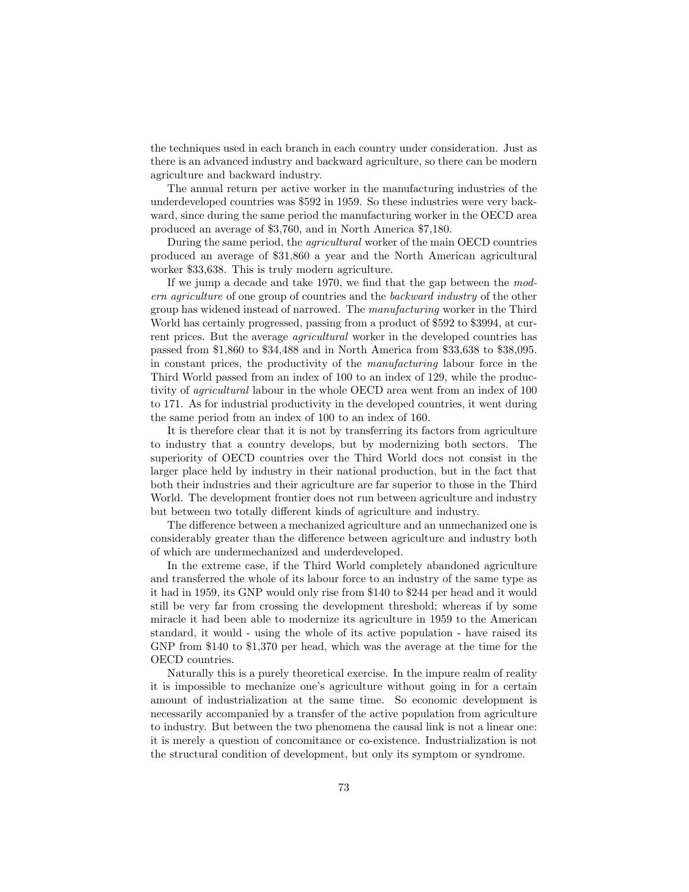the techniques used in each branch in each country under consideration. Just as there is an advanced industry and backward agriculture, so there can be modern agriculture and backward industry.

The annual return per active worker in the manufacturing industries of the underdeveloped countries was $592 in 1959. So these industries were very backward, since during the same period the manufacturing worker in the OECD area produced an average of $3,760, and in North America $7,180.

During the same period, the *agricultural* worker of the main OECD countries produced an average of $31,860 a year and the North American agricultural worker $33,638. This is truly modern agriculture.

If we jump a decade and take 1970, we find that the gap between the *modern agriculture* of one group of countries and the *backward industry* of the other group has widened instead of narrowed. The *manufacturing* worker in the Third World has certainly progressed, passing from a product of $592 to $3994, at current prices. But the average *agricultural* worker in the developed countries has passed from $1,860 to $34,488 and in North America from $33,638 to $38,095. in constant prices, the productivity of the *manufacturing* labour force in the Third World passed from an index of 100 to an index of 129, while the productivity of *agricultural* labour in the whole OECD area went from an index of 100 to 171. As for industrial productivity in the developed countries, it went during the same period from an index of 100 to an index of 160.

It is therefore clear that it is not by transferring its factors from agriculture to industry that a country develops, but by modernizing both sectors. The superiority of OECD countries over the Third World docs not consist in the larger place held by industry in their national production, but in the fact that both their industries and their agriculture are far superior to those in the Third World. The development frontier does not run between agriculture and industry but between two totally different kinds of agriculture and industry.

The difference between a mechanized agriculture and an unmechanized one is considerably greater than the difference between agriculture and industry both of which are undermechanized and underdeveloped.

In the extreme case, if the Third World completely abandoned agriculture and transferred the whole of its labour force to an industry of the same type as it had in 1959, its GNP would only rise from $140 to $244 per head and it would still be very far from crossing the development threshold; whereas if by some miracle it had been able to modernize its agriculture in 1959 to the American standard, it would - using the whole of its active population - have raised its GNP from $140 to $1,370 per head, which was the average at the time for the OECD countries.

Naturally this is a purely theoretical exercise. In the impure realm of reality it is impossible to mechanize one's agriculture without going in for a certain amount of industrialization at the same time. So economic development is necessarily accompanied by a transfer of the active population from agriculture to industry. But between the two phenomena the causal link is not a linear one: it is merely a question of concomitance or co-existence. Industrialization is not the structural condition of development, but only its symptom or syndrome.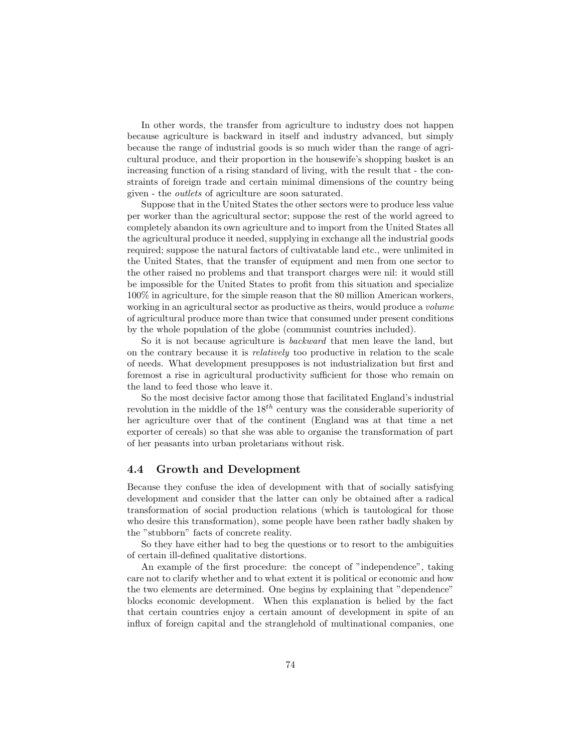In other words, the transfer from agriculture to industry does not happen because agriculture is backward in itself and industry advanced, but simply because the range of industrial goods is so much wider than the range of agricultural produce, and their proportion in the housewife's shopping basket is an increasing function of a rising standard of living, with the result that - the constraints of foreign trade and certain minimal dimensions of the country being given - the *outlets* of agriculture are soon saturated.

Suppose that in the United States the other sectors were to produce less value per worker than the agricultural sector; suppose the rest of the world agreed to completely abandon its own agriculture and to import from the United States all the agricultural produce it needed, supplying in exchange all the industrial goods required; suppose the natural factors of cultivatable land etc., were unlimited in the United States, that the transfer of equipment and men from one sector to the other raised no problems and that transport charges were nil: it would still be impossible for the United States to profit from this situation and specialize 100% in agriculture, for the simple reason that the 80 million American workers, working in an agricultural sector as productive as theirs, would produce a *volume* of agricultural produce more than twice that consumed under present conditions by the whole population of the globe (communist countries included).

So it is not because agriculture is *backward* that men leave the land, but on the contrary because it is *relatively* too productive in relation to the scale of needs. What development presupposes is not industrialization but first and foremost a rise in agricultural productivity sufficient for those who remain on the land to feed those who leave it.

So the most decisive factor among those that facilitated England's industrial revolution in the middle of the $18^{th}$ century was the considerable superiority of her agriculture over that of the continent (England was at that time a net exporter of cereals) so that she was able to organise the transformation of part of her peasants into urban proletarians without risk.

## 4.4 Growth and Development

Because they confuse the idea of development with that of socially satisfying development and consider that the latter can only be obtained after a radical transformation of social production relations (which is tautological for those who desire this transformation), some people have been rather badly shaken by the "stubborn" facts of concrete reality.

So they have either had to beg the questions or to resort to the ambiguities of certain ill-defined qualitative distortions.

An example of the first procedure: the concept of "independence", taking care not to clarify whether and to what extent it is political or economic and how the two elements are determined. One begins by explaining that "dependence" blocks economic development. When this explanation is belied by the fact that certain countries enjoy a certain amount of development in spite of an influx of foreign capital and the stranglehold of multinational companies, one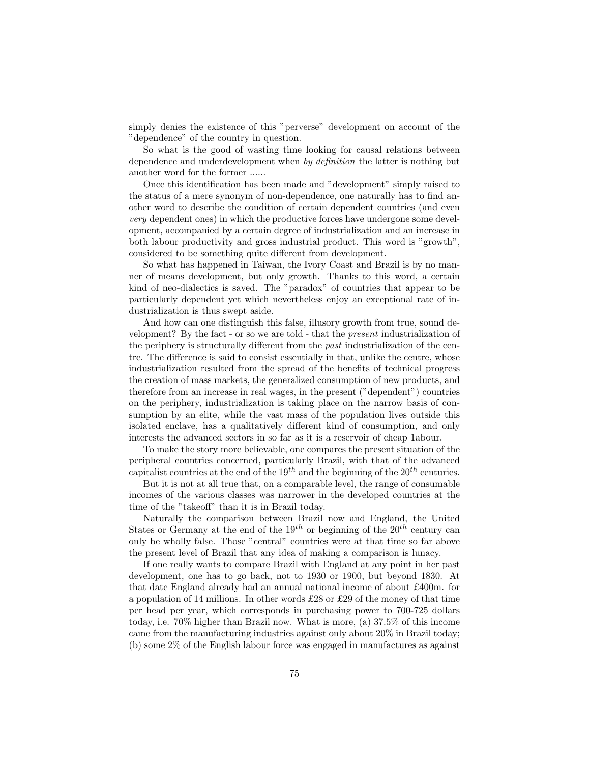simply denies the existence of this "perverse" development on account of the "dependence" of the country in question.

So what is the good of wasting time looking for causal relations between dependence and underdevelopment when *by definition* the latter is nothing but another word for the former ......

Once this identification has been made and "development" simply raised to the status of a mere synonym of non-dependence, one naturally has to find another word to describe the condition of certain dependent countries (and even *very* dependent ones) in which the productive forces have undergone some development, accompanied by a certain degree of industrialization and an increase in both labour productivity and gross industrial product. This word is "growth", considered to be something quite different from development.

So what has happened in Taiwan, the Ivory Coast and Brazil is by no manner of means development, but only growth. Thanks to this word, a certain kind of neo-dialectics is saved. The "paradox" of countries that appear to be particularly dependent yet which nevertheless enjoy an exceptional rate of industrialization is thus swept aside.

And how can one distinguish this false, illusory growth from true, sound development? By the fact - or so we are told - that the *present* industrialization of the periphery is structurally different from the *past* industrialization of the centre. The difference is said to consist essentially in that, unlike the centre, whose industrialization resulted from the spread of the benefits of technical progress the creation of mass markets, the generalized consumption of new products, and therefore from an increase in real wages, in the present ("dependent") countries on the periphery, industrialization is taking place on the narrow basis of consumption by an elite, while the vast mass of the population lives outside this isolated enclave, has a qualitatively different kind of consumption, and only interests the advanced sectors in so far as it is a reservoir of cheap 1abour.

To make the story more believable, one compares the present situation of the peripheral countries concerned, particularly Brazil, with that of the advanced capitalist countries at the end of the $19^{th}$ and the beginning of the $20^{th}$ centuries.

But it is not at all true that, on a comparable level, the range of consumable incomes of the various classes was narrower in the developed countries at the time of the "takeoff" than it is in Brazil today.

Naturally the comparison between Brazil now and England, the United States or Germany at the end of the $19^{th}$ or beginning of the $20^{th}$ century can only be wholly false. Those "central" countries were at that time so far above the present level of Brazil that any idea of making a comparison is lunacy.

If one really wants to compare Brazil with England at any point in her past development, one has to go back, not to 1930 or 1900, but beyond 1830. At that date England already had an annual national income of about £400m. for a population of 14 millions. In other words £28 or £29 of the money of that time per head per year, which corresponds in purchasing power to 700-725 dollars today, i.e. 70% higher than Brazil now. What is more, (a) 37.5% of this income came from the manufacturing industries against only about 20% in Brazil today; (b) some 2% of the English labour force was engaged in manufactures as against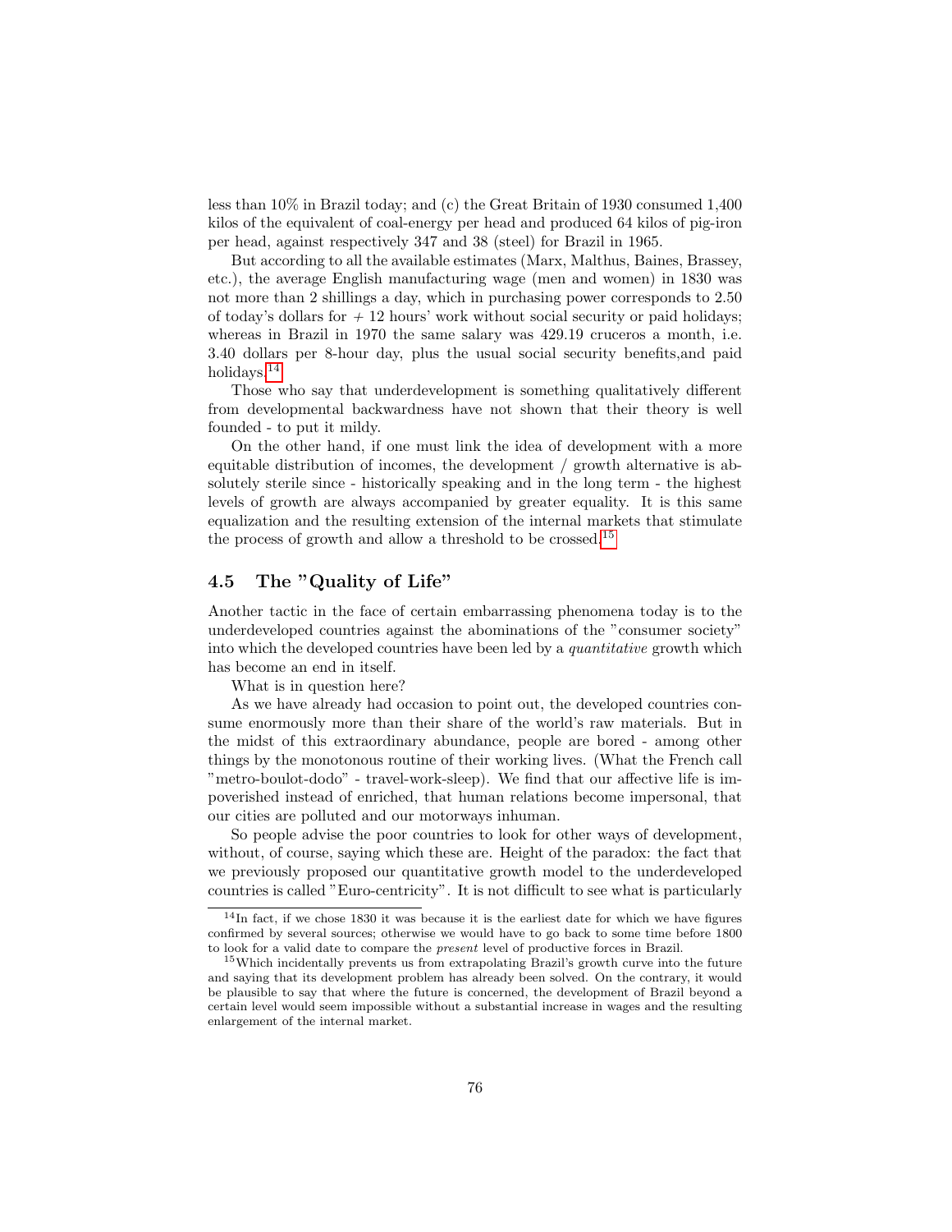less than 10% in Brazil today; and (c) the Great Britain of 1930 consumed 1,400 kilos of the equivalent of coal-energy per head and produced 64 kilos of pig-iron per head, against respectively 347 and 38 (steel) for Brazil in 1965.

But according to all the available estimates (Marx, Malthus, Baines, Brassey, etc.), the average English manufacturing wage (men and women) in 1830 was not more than 2 shillings a day, which in purchasing power corresponds to 2.50 of today's dollars for + 12 hours' work without social security or paid holidays; whereas in Brazil in 1970 the same salary was 429.19 cruceros a month, i.e. 3.40 dollars per 8-hour day, plus the usual social security benefits,and paid holidays.[14]

Those who say that underdevelopment is something qualitatively different from developmental backwardness have not shown that their theory is well founded - to put it mildy.

On the other hand, if one must link the idea of development with a more equitable distribution of incomes, the development / growth alternative is absolutely sterile since - historically speaking and in the long term - the highest levels of growth are always accompanied by greater equality. It is this same equalization and the resulting extension of the internal markets that stimulate the process of growth and allow a threshold to be crossed.[15]

### 4.5 The "Quality of Life"

Another tactic in the face of certain embarrassing phenomena today is to the underdeveloped countries against the abominations of the "consumer society" into which the developed countries have been led by a *quantitative* growth which has become an end in itself.

What is in question here?

As we have already had occasion to point out, the developed countries consume enormously more than their share of the world's raw materials. But in the midst of this extraordinary abundance, people are bored - among other things by the monotonous routine of their working lives. (What the French call "metro-boulot-dodo" - travel-work-sleep). We find that our affective life is impoverished instead of enriched, that human relations become impersonal, that our cities are polluted and our motorways inhuman.

So people advise the poor countries to look for other ways of development, without, of course, saying which these are. Height of the paradox: the fact that we previously proposed our quantitative growth model to the underdeveloped countries is called "Euro-centricity". It is not difficult to see what is particularly

---

[14] In fact, if we chose 1830 it was because it is the earliest date for which we have figures confirmed by several sources; otherwise we would have to go back to some time before 1800 to look for a valid date to compare the *present* level of productive forces in Brazil.

[15] Which incidentally prevents us from extrapolating Brazil's growth curve into the future and saying that its development problem has already been solved. On the contrary, it would be plausible to say that where the future is concerned, the development of Brazil beyond a certain level would seem impossible without a substantial increase in wages and the resulting enlargement of the internal market.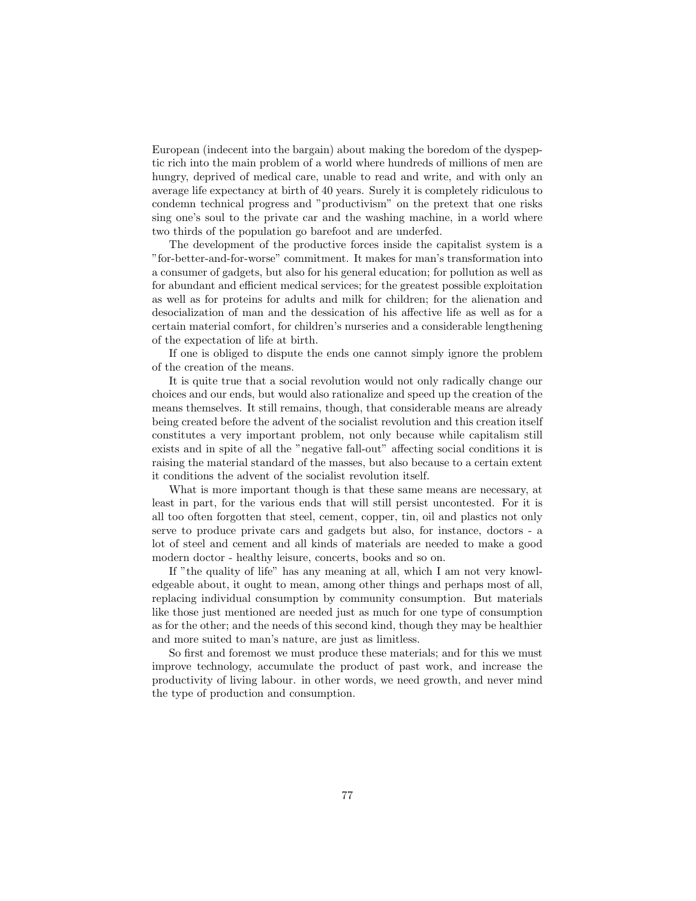European (indecent into the bargain) about making the boredom of the dyspeptic rich into the main problem of a world where hundreds of millions of men are hungry, deprived of medical care, unable to read and write, and with only an average life expectancy at birth of 40 years. Surely it is completely ridiculous to condemn technical progress and "productivism" on the pretext that one risks sing one's soul to the private car and the washing machine, in a world where two thirds of the population go barefoot and are underfed.

The development of the productive forces inside the capitalist system is a "for-better-and-for-worse" commitment. It makes for man's transformation into a consumer of gadgets, but also for his general education; for pollution as well as for abundant and efficient medical services; for the greatest possible exploitation as well as for proteins for adults and milk for children; for the alienation and desocialization of man and the dessication of his affective life as well as for a certain material comfort, for children's nurseries and a considerable lengthening of the expectation of life at birth.

If one is obliged to dispute the ends one cannot simply ignore the problem of the creation of the means.

It is quite true that a social revolution would not only radically change our choices and our ends, but would also rationalize and speed up the creation of the means themselves. It still remains, though, that considerable means are already being created before the advent of the socialist revolution and this creation itself constitutes a very important problem, not only because while capitalism still exists and in spite of all the "negative fall-out" affecting social conditions it is raising the material standard of the masses, but also because to a certain extent it conditions the advent of the socialist revolution itself.

What is more important though is that these same means are necessary, at least in part, for the various ends that will still persist uncontested. For it is all too often forgotten that steel, cement, copper, tin, oil and plastics not only serve to produce private cars and gadgets but also, for instance, doctors - a lot of steel and cement and all kinds of materials are needed to make a good modern doctor - healthy leisure, concerts, books and so on.

If "the quality of life" has any meaning at all, which I am not very knowledgeable about, it ought to mean, among other things and perhaps most of all, replacing individual consumption by community consumption. But materials like those just mentioned are needed just as much for one type of consumption as for the other; and the needs of this second kind, though they may be healthier and more suited to man's nature, are just as limitless.

So first and foremost we must produce these materials; and for this we must improve technology, accumulate the product of past work, and increase the productivity of living labour. in other words, we need growth, and never mind the type of production and consumption.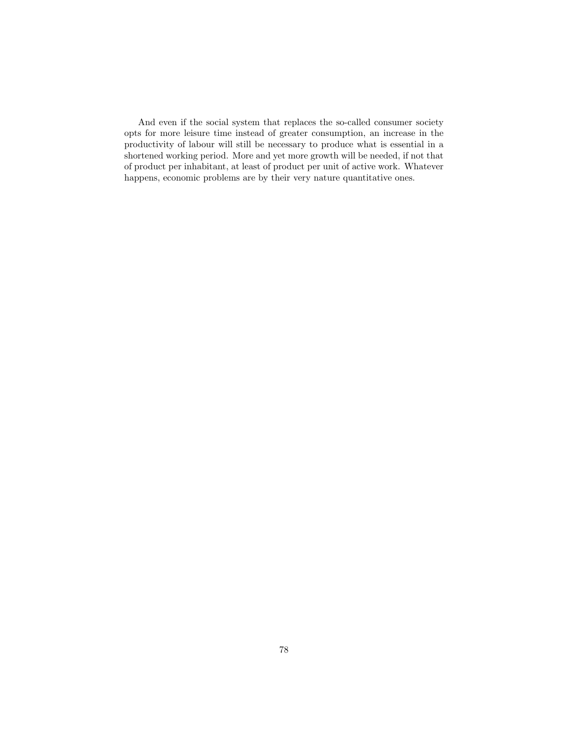And even if the social system that replaces the so-called consumer society opts for more leisure time instead of greater consumption, an increase in the productivity of labour will still be necessary to produce what is essential in a shortened working period. More and yet more growth will be needed, if not that of product per inhabitant, at least of product per unit of active work. Whatever happens, economic problems are by their very nature quantitative ones.